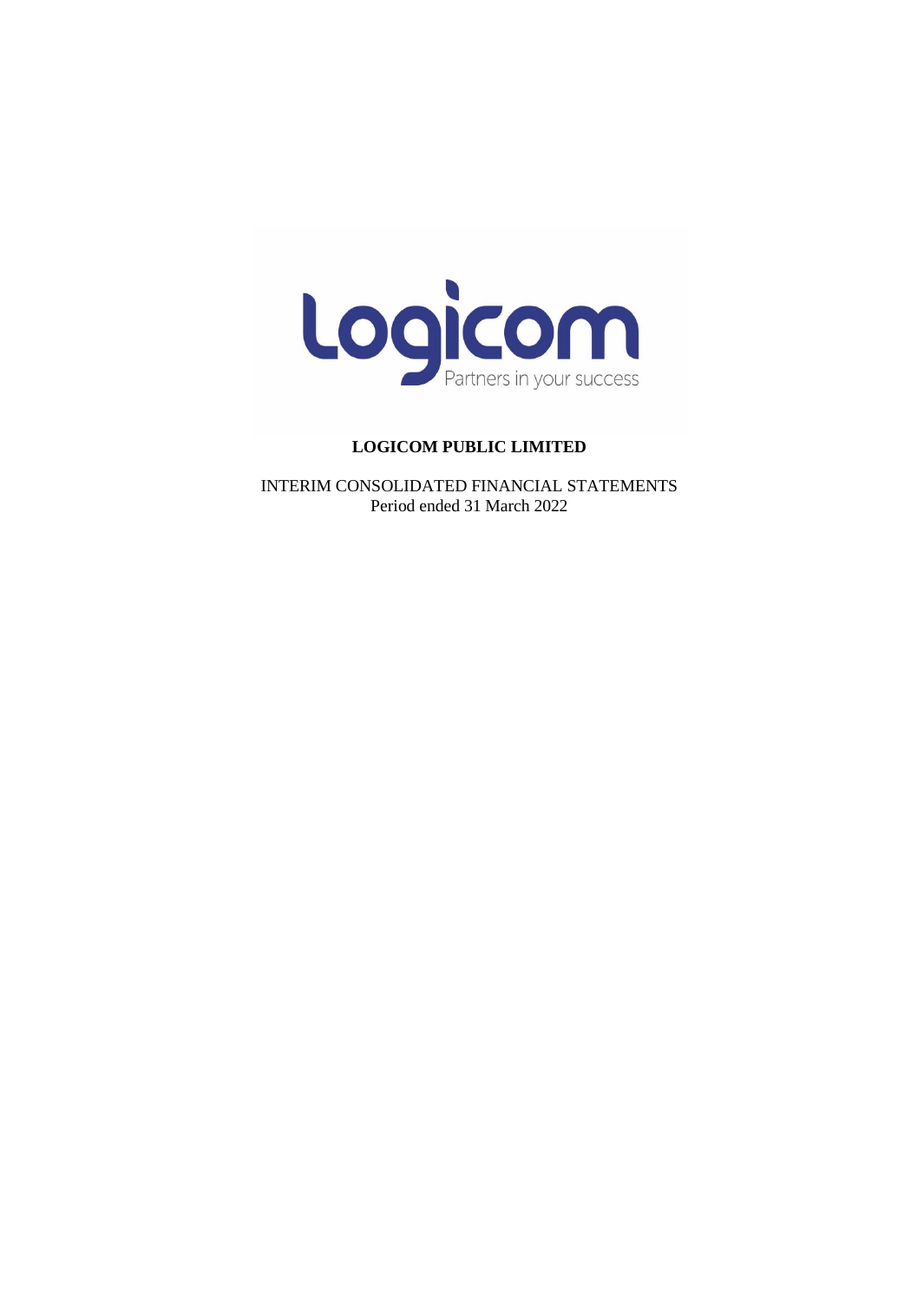Logicom

Partners in your success

**LOGICOM PUBLIC LIMITED**

INTERIM CONSOLIDATED FINANCIAL STATEMENTS

Period ended 31 March 2022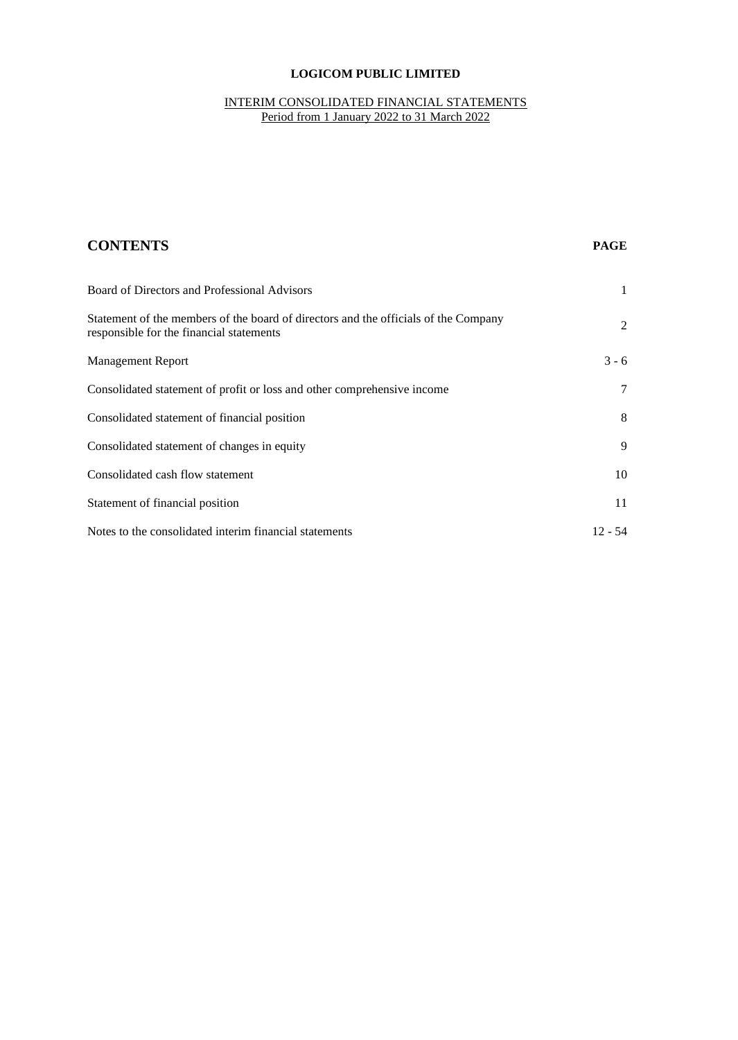**LOGICOM PUBLIC LIMITED**

INTERIM CONSOLIDATED FINANCIAL STATEMENTS
Period from 1 January 2022 to 31 March 2022

## CONTENTS

| CONTENTS | PAGE |
| --- | --- |
| Board of Directors and Professional Advisors | 1 |
| Statement of the members of the board of directors and the officials of the Company responsible for the financial statements | 2 |
| Management Report | 3 - 6 |
| Consolidated statement of profit or loss and other comprehensive income | 7 |
| Consolidated statement of financial position | 8 |
| Consolidated statement of changes in equity | 9 |
| Consolidated cash flow statement | 10 |
| Statement of financial position | 11 |
| Notes to the consolidated interim financial statements | 12 - 54 |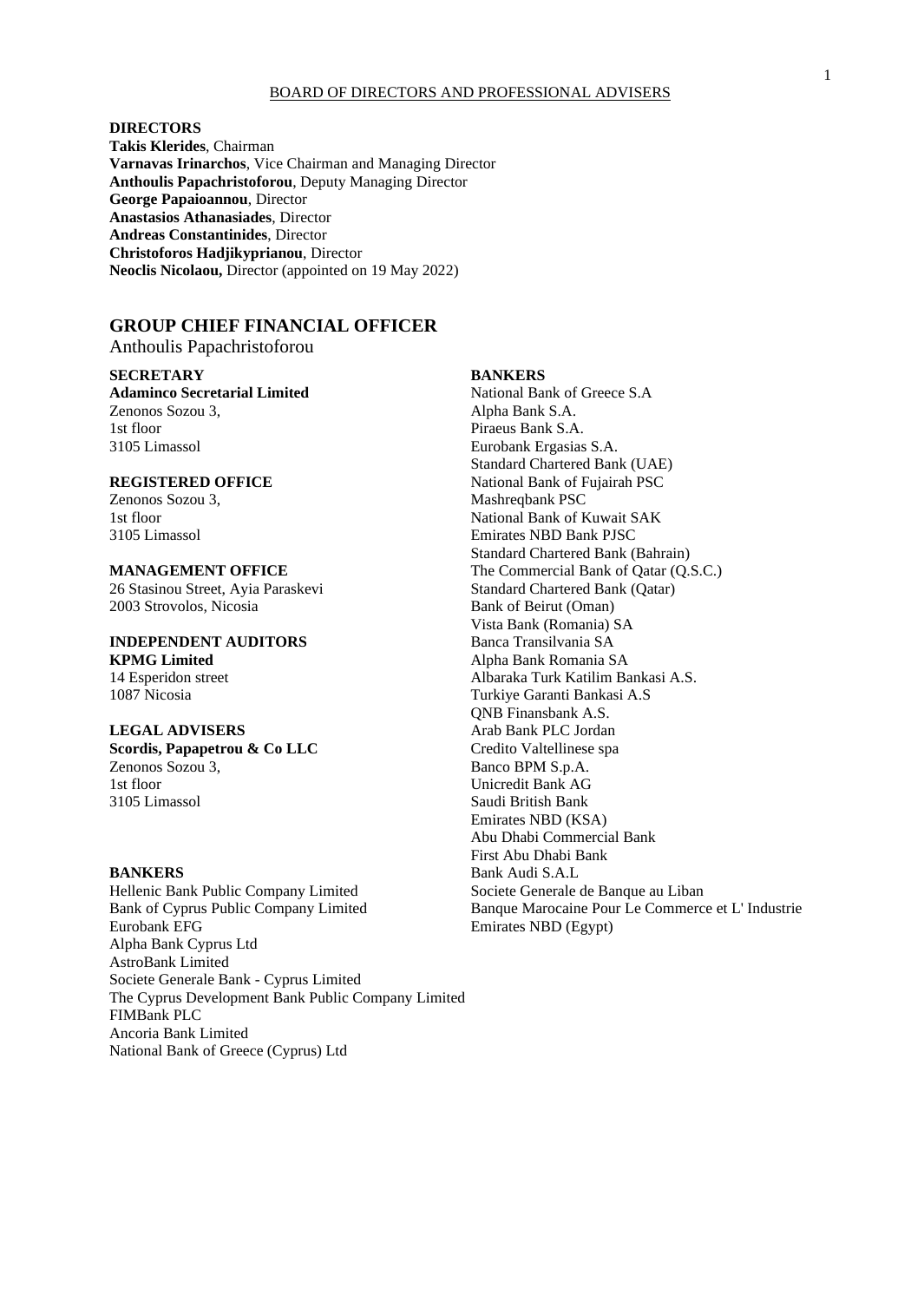## BOARD OF DIRECTORS AND PROFESSIONAL ADVISERS

**DIRECTORS**

**Takis Klerides**, Chairman
**Varnavas Irinarchos**, Vice Chairman and Managing Director
**Anthoulis Papachristoforou**, Deputy Managing Director
**George Papaioannou**, Director
**Anastasios Athanasiades**, Director
**Andreas Constantinides**, Director
**Christoforos Hadjikyprianou**, Director
**Neoclis Nicolaou,** Director (appointed on 19 May 2022)

## GROUP CHIEF FINANCIAL OFFICER

Anthoulis Papachristoforou

**SECRETARY**
**Adaminco Secretarial Limited**
Zenonos Sozou 3,
1st floor
3105 Limassol

**REGISTERED OFFICE**
Zenonos Sozou 3,
1st floor
3105 Limassol

**MANAGEMENT OFFICE**
26 Stasinou Street, Ayia Paraskevi
2003 Strovolos, Nicosia

**INDEPENDENT AUDITORS**
**KPMG Limited**
14 Esperidon street
1087 Nicosia

**LEGAL ADVISERS**
**Scordis, Papapetrou & Co LLC**
Zenonos Sozou 3,
1st floor
3105 Limassol

**BANKERS**
Hellenic Bank Public Company Limited
Bank of Cyprus Public Company Limited
Eurobank EFG
Alpha Bank Cyprus Ltd
AstroBank Limited
Societe Generale Bank - Cyprus Limited
The Cyprus Development Bank Public Company Limited
FIMBank PLC
Ancoria Bank Limited
National Bank of Greece (Cyprus) Ltd

**BANKERS**
National Bank of Greece S.A
Alpha Bank S.A.
Piraeus Bank S.A.
Eurobank Ergasias S.A.
Standard Chartered Bank (UAE)
National Bank of Fujairah PSC
Mashreqbank PSC
National Bank of Kuwait SAK
Emirates NBD Bank PJSC
Standard Chartered Bank (Bahrain)
The Commercial Bank of Qatar (Q.S.C.)
Standard Chartered Bank (Qatar)
Bank of Beirut (Oman)
Vista Bank (Romania) SA
Banca Transilvania SA
Alpha Bank Romania SA
Albaraka Turk Katilim Bankasi A.S.
Turkiye Garanti Bankasi A.S
QNB Finansbank A.S.
Arab Bank PLC Jordan
Credito Valtellinese spa
Banco BPM S.p.A.
Unicredit Bank AG
Saudi British Bank
Emirates NBD (KSA)
Abu Dhabi Commercial Bank
First Abu Dhabi Bank
Bank Audi S.A.L
Societe Generale de Banque au Liban
Banque Marocaine Pour Le Commerce et L' Industrie
Emirates NBD (Egypt)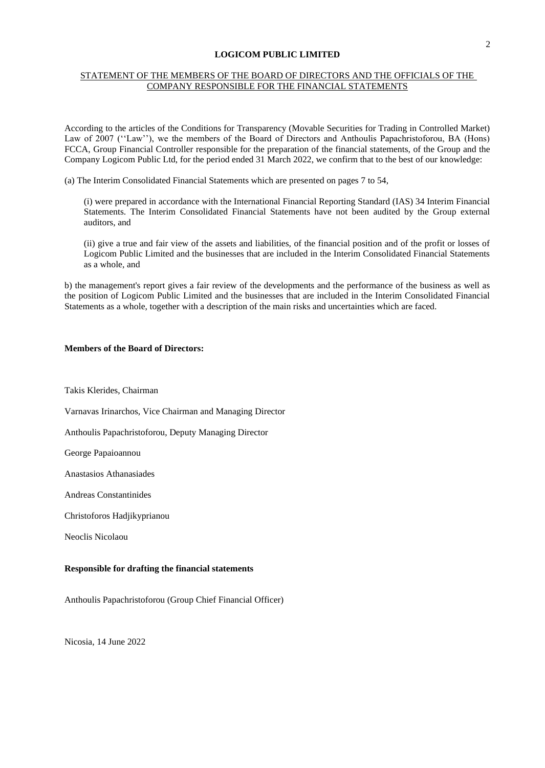**LOGICOM PUBLIC LIMITED**

STATEMENT OF THE MEMBERS OF THE BOARD OF DIRECTORS AND THE OFFICIALS OF THE COMPANY RESPONSIBLE FOR THE FINANCIAL STATEMENTS

According to the articles of the Conditions for Transparency (Movable Securities for Trading in Controlled Market) Law of 2007 (''Law''), we the members of the Board of Directors and Anthoulis Papachristoforou, BA (Hons) FCCA, Group Financial Controller responsible for the preparation of the financial statements, of the Group and the Company Logicom Public Ltd, for the period ended 31 March 2022, we confirm that to the best of our knowledge:

(a) The Interim Consolidated Financial Statements which are presented on pages 7 to 54,

(i) were prepared in accordance with the International Financial Reporting Standard (IAS) 34 Interim Financial Statements. The Interim Consolidated Financial Statements have not been audited by the Group external auditors, and

(ii) give a true and fair view of the assets and liabilities, of the financial position and of the profit or losses of Logicom Public Limited and the businesses that are included in the Interim Consolidated Financial Statements as a whole, and

b) the management's report gives a fair review of the developments and the performance of the business as well as the position of Logicom Public Limited and the businesses that are included in the Interim Consolidated Financial Statements as a whole, together with a description of the main risks and uncertainties which are faced.

**Members of the Board of Directors:**

Takis Klerides, Chairman

Varnavas Irinarchos, Vice Chairman and Managing Director

Anthoulis Papachristoforou, Deputy Managing Director

George Papaioannou

Anastasios Athanasiades

Andreas Constantinides

Christoforos Hadjikyprianou

Neoclis Nicolaou

**Responsible for drafting the financial statements**

Anthoulis Papachristoforou (Group Chief Financial Officer)

Nicosia, 14 June 2022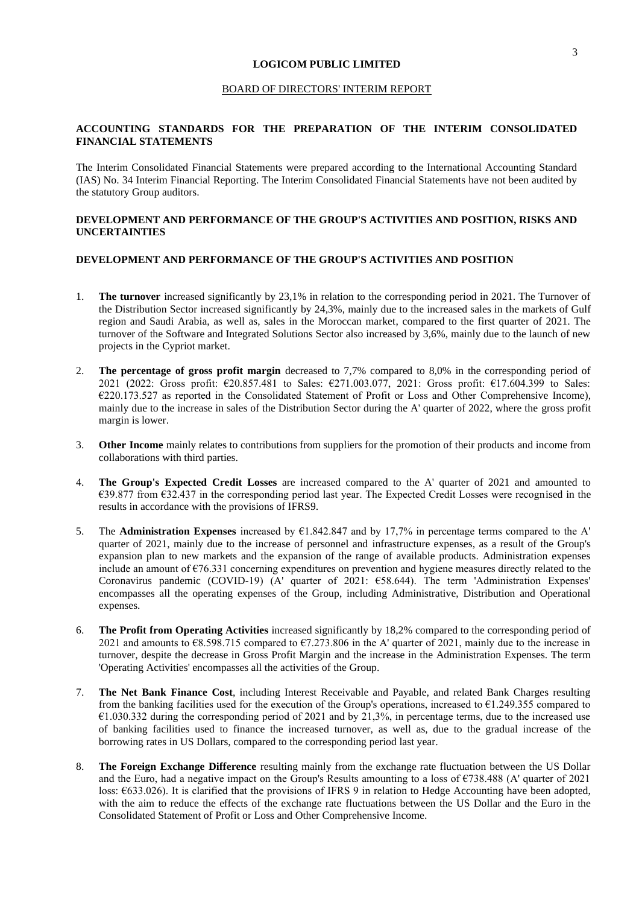**LOGICOM PUBLIC LIMITED**

BOARD OF DIRECTORS' INTERIM REPORT

## ACCOUNTING STANDARDS FOR THE PREPARATION OF THE INTERIM CONSOLIDATED FINANCIAL STATEMENTS

The Interim Consolidated Financial Statements were prepared according to the International Accounting Standard (IAS) No. 34 Interim Financial Reporting. The Interim Consolidated Financial Statements have not been audited by the statutory Group auditors.

## DEVELOPMENT AND PERFORMANCE OF THE GROUP'S ACTIVITIES AND POSITION, RISKS AND UNCERTAINTIES

## DEVELOPMENT AND PERFORMANCE OF THE GROUP'S ACTIVITIES AND POSITION

1. **The turnover** increased significantly by 23,1% in relation to the corresponding period in 2021. The Turnover of the Distribution Sector increased significantly by 24,3%, mainly due to the increased sales in the markets of Gulf region and Saudi Arabia, as well as, sales in the Moroccan market, compared to the first quarter of 2021. The turnover of the Software and Integrated Solutions Sector also increased by 3,6%, mainly due to the launch of new projects in the Cypriot market.

2. **The percentage of gross profit margin** decreased to 7,7% compared to 8,0% in the corresponding period of 2021 (2022: Gross profit: €20.857.481 to Sales: €271.003.077, 2021: Gross profit: €17.604.399 to Sales: €220.173.527 as reported in the Consolidated Statement of Profit or Loss and Other Comprehensive Income), mainly due to the increase in sales of the Distribution Sector during the A' quarter of 2022, where the gross profit margin is lower.

3. **Other Income** mainly relates to contributions from suppliers for the promotion of their products and income from collaborations with third parties.

4. **The Group's Expected Credit Losses** are increased compared to the A' quarter of 2021 and amounted to €39.877 from €32.437 in the corresponding period last year. The Expected Credit Losses were recognised in the results in accordance with the provisions of IFRS9.

5. The **Administration Expenses** increased by €1.842.847 and by 17,7% in percentage terms compared to the A' quarter of 2021, mainly due to the increase of personnel and infrastructure expenses, as a result of the Group's expansion plan to new markets and the expansion of the range of available products. Administration expenses include an amount of €76.331 concerning expenditures on prevention and hygiene measures directly related to the Coronavirus pandemic (COVID-19) (A' quarter of 2021: €58.644). The term 'Administration Expenses' encompasses all the operating expenses of the Group, including Administrative, Distribution and Operational expenses.

6. **The Profit from Operating Activities** increased significantly by 18,2% compared to the corresponding period of 2021 and amounts to €8.598.715 compared to €7.273.806 in the A' quarter of 2021, mainly due to the increase in turnover, despite the decrease in Gross Profit Margin and the increase in the Administration Expenses. The term 'Operating Activities' encompasses all the activities of the Group.

7. **The Net Bank Finance Cost**, including Interest Receivable and Payable, and related Bank Charges resulting from the banking facilities used for the execution of the Group's operations, increased to €1.249.355 compared to €1.030.332 during the corresponding period of 2021 and by 21,3%, in percentage terms, due to the increased use of banking facilities used to finance the increased turnover, as well as, due to the gradual increase of the borrowing rates in US Dollars, compared to the corresponding period last year.

8. **The Foreign Exchange Difference** resulting mainly from the exchange rate fluctuation between the US Dollar and the Euro, had a negative impact on the Group's Results amounting to a loss of €738.488 (A' quarter of 2021 loss: €633.026). It is clarified that the provisions of IFRS 9 in relation to Hedge Accounting have been adopted, with the aim to reduce the effects of the exchange rate fluctuations between the US Dollar and the Euro in the Consolidated Statement of Profit or Loss and Other Comprehensive Income.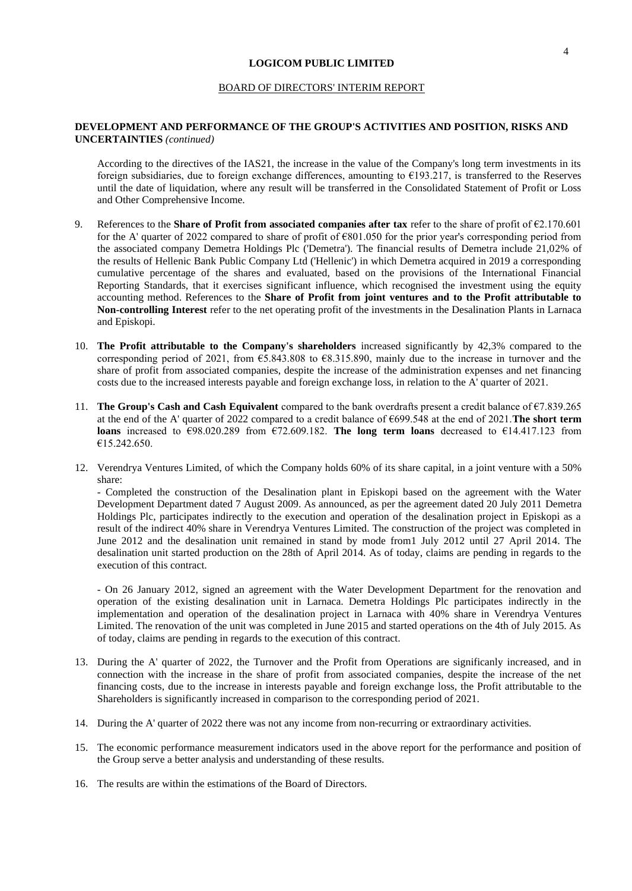**LOGICOM PUBLIC LIMITED**

BOARD OF DIRECTORS' INTERIM REPORT

**DEVELOPMENT AND PERFORMANCE OF THE GROUP'S ACTIVITIES AND POSITION, RISKS AND UNCERTAINTIES** *(continued)*

According to the directives of the IAS21, the increase in the value of the Company's long term investments in its foreign subsidiaries, due to foreign exchange differences, amounting to €193.217, is transferred to the Reserves until the date of liquidation, where any result will be transferred in the Consolidated Statement of Profit or Loss and Other Comprehensive Income.

9. References to the **Share of Profit from associated companies after tax** refer to the share of profit of €2.170.601 for the A' quarter of 2022 compared to share of profit of €801.050 for the prior year's corresponding period from the associated company Demetra Holdings Plc ('Demetra'). The financial results of Demetra include 21,02% of the results of Hellenic Bank Public Company Ltd ('Hellenic') in which Demetra acquired in 2019 a corresponding cumulative percentage of the shares and evaluated, based on the provisions of the International Financial Reporting Standards, that it exercises significant influence, which recognised the investment using the equity accounting method. References to the **Share of Profit from joint ventures and to the Profit attributable to Non-controlling Interest** refer to the net operating profit of the investments in the Desalination Plants in Larnaca and Episkopi.

10. **The Profit attributable to the Company's shareholders** increased significantly by 42,3% compared to the corresponding period of 2021, from €5.843.808 to €8.315.890, mainly due to the increase in turnover and the share of profit from associated companies, despite the increase of the administration expenses and net financing costs due to the increased interests payable and foreign exchange loss, in relation to the A' quarter of 2021.

11. **The Group's Cash and Cash Equivalent** compared to the bank overdrafts present a credit balance of €7.839.265 at the end of the A' quarter of 2022 compared to a credit balance of €699.548 at the end of 2021.**The short term loans** increased to €98.020.289 from €72.609.182. **The long term loans** decreased to €14.417.123 from €15.242.650.

12. Verendrya Ventures Limited, of which the Company holds 60% of its share capital, in a joint venture with a 50% share:

    - Completed the construction of the Desalination plant in Episkopi based on the agreement with the Water Development Department dated 7 August 2009. As announced, as per the agreement dated 20 July 2011 Demetra Holdings Plc, participates indirectly to the execution and operation of the desalination project in Episkopi as a result of the indirect 40% share in Verendrya Ventures Limited. The construction of the project was completed in June 2012 and the desalination unit remained in stand by mode from1 July 2012 until 27 April 2014. The desalination unit started production on the 28th of April 2014. As of today, claims are pending in regards to the execution of this contract.

    - On 26 January 2012, signed an agreement with the Water Development Department for the renovation and operation of the existing desalination unit in Larnaca. Demetra Holdings Plc participates indirectly in the implementation and operation of the desalination project in Larnaca with 40% share in Verendrya Ventures Limited. The renovation of the unit was completed in June 2015 and started operations on the 4th of July 2015. As of today, claims are pending in regards to the execution of this contract.

13. During the A' quarter of 2022, the Turnover and the Profit from Operations are significanly increased, and in connection with the increase in the share of profit from associated companies, despite the increase of the net financing costs, due to the increase in interests payable and foreign exchange loss, the Profit attributable to the Shareholders is significantly increased in comparison to the corresponding period of 2021.

14. During the A' quarter of 2022 there was not any income from non-recurring or extraordinary activities.

15. The economic performance measurement indicators used in the above report for the performance and position of the Group serve a better analysis and understanding of these results.

16. The results are within the estimations of the Board of Directors.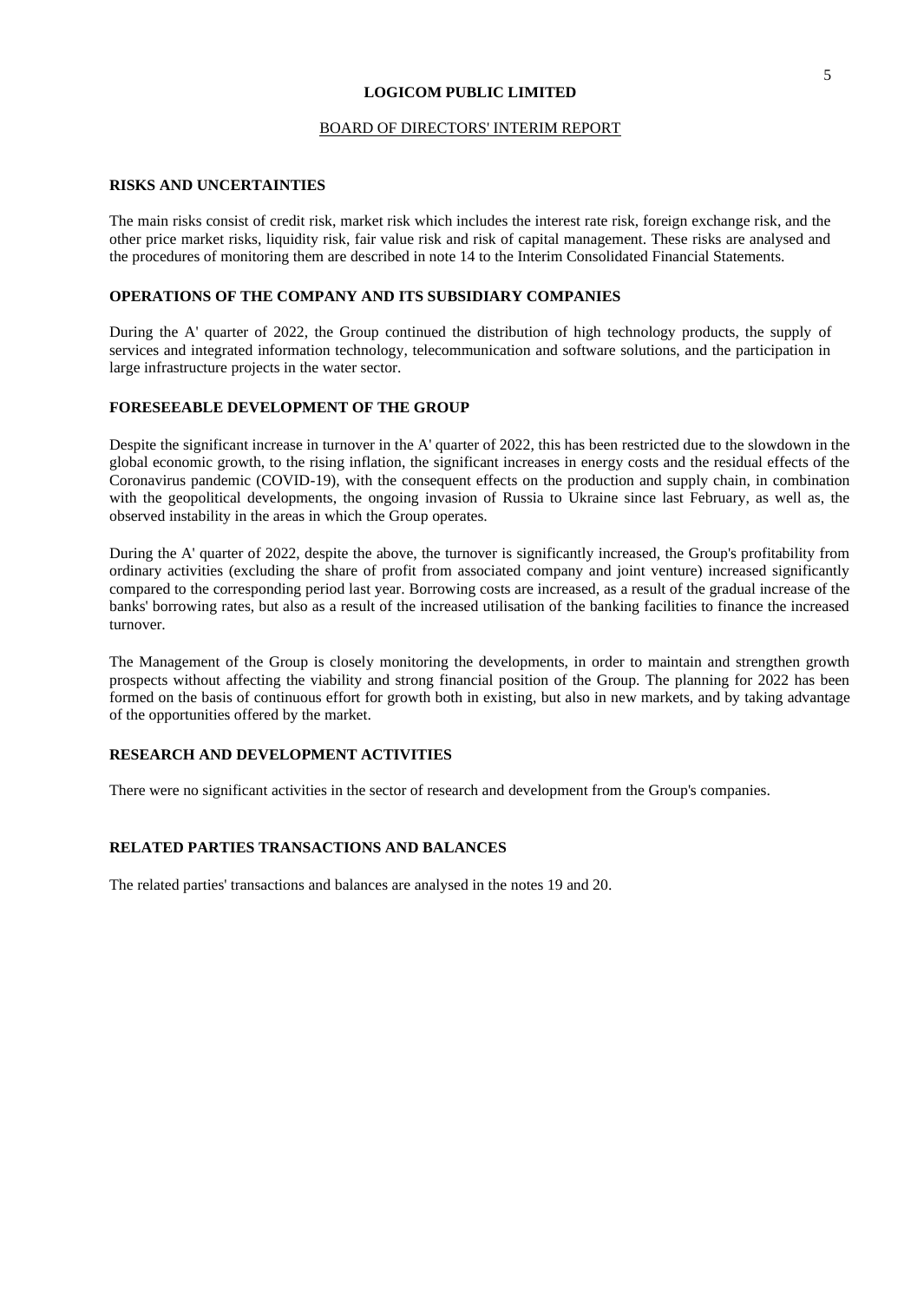**LOGICOM PUBLIC LIMITED**

BOARD OF DIRECTORS' INTERIM REPORT

## RISKS AND UNCERTAINTIES

The main risks consist of credit risk, market risk which includes the interest rate risk, foreign exchange risk, and the other price market risks, liquidity risk, fair value risk and risk of capital management. These risks are analysed and the procedures of monitoring them are described in note 14 to the Interim Consolidated Financial Statements.

## OPERATIONS OF THE COMPANY AND ITS SUBSIDIARY COMPANIES

During the A' quarter of 2022, the Group continued the distribution of high technology products, the supply of services and integrated information technology, telecommunication and software solutions, and the participation in large infrastructure projects in the water sector.

## FORESEEABLE DEVELOPMENT OF THE GROUP

Despite the significant increase in turnover in the A' quarter of 2022, this has been restricted due to the slowdown in the global economic growth, to the rising inflation, the significant increases in energy costs and the residual effects of the Coronavirus pandemic (COVID-19), with the consequent effects on the production and supply chain, in combination with the geopolitical developments, the ongoing invasion of Russia to Ukraine since last February, as well as, the observed instability in the areas in which the Group operates.

During the A' quarter of 2022, despite the above, the turnover is significantly increased, the Group's profitability from ordinary activities (excluding the share of profit from associated company and joint venture) increased significantly compared to the corresponding period last year. Borrowing costs are increased, as a result of the gradual increase of the banks' borrowing rates, but also as a result of the increased utilisation of the banking facilities to finance the increased turnover.

The Management of the Group is closely monitoring the developments, in order to maintain and strengthen growth prospects without affecting the viability and strong financial position of the Group. The planning for 2022 has been formed on the basis of continuous effort for growth both in existing, but also in new markets, and by taking advantage of the opportunities offered by the market.

## RESEARCH AND DEVELOPMENT ACTIVITIES

There were no significant activities in the sector of research and development from the Group's companies.

## RELATED PARTIES TRANSACTIONS AND BALANCES

The related parties' transactions and balances are analysed in the notes 19 and 20.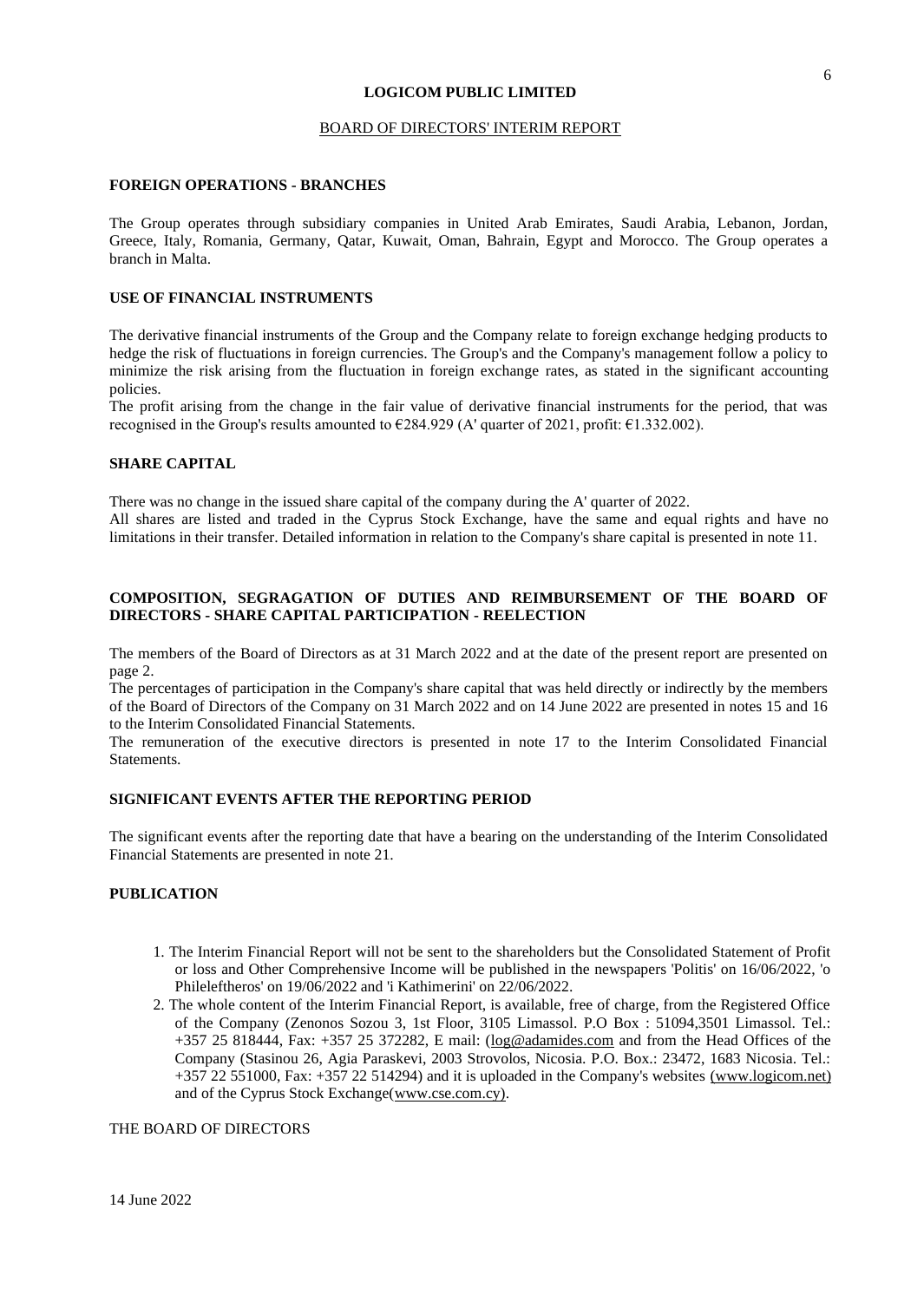**LOGICOM PUBLIC LIMITED**

BOARD OF DIRECTORS' INTERIM REPORT

## FOREIGN OPERATIONS - BRANCHES

The Group operates through subsidiary companies in United Arab Emirates, Saudi Arabia, Lebanon, Jordan, Greece, Italy, Romania, Germany, Qatar, Kuwait, Oman, Bahrain, Egypt and Morocco. The Group operates a branch in Malta.

## USE OF FINANCIAL INSTRUMENTS

The derivative financial instruments of the Group and the Company relate to foreign exchange hedging products to hedge the risk of fluctuations in foreign currencies. The Group's and the Company's management follow a policy to minimize the risk arising from the fluctuation in foreign exchange rates, as stated in the significant accounting policies.
The profit arising from the change in the fair value of derivative financial instruments for the period, that was recognised in the Group's results amounted to €284.929 (A' quarter of 2021, profit: €1.332.002).

## SHARE CAPITAL

There was no change in the issued share capital of the company during the A' quarter of 2022.
All shares are listed and traded in the Cyprus Stock Exchange, have the same and equal rights and have no limitations in their transfer. Detailed information in relation to the Company's share capital is presented in note 11.

## COMPOSITION, SEGRAGATION OF DUTIES AND REIMBURSEMENT OF THE BOARD OF DIRECTORS - SHARE CAPITAL PARTICIPATION - REELECTION

The members of the Board of Directors as at 31 March 2022 and at the date of the present report are presented on page 2.
The percentages of participation in the Company's share capital that was held directly or indirectly by the members of the Board of Directors of the Company on 31 March 2022 and on 14 June 2022 are presented in notes 15 and 16 to the Interim Consolidated Financial Statements.
The remuneration of the executive directors is presented in note 17 to the Interim Consolidated Financial Statements.

## SIGNIFICANT EVENTS AFTER THE REPORTING PERIOD

The significant events after the reporting date that have a bearing on the understanding of the Interim Consolidated Financial Statements are presented in note 21.

## PUBLICATION

1. The Interim Financial Report will not be sent to the shareholders but the Consolidated Statement of Profit or loss and Other Comprehensive Income will be published in the newspapers 'Politis' on 16/06/2022, 'o Phileleftheros' on 19/06/2022 and 'i Kathimerini' on 22/06/2022.
2. The whole content of the Interim Financial Report, is available, free of charge, from the Registered Office of the Company (Zenonos Sozou 3, 1st Floor, 3105 Limassol. P.O Box : 51094,3501 Limassol. Tel.: +357 25 818444, Fax: +357 25 372282, E mail: (log@adamides.com and from the Head Offices of the Company (Stasinou 26, Agia Paraskevi, 2003 Strovolos, Nicosia. P.O. Box.: 23472, 1683 Nicosia. Tel.: +357 22 551000, Fax: +357 22 514294) and it is uploaded in the Company's websites (www.logicom.net) and of the Cyprus Stock Exchange(www.cse.com.cy).

THE BOARD OF DIRECTORS

14 June 2022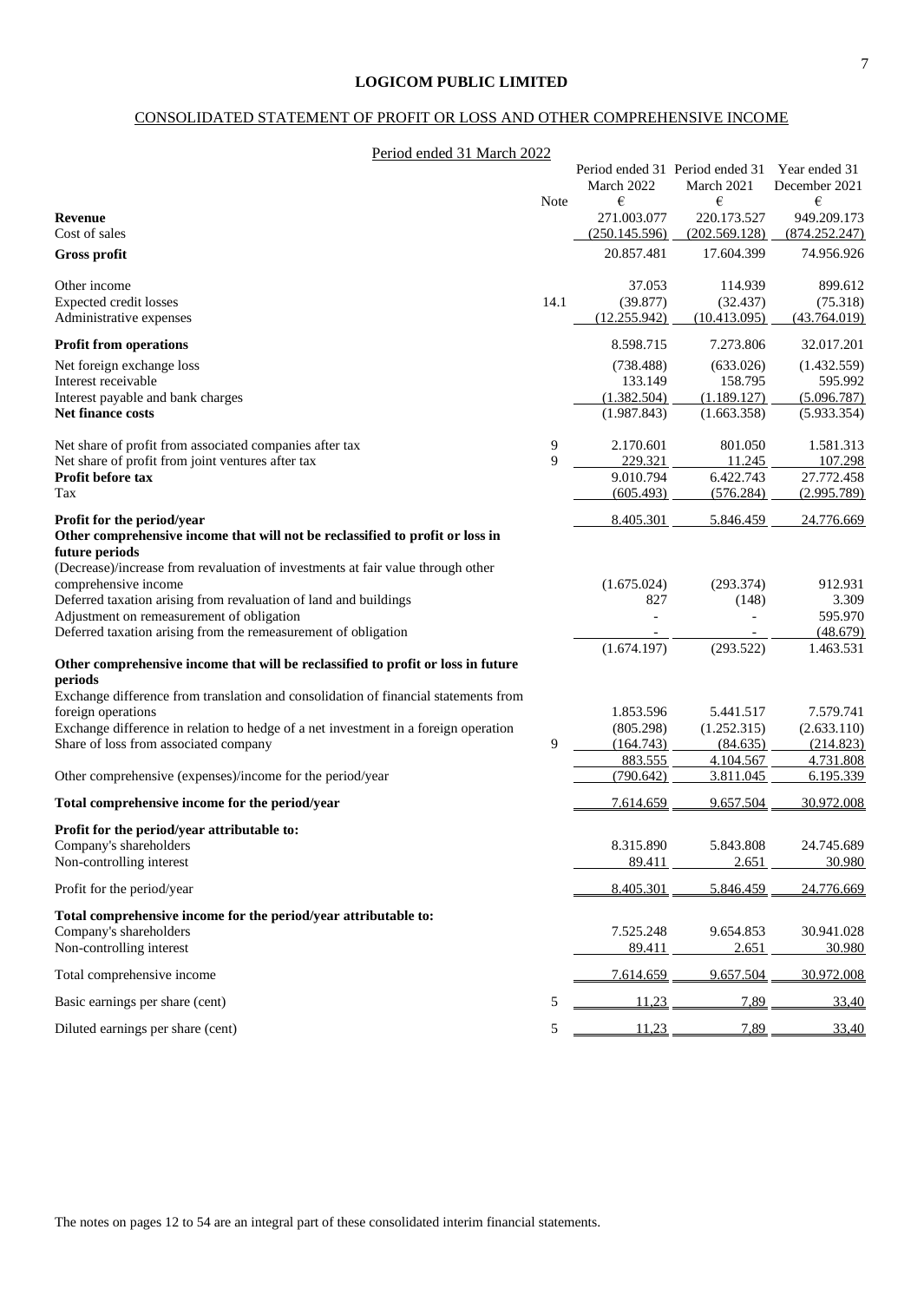# LOGICOM PUBLIC LIMITED

## CONSOLIDATED STATEMENT OF PROFIT OR LOSS AND OTHER COMPREHENSIVE INCOME

Period ended 31 March 2022

| | Note | Period ended 31 March 2022 € | Period ended 31 March 2021 € | Year ended 31 December 2021 € |
|---|---|---|---|---|
| **Revenue** | | 271.003.077 | 220.173.527 | 949.209.173 |
| Cost of sales | | (250.145.596) | (202.569.128) | (874.252.247) |
| **Gross profit** | | 20.857.481 | 17.604.399 | 74.956.926 |
| Other income | | 37.053 | 114.939 | 899.612 |
| Expected credit losses | 14.1 | (39.877) | (32.437) | (75.318) |
| Administrative expenses | | (12.255.942) | (10.413.095) | (43.764.019) |
| **Profit from operations** | | 8.598.715 | 7.273.806 | 32.017.201 |
| Net foreign exchange loss | | (738.488) | (633.026) | (1.432.559) |
| Interest receivable | | 133.149 | 158.795 | 595.992 |
| Interest payable and bank charges | | (1.382.504) | (1.189.127) | (5.096.787) |
| **Net finance costs** | | (1.987.843) | (1.663.358) | (5.933.354) |
| Net share of profit from associated companies after tax | 9 | 2.170.601 | 801.050 | 1.581.313 |
| Net share of profit from joint ventures after tax | 9 | 229.321 | 11.245 | 107.298 |
| **Profit before tax** | | 9.010.794 | 6.422.743 | 27.772.458 |
| Tax | | (605.493) | (576.284) | (2.995.789) |
| **Profit for the period/year** | | 8.405.301 | 5.846.459 | 24.776.669 |
| **Other comprehensive income that will not be reclassified to profit or loss in future periods** | | | | |
| (Decrease)/increase from revaluation of investments at fair value through other comprehensive income | | (1.675.024) | (293.374) | 912.931 |
| Deferred taxation arising from revaluation of land and buildings | | 827 | (148) | 3.309 |
| Adjustment on remeasurement of obligation | | - | - | 595.970 |
| Deferred taxation arising from the remeasurement of obligation | | - | - | (48.679) |
| | | (1.674.197) | (293.522) | 1.463.531 |
| **Other comprehensive income that will be reclassified to profit or loss in future periods** | | | | |
| Exchange difference from translation and consolidation of financial statements from foreign operations | | 1.853.596 | 5.441.517 | 7.579.741 |
| Exchange difference in relation to hedge of a net investment in a foreign operation | | (805.298) | (1.252.315) | (2.633.110) |
| Share of loss from associated company | 9 | (164.743) | (84.635) | (214.823) |
| | | 883.555 | 4.104.567 | 4.731.808 |
| Other comprehensive (expenses)/income for the period/year | | (790.642) | 3.811.045 | 6.195.339 |
| **Total comprehensive income for the period/year** | | 7.614.659 | 9.657.504 | 30.972.008 |
| **Profit for the period/year attributable to:** | | | | |
| Company's shareholders | | 8.315.890 | 5.843.808 | 24.745.689 |
| Non-controlling interest | | 89.411 | 2.651 | 30.980 |
| Profit for the period/year | | 8.405.301 | 5.846.459 | 24.776.669 |
| **Total comprehensive income for the period/year attributable to:** | | | | |
| Company's shareholders | | 7.525.248 | 9.654.853 | 30.941.028 |
| Non-controlling interest | | 89.411 | 2.651 | 30.980 |
| Total comprehensive income | | 7.614.659 | 9.657.504 | 30.972.008 |
| Basic earnings per share (cent) | 5 | 11,23 | 7,89 | 33,40 |
| Diluted earnings per share (cent) | 5 | 11,23 | 7,89 | 33,40 |

The notes on pages 12 to 54 are an integral part of these consolidated interim financial statements.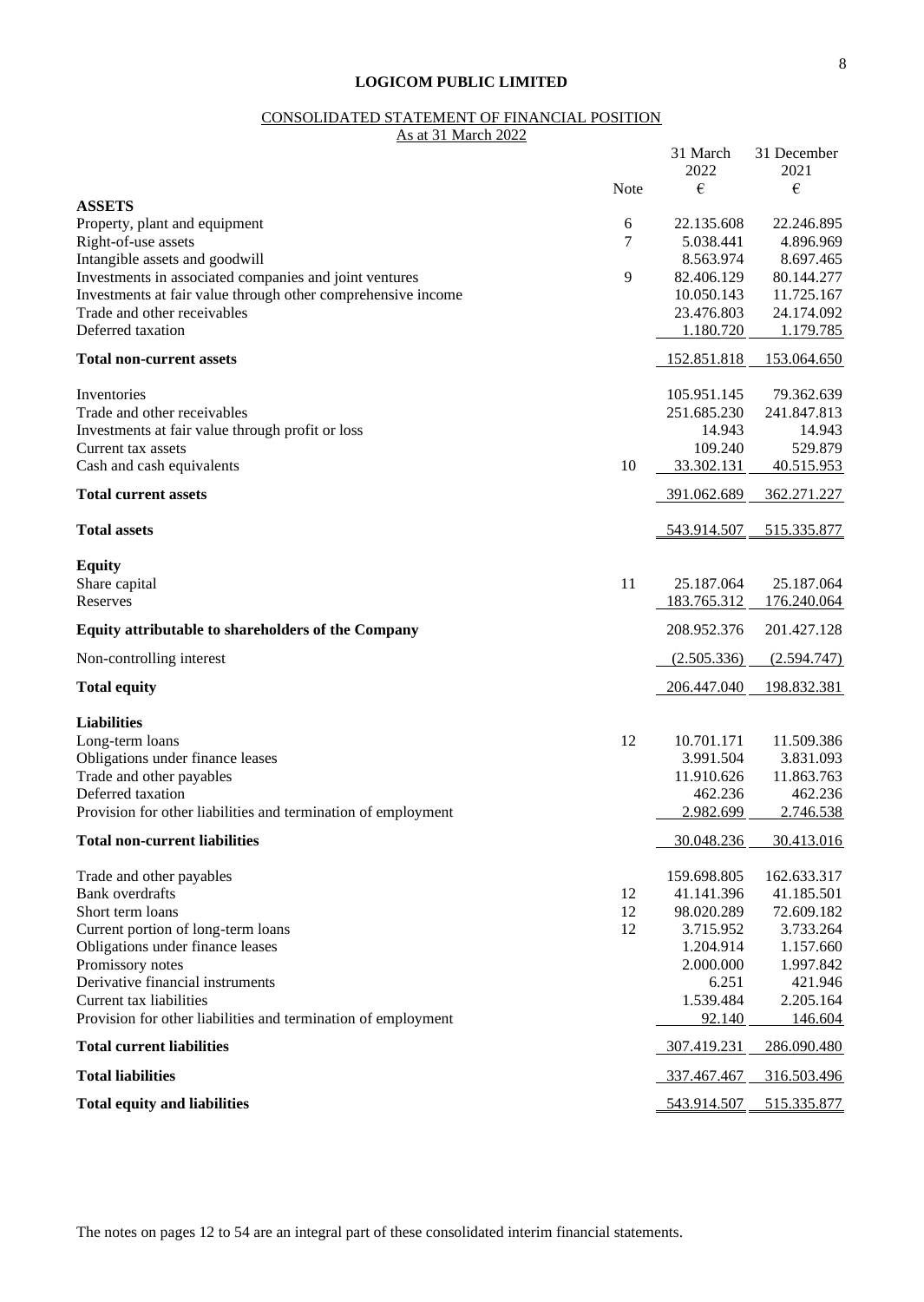**LOGICOM PUBLIC LIMITED**

CONSOLIDATED STATEMENT OF FINANCIAL POSITION
As at 31 March 2022

| | Note | 31 March 2022 € | 31 December 2021 € |
|---|---|---|---|
| **ASSETS** | | | |
| Property, plant and equipment | 6 | 22.135.608 | 22.246.895 |
| Right-of-use assets | 7 | 5.038.441 | 4.896.969 |
| Intangible assets and goodwill | | 8.563.974 | 8.697.465 |
| Investments in associated companies and joint ventures | 9 | 82.406.129 | 80.144.277 |
| Investments at fair value through other comprehensive income | | 10.050.143 | 11.725.167 |
| Trade and other receivables | | 23.476.803 | 24.174.092 |
| Deferred taxation | | 1.180.720 | 1.179.785 |
| **Total non-current assets** | | 152.851.818 | 153.064.650 |
| Inventories | | 105.951.145 | 79.362.639 |
| Trade and other receivables | | 251.685.230 | 241.847.813 |
| Investments at fair value through profit or loss | | 14.943 | 14.943 |
| Current tax assets | | 109.240 | 529.879 |
| Cash and cash equivalents | 10 | 33.302.131 | 40.515.953 |
| **Total current assets** | | 391.062.689 | 362.271.227 |
| **Total assets** | | 543.914.507 | 515.335.877 |
| **Equity** | | | |
| Share capital | 11 | 25.187.064 | 25.187.064 |
| Reserves | | 183.765.312 | 176.240.064 |
| **Equity attributable to shareholders of the Company** | | 208.952.376 | 201.427.128 |
| Non-controlling interest | | (2.505.336) | (2.594.747) |
| **Total equity** | | 206.447.040 | 198.832.381 |
| **Liabilities** | | | |
| Long-term loans | 12 | 10.701.171 | 11.509.386 |
| Obligations under finance leases | | 3.991.504 | 3.831.093 |
| Trade and other payables | | 11.910.626 | 11.863.763 |
| Deferred taxation | | 462.236 | 462.236 |
| Provision for other liabilities and termination of employment | | 2.982.699 | 2.746.538 |
| **Total non-current liabilities** | | 30.048.236 | 30.413.016 |
| Trade and other payables | | 159.698.805 | 162.633.317 |
| Bank overdrafts | 12 | 41.141.396 | 41.185.501 |
| Short term loans | 12 | 98.020.289 | 72.609.182 |
| Current portion of long-term loans | 12 | 3.715.952 | 3.733.264 |
| Obligations under finance leases | | 1.204.914 | 1.157.660 |
| Promissory notes | | 2.000.000 | 1.997.842 |
| Derivative financial instruments | | 6.251 | 421.946 |
| Current tax liabilities | | 1.539.484 | 2.205.164 |
| Provision for other liabilities and termination of employment | | 92.140 | 146.604 |
| **Total current liabilities** | | 307.419.231 | 286.090.480 |
| **Total liabilities** | | 337.467.467 | 316.503.496 |
| **Total equity and liabilities** | | 543.914.507 | 515.335.877 |

The notes on pages 12 to 54 are an integral part of these consolidated interim financial statements.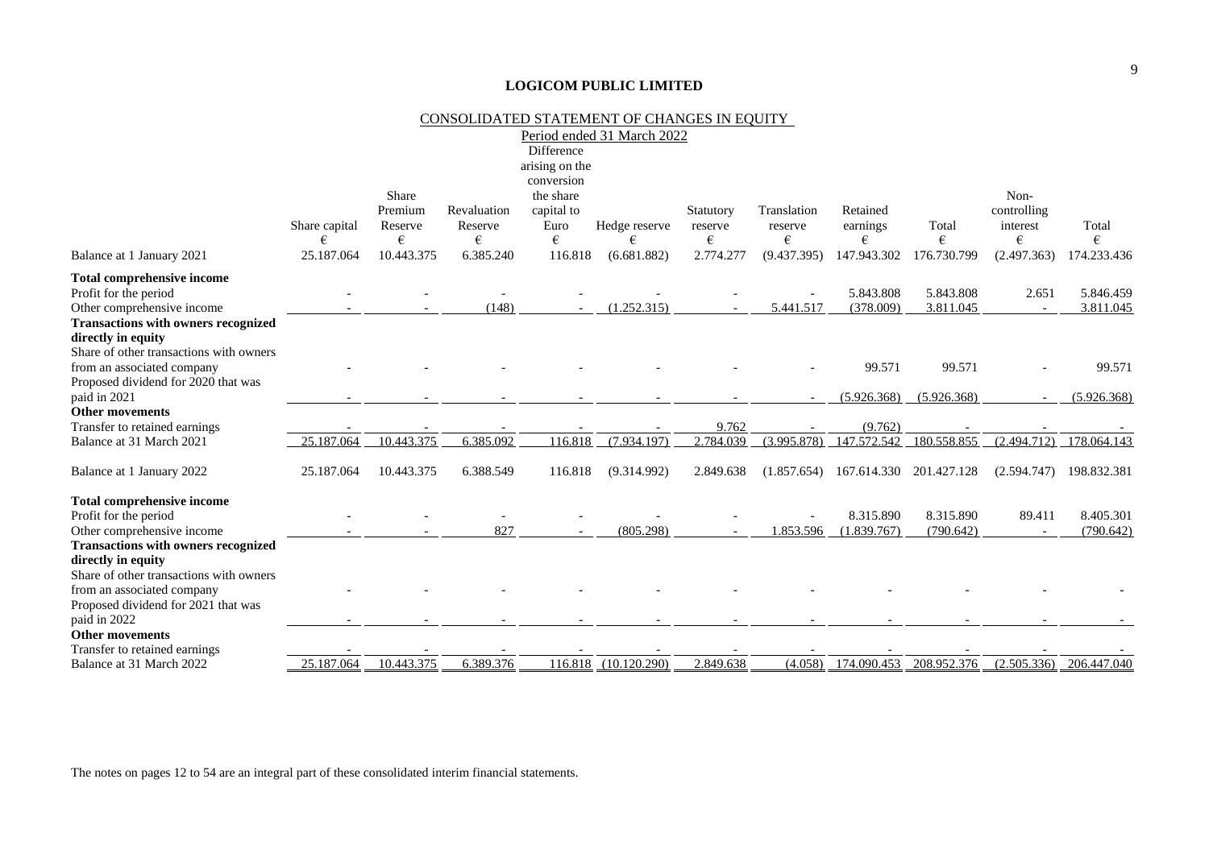**LOGICOM PUBLIC LIMITED**

CONSOLIDATED STATEMENT OF CHANGES IN EQUITY

Period ended 31 March 2022

| | Share capital | Share Premium Reserve | Revaluation Reserve | Difference arising on the conversion the share capital to Euro | Hedge reserve | Statutory reserve | Translation reserve | Retained earnings | Total | Non-controlling interest | Total |
|---|---|---|---|---|---|---|---|---|---|---|---|
| | € | € | € | € | € | € | € | € | € | € | € |
| Balance at 1 January 2021 | 25.187.064 | 10.443.375 | 6.385.240 | 116.818 | (6.681.882) | 2.774.277 | (9.437.395) | 147.943.302 | 176.730.799 | (2.497.363) | 174.233.436 |
| **Total comprehensive income** | | | | | | | | | | | |
| Profit for the period | - | - | - | - | - | - | - | 5.843.808 | 5.843.808 | 2.651 | 5.846.459 |
| Other comprehensive income | - | - | (148) | - | (1.252.315) | - | 5.441.517 | (378.009) | 3.811.045 | - | 3.811.045 |
| **Transactions with owners recognized directly in equity** | | | | | | | | | | | |
| Share of other transactions with owners from an associated company | - | - | - | - | - | - | - | 99.571 | 99.571 | - | 99.571 |
| Proposed dividend for 2020 that was paid in 2021 | - | - | - | - | - | - | - | (5.926.368) | (5.926.368) | - | (5.926.368) |
| **Other movements** | | | | | | | | | | | |
| Transfer to retained earnings | - | - | - | - | - | 9.762 | - | (9.762) | - | - | - |
| Balance at 31 March 2021 | 25.187.064 | 10.443.375 | 6.385.092 | 116.818 | (7.934.197) | 2.784.039 | (3.995.878) | 147.572.542 | 180.558.855 | (2.494.712) | 178.064.143 |
| | | | | | | | | | | | |
| Balance at 1 January 2022 | 25.187.064 | 10.443.375 | 6.388.549 | 116.818 | (9.314.992) | 2.849.638 | (1.857.654) | 167.614.330 | 201.427.128 | (2.594.747) | 198.832.381 |
| **Total comprehensive income** | | | | | | | | | | | |
| Profit for the period | - | - | - | - | - | - | - | 8.315.890 | 8.315.890 | 89.411 | 8.405.301 |
| Other comprehensive income | - | - | 827 | - | (805.298) | - | 1.853.596 | (1.839.767) | (790.642) | - | (790.642) |
| **Transactions with owners recognized directly in equity** | | | | | | | | | | | |
| Share of other transactions with owners from an associated company | - | - | - | - | - | - | - | - | - | - | - |
| Proposed dividend for 2021 that was paid in 2022 | - | - | - | - | - | - | - | - | - | - | - |
| **Other movements** | | | | | | | | | | | |
| Transfer to retained earnings | - | - | - | - | - | - | - | - | - | - | - |
| Balance at 31 March 2022 | 25.187.064 | 10.443.375 | 6.389.376 | 116.818 | (10.120.290) | 2.849.638 | (4.058) | 174.090.453 | 208.952.376 | (2.505.336) | 206.447.040 |

The notes on pages 12 to 54 are an integral part of these consolidated interim financial statements.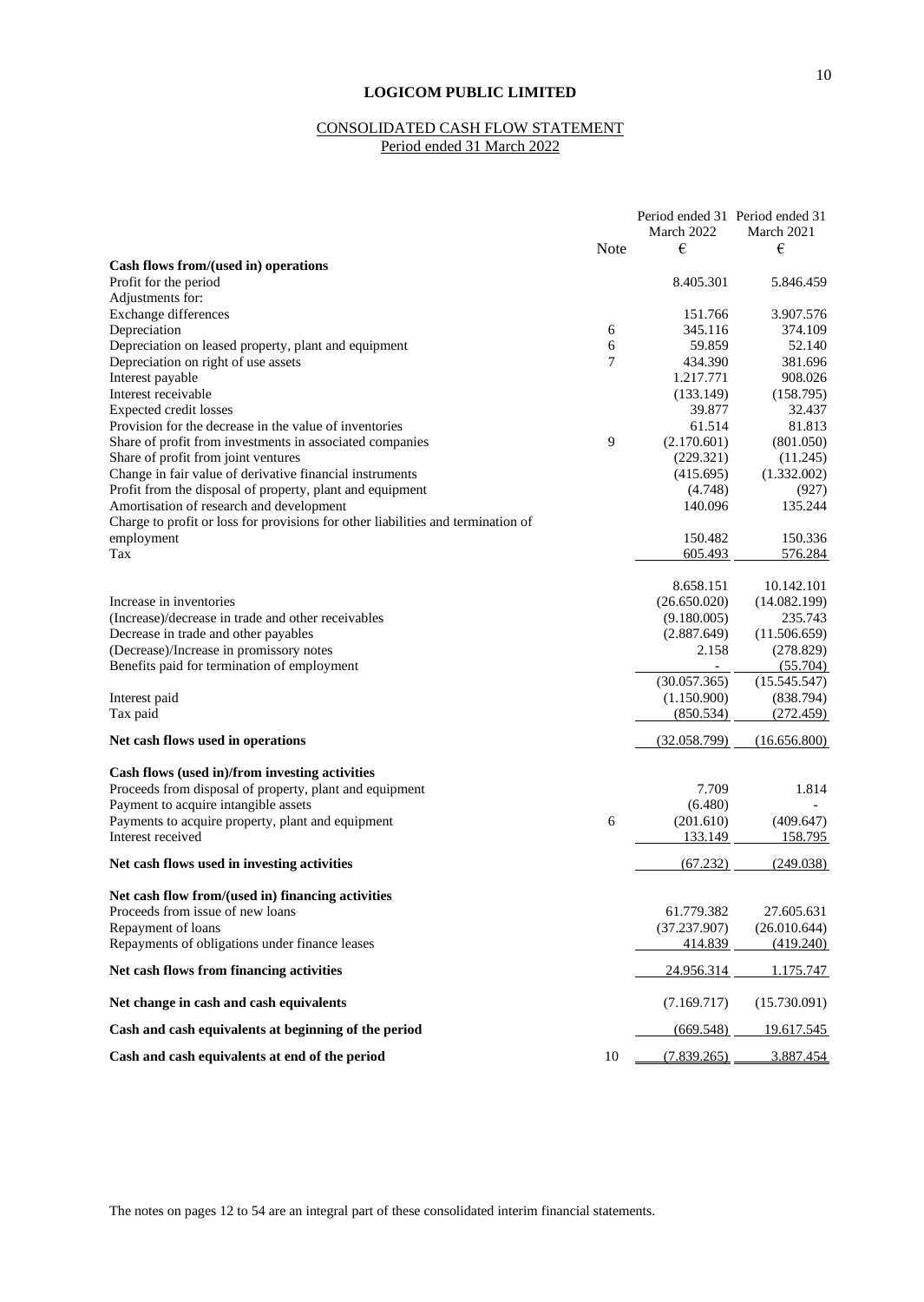# LOGICOM PUBLIC LIMITED

## CONSOLIDATED CASH FLOW STATEMENT
### Period ended 31 March 2022

| | Note | Period ended 31 March 2022 € | Period ended 31 March 2021 € |
|---|---|---|---|
| **Cash flows from/(used in) operations** | | | |
| Profit for the period | | 8.405.301 | 5.846.459 |
| Adjustments for: | | | |
| Exchange differences | | 151.766 | 3.907.576 |
| Depreciation | 6 | 345.116 | 374.109 |
| Depreciation on leased property, plant and equipment | 6 | 59.859 | 52.140 |
| Depreciation on right of use assets | 7 | 434.390 | 381.696 |
| Interest payable | | 1.217.771 | 908.026 |
| Interest receivable | | (133.149) | (158.795) |
| Expected credit losses | | 39.877 | 32.437 |
| Provision for the decrease in the value of inventories | | 61.514 | 81.813 |
| Share of profit from investments in associated companies | 9 | (2.170.601) | (801.050) |
| Share of profit from joint ventures | | (229.321) | (11.245) |
| Change in fair value of derivative financial instruments | | (415.695) | (1.332.002) |
| Profit from the disposal of property, plant and equipment | | (4.748) | (927) |
| Amortisation of research and development | | 140.096 | 135.244 |
| Charge to profit or loss for provisions for other liabilities and termination of employment | | 150.482 | 150.336 |
| Tax | | 605.493 | 576.284 |
| | | 8.658.151 | 10.142.101 |
| Increase in inventories | | (26.650.020) | (14.082.199) |
| (Increase)/decrease in trade and other receivables | | (9.180.005) | 235.743 |
| Decrease in trade and other payables | | (2.887.649) | (11.506.659) |
| (Decrease)/Increase in promissory notes | | 2.158 | (278.829) |
| Benefits paid for termination of employment | | - | (55.704) |
| | | (30.057.365) | (15.545.547) |
| Interest paid | | (1.150.900) | (838.794) |
| Tax paid | | (850.534) | (272.459) |
| **Net cash flows used in operations** | | (32.058.799) | (16.656.800) |
| **Cash flows (used in)/from investing activities** | | | |
| Proceeds from disposal of property, plant and equipment | | 7.709 | 1.814 |
| Payment to acquire intangible assets | | (6.480) | - |
| Payments to acquire property, plant and equipment | 6 | (201.610) | (409.647) |
| Interest received | | 133.149 | 158.795 |
| **Net cash flows used in investing activities** | | (67.232) | (249.038) |
| **Net cash flow from/(used in) financing activities** | | | |
| Proceeds from issue of new loans | | 61.779.382 | 27.605.631 |
| Repayment of loans | | (37.237.907) | (26.010.644) |
| Repayments of obligations under finance leases | | 414.839 | (419.240) |
| **Net cash flows from financing activities** | | 24.956.314 | 1.175.747 |
| **Net change in cash and cash equivalents** | | (7.169.717) | (15.730.091) |
| **Cash and cash equivalents at beginning of the period** | | (669.548) | 19.617.545 |
| **Cash and cash equivalents at end of the period** | 10 | (7.839.265) | 3.887.454 |

The notes on pages 12 to 54 are an integral part of these consolidated interim financial statements.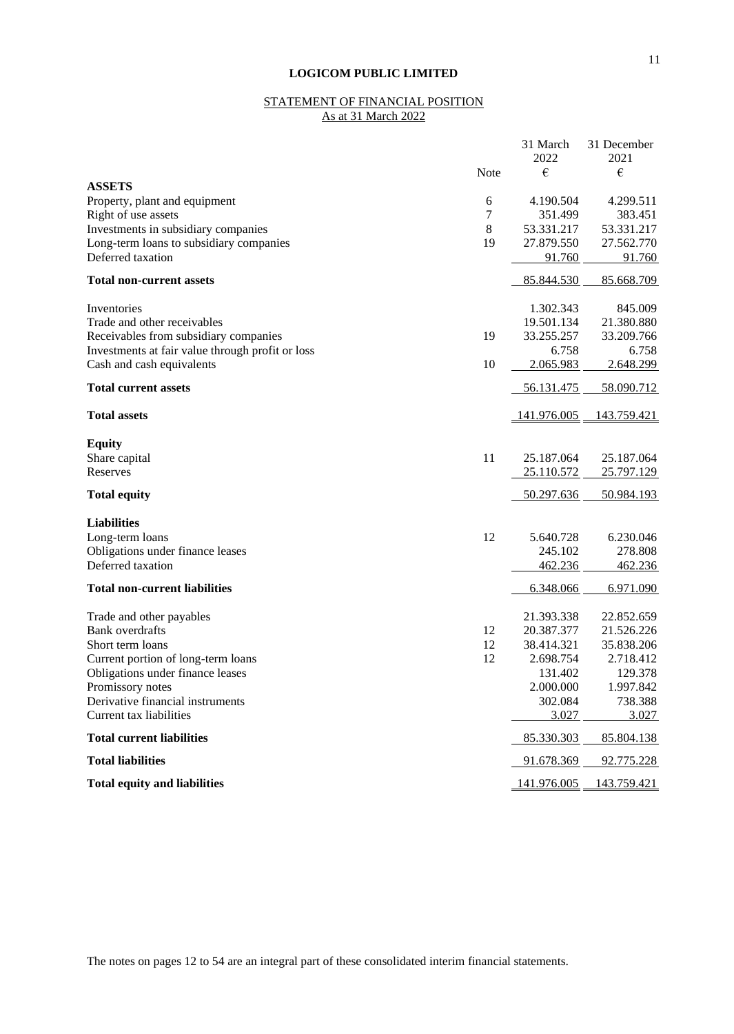**LOGICOM PUBLIC LIMITED**

STATEMENT OF FINANCIAL POSITION
As at 31 March 2022

| | Note | 31 March 2022 € | 31 December 2021 € |
|---|---|---|---|
| **ASSETS** | | | |
| Property, plant and equipment | 6 | 4.190.504 | 4.299.511 |
| Right of use assets | 7 | 351.499 | 383.451 |
| Investments in subsidiary companies | 8 | 53.331.217 | 53.331.217 |
| Long-term loans to subsidiary companies | 19 | 27.879.550 | 27.562.770 |
| Deferred taxation | | 91.760 | 91.760 |
| **Total non-current assets** | | 85.844.530 | 85.668.709 |
| Inventories | | 1.302.343 | 845.009 |
| Trade and other receivables | | 19.501.134 | 21.380.880 |
| Receivables from subsidiary companies | 19 | 33.255.257 | 33.209.766 |
| Investments at fair value through profit or loss | | 6.758 | 6.758 |
| Cash and cash equivalents | 10 | 2.065.983 | 2.648.299 |
| **Total current assets** | | 56.131.475 | 58.090.712 |
| **Total assets** | | 141.976.005 | 143.759.421 |
| **Equity** | | | |
| Share capital | 11 | 25.187.064 | 25.187.064 |
| Reserves | | 25.110.572 | 25.797.129 |
| **Total equity** | | 50.297.636 | 50.984.193 |
| **Liabilities** | | | |
| Long-term loans | 12 | 5.640.728 | 6.230.046 |
| Obligations under finance leases | | 245.102 | 278.808 |
| Deferred taxation | | 462.236 | 462.236 |
| **Total non-current liabilities** | | 6.348.066 | 6.971.090 |
| Trade and other payables | | 21.393.338 | 22.852.659 |
| Bank overdrafts | 12 | 20.387.377 | 21.526.226 |
| Short term loans | 12 | 38.414.321 | 35.838.206 |
| Current portion of long-term loans | 12 | 2.698.754 | 2.718.412 |
| Obligations under finance leases | | 131.402 | 129.378 |
| Promissory notes | | 2.000.000 | 1.997.842 |
| Derivative financial instruments | | 302.084 | 738.388 |
| Current tax liabilities | | 3.027 | 3.027 |
| **Total current liabilities** | | 85.330.303 | 85.804.138 |
| **Total liabilities** | | 91.678.369 | 92.775.228 |
| **Total equity and liabilities** | | 141.976.005 | 143.759.421 |

The notes on pages 12 to 54 are an integral part of these consolidated interim financial statements.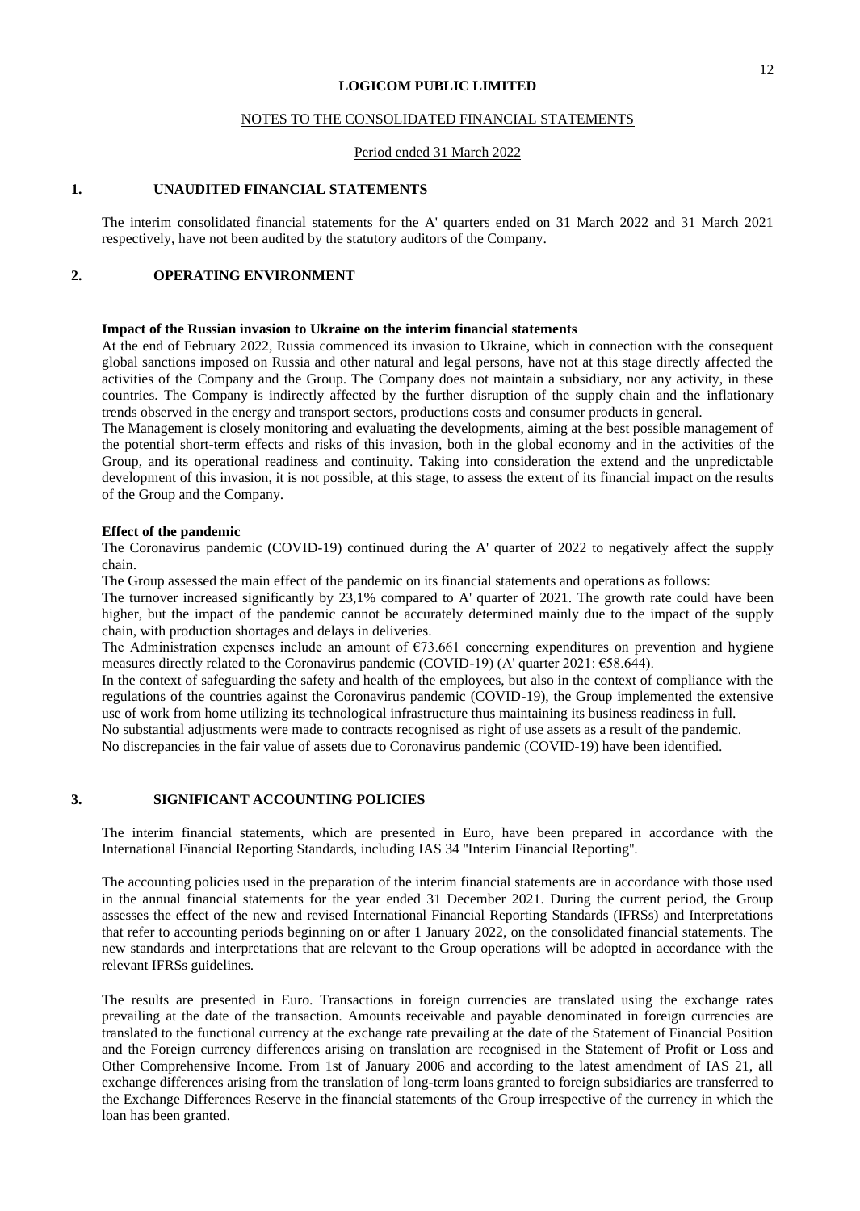**LOGICOM PUBLIC LIMITED**

NOTES TO THE CONSOLIDATED FINANCIAL STATEMENTS

Period ended 31 March 2022

## 1. UNAUDITED FINANCIAL STATEMENTS

The interim consolidated financial statements for the A' quarters ended on 31 March 2022 and 31 March 2021 respectively, have not been audited by the statutory auditors of the Company.

## 2. OPERATING ENVIRONMENT

**Impact of the Russian invasion to Ukraine on the interim financial statements**

At the end of February 2022, Russia commenced its invasion to Ukraine, which in connection with the consequent global sanctions imposed on Russia and other natural and legal persons, have not at this stage directly affected the activities of the Company and the Group. The Company does not maintain a subsidiary, nor any activity, in these countries. The Company is indirectly affected by the further disruption of the supply chain and the inflationary trends observed in the energy and transport sectors, productions costs and consumer products in general.

The Management is closely monitoring and evaluating the developments, aiming at the best possible management of the potential short-term effects and risks of this invasion, both in the global economy and in the activities of the Group, and its operational readiness and continuity. Taking into consideration the extend and the unpredictable development of this invasion, it is not possible, at this stage, to assess the extent of its financial impact on the results of the Group and the Company.

**Effect of the pandemic**

The Coronavirus pandemic (COVID-19) continued during the A' quarter of 2022 to negatively affect the supply chain.

The Group assessed the main effect of the pandemic on its financial statements and operations as follows:

The turnover increased significantly by 23,1% compared to A' quarter of 2021. The growth rate could have been higher, but the impact of the pandemic cannot be accurately determined mainly due to the impact of the supply chain, with production shortages and delays in deliveries.

The Administration expenses include an amount of €73.661 concerning expenditures on prevention and hygiene measures directly related to the Coronavirus pandemic (COVID-19) (A' quarter 2021: €58.644).

In the context of safeguarding the safety and health of the employees, but also in the context of compliance with the regulations of the countries against the Coronavirus pandemic (COVID-19), the Group implemented the extensive use of work from home utilizing its technological infrastructure thus maintaining its business readiness in full.

No substantial adjustments were made to contracts recognised as right of use assets as a result of the pandemic.

No discrepancies in the fair value of assets due to Coronavirus pandemic (COVID-19) have been identified.

## 3. SIGNIFICANT ACCOUNTING POLICIES

The interim financial statements, which are presented in Euro, have been prepared in accordance with the International Financial Reporting Standards, including IAS 34 "Interim Financial Reporting".

The accounting policies used in the preparation of the interim financial statements are in accordance with those used in the annual financial statements for the year ended 31 December 2021. During the current period, the Group assesses the effect of the new and revised International Financial Reporting Standards (IFRSs) and Interpretations that refer to accounting periods beginning on or after 1 January 2022, on the consolidated financial statements. The new standards and interpretations that are relevant to the Group operations will be adopted in accordance with the relevant IFRSs guidelines.

The results are presented in Euro. Transactions in foreign currencies are translated using the exchange rates prevailing at the date of the transaction. Amounts receivable and payable denominated in foreign currencies are translated to the functional currency at the exchange rate prevailing at the date of the Statement of Financial Position and the Foreign currency differences arising on translation are recognised in the Statement of Profit or Loss and Other Comprehensive Income. From 1st of January 2006 and according to the latest amendment of IAS 21, all exchange differences arising from the translation of long-term loans granted to foreign subsidiaries are transferred to the Exchange Differences Reserve in the financial statements of the Group irrespective of the currency in which the loan has been granted.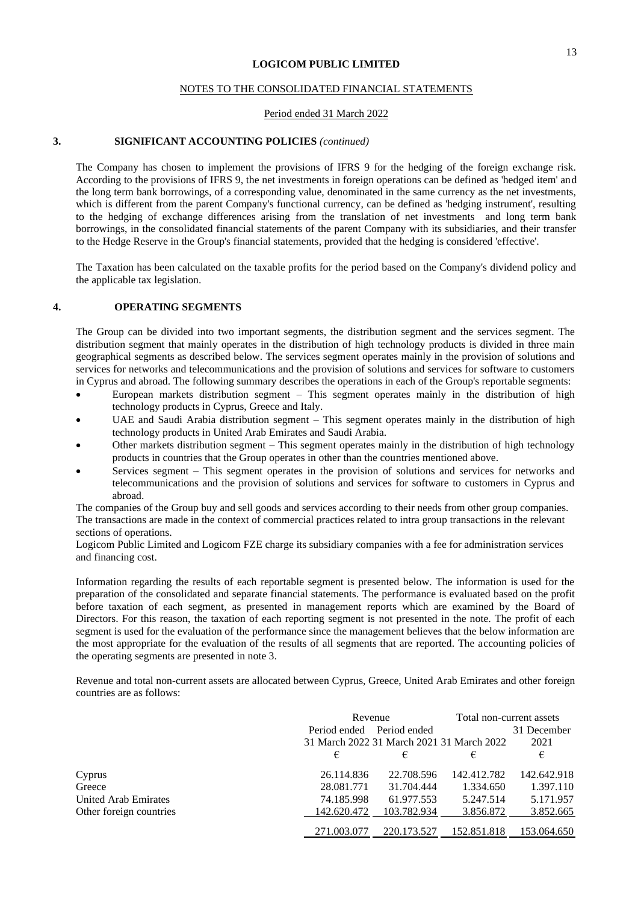**LOGICOM PUBLIC LIMITED**

NOTES TO THE CONSOLIDATED FINANCIAL STATEMENTS

Period ended 31 March 2022

## 3. SIGNIFICANT ACCOUNTING POLICIES *(continued)*

The Company has chosen to implement the provisions of IFRS 9 for the hedging of the foreign exchange risk. According to the provisions of IFRS 9, the net investments in foreign operations can be defined as 'hedged item' and the long term bank borrowings, of a corresponding value, denominated in the same currency as the net investments, which is different from the parent Company's functional currency, can be defined as 'hedging instrument', resulting to the hedging of exchange differences arising from the translation of net investments and long term bank borrowings, in the consolidated financial statements of the parent Company with its subsidiaries, and their transfer to the Hedge Reserve in the Group's financial statements, provided that the hedging is considered 'effective'.

The Taxation has been calculated on the taxable profits for the period based on the Company's dividend policy and the applicable tax legislation.

## 4. OPERATING SEGMENTS

The Group can be divided into two important segments, the distribution segment and the services segment. The distribution segment that mainly operates in the distribution of high technology products is divided in three main geographical segments as described below. The services segment operates mainly in the provision of solutions and services for networks and telecommunications and the provision of solutions and services for software to customers in Cyprus and abroad. The following summary describes the operations in each of the Group's reportable segments:

- European markets distribution segment – This segment operates mainly in the distribution of high technology products in Cyprus, Greece and Italy.
- UAE and Saudi Arabia distribution segment – This segment operates mainly in the distribution of high technology products in United Arab Emirates and Saudi Arabia.
- Other markets distribution segment – This segment operates mainly in the distribution of high technology products in countries that the Group operates in other than the countries mentioned above.
- Services segment – This segment operates in the provision of solutions and services for networks and telecommunications and the provision of solutions and services for software to customers in Cyprus and abroad.

The companies of the Group buy and sell goods and services according to their needs from other group companies. The transactions are made in the context of commercial practices related to intra group transactions in the relevant sections of operations.

Logicom Public Limited and Logicom FZE charge its subsidiary companies with a fee for administration services and financing cost.

Information regarding the results of each reportable segment is presented below. The information is used for the preparation of the consolidated and separate financial statements. The performance is evaluated based on the profit before taxation of each segment, as presented in management reports which are examined by the Board of Directors. For this reason, the taxation of each reporting segment is not presented in the note. The profit of each segment is used for the evaluation of the performance since the management believes that the below information are the most appropriate for the evaluation of the results of all segments that are reported. The accounting policies of the operating segments are presented in note 3.

Revenue and total non-current assets are allocated between Cyprus, Greece, United Arab Emirates and other foreign countries are as follows:

| | Revenue | | Total non-current assets | |
|---|---|---|---|---|
| | Period ended 31 March 2022 | Period ended 31 March 2021 | 31 March 2022 | 31 December 2021 |
| | € | € | € | € |
| Cyprus | 26.114.836 | 22.708.596 | 142.412.782 | 142.642.918 |
| Greece | 28.081.771 | 31.704.444 | 1.334.650 | 1.397.110 |
| United Arab Emirates | 74.185.998 | 61.977.553 | 5.247.514 | 5.171.957 |
| Other foreign countries | 142.620.472 | 103.782.934 | 3.856.872 | 3.852.665 |
| | 271.003.077 | 220.173.527 | 152.851.818 | 153.064.650 |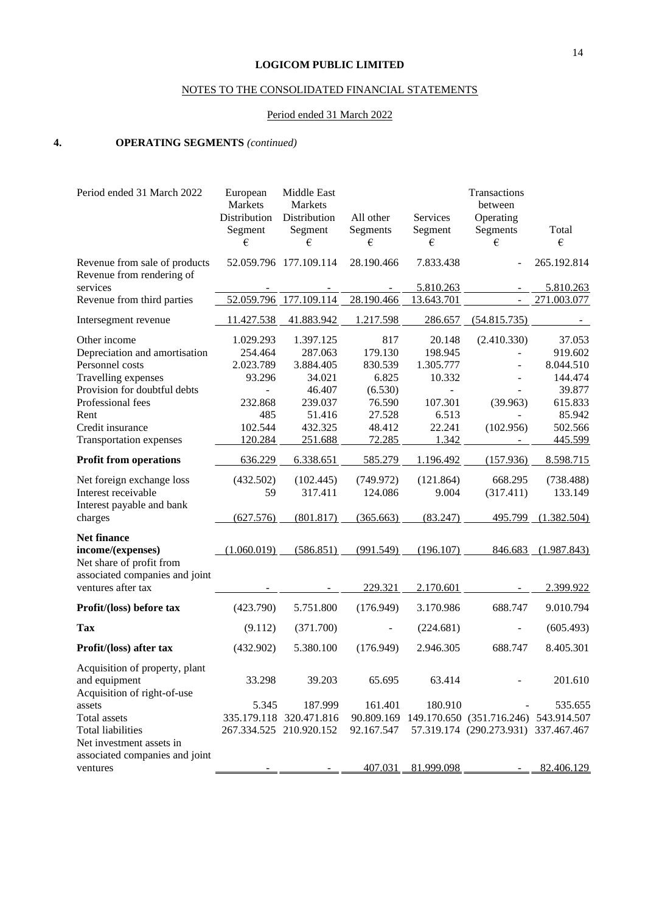**LOGICOM PUBLIC LIMITED**

NOTES TO THE CONSOLIDATED FINANCIAL STATEMENTS

Period ended 31 March 2022

## 4. OPERATING SEGMENTS *(continued)*

| Period ended 31 March 2022 | European Markets Distribution Segment € | Middle East Markets Distribution Segment € | All other Segments € | Services Segment € | Transactions between Operating Segments € | Total € |
|---|---|---|---|---|---|---|
| Revenue from sale of products | 52.059.796 | 177.109.114 | 28.190.466 | 7.833.438 | - | 265.192.814 |
| Revenue from rendering of services | - | - | - | 5.810.263 | - | 5.810.263 |
| Revenue from third parties | 52.059.796 | 177.109.114 | 28.190.466 | 13.643.701 | - | 271.003.077 |
| Intersegment revenue | 11.427.538 | 41.883.942 | 1.217.598 | 286.657 | (54.815.735) | - |
| Other income | 1.029.293 | 1.397.125 | 817 | 20.148 | (2.410.330) | 37.053 |
| Depreciation and amortisation | 254.464 | 287.063 | 179.130 | 198.945 | - | 919.602 |
| Personnel costs | 2.023.789 | 3.884.405 | 830.539 | 1.305.777 | - | 8.044.510 |
| Travelling expenses | 93.296 | 34.021 | 6.825 | 10.332 | - | 144.474 |
| Provision for doubtful debts | - | 46.407 | (6.530) | - | - | 39.877 |
| Professional fees | 232.868 | 239.037 | 76.590 | 107.301 | (39.963) | 615.833 |
| Rent | 485 | 51.416 | 27.528 | 6.513 | - | 85.942 |
| Credit insurance | 102.544 | 432.325 | 48.412 | 22.241 | (102.956) | 502.566 |
| Transportation expenses | 120.284 | 251.688 | 72.285 | 1.342 | - | 445.599 |
| **Profit from operations** | 636.229 | 6.338.651 | 585.279 | 1.196.492 | (157.936) | 8.598.715 |
| Net foreign exchange loss | (432.502) | (102.445) | (749.972) | (121.864) | 668.295 | (738.488) |
| Interest receivable | 59 | 317.411 | 124.086 | 9.004 | (317.411) | 133.149 |
| Interest payable and bank charges | (627.576) | (801.817) | (365.663) | (83.247) | 495.799 | (1.382.504) |
| **Net finance income/(expenses)** | (1.060.019) | (586.851) | (991.549) | (196.107) | 846.683 | (1.987.843) |
| Net share of profit from associated companies and joint ventures after tax | - | - | 229.321 | 2.170.601 | - | 2.399.922 |
| **Profit/(loss) before tax** | (423.790) | 5.751.800 | (176.949) | 3.170.986 | 688.747 | 9.010.794 |
| **Tax** | (9.112) | (371.700) | - | (224.681) | - | (605.493) |
| **Profit/(loss) after tax** | (432.902) | 5.380.100 | (176.949) | 2.946.305 | 688.747 | 8.405.301 |
| Acquisition of property, plant and equipment | 33.298 | 39.203 | 65.695 | 63.414 | - | 201.610 |
| Acquisition of right-of-use assets | 5.345 | 187.999 | 161.401 | 180.910 | - | 535.655 |
| Total assets | 335.179.118 | 320.471.816 | 90.809.169 | 149.170.650 | (351.716.246) | 543.914.507 |
| Total liabilities | 267.334.525 | 210.920.152 | 92.167.547 | 57.319.174 | (290.273.931) | 337.467.467 |
| Net investment assets in associated companies and joint ventures | - | - | 407.031 | 81.999.098 | - | 82.406.129 |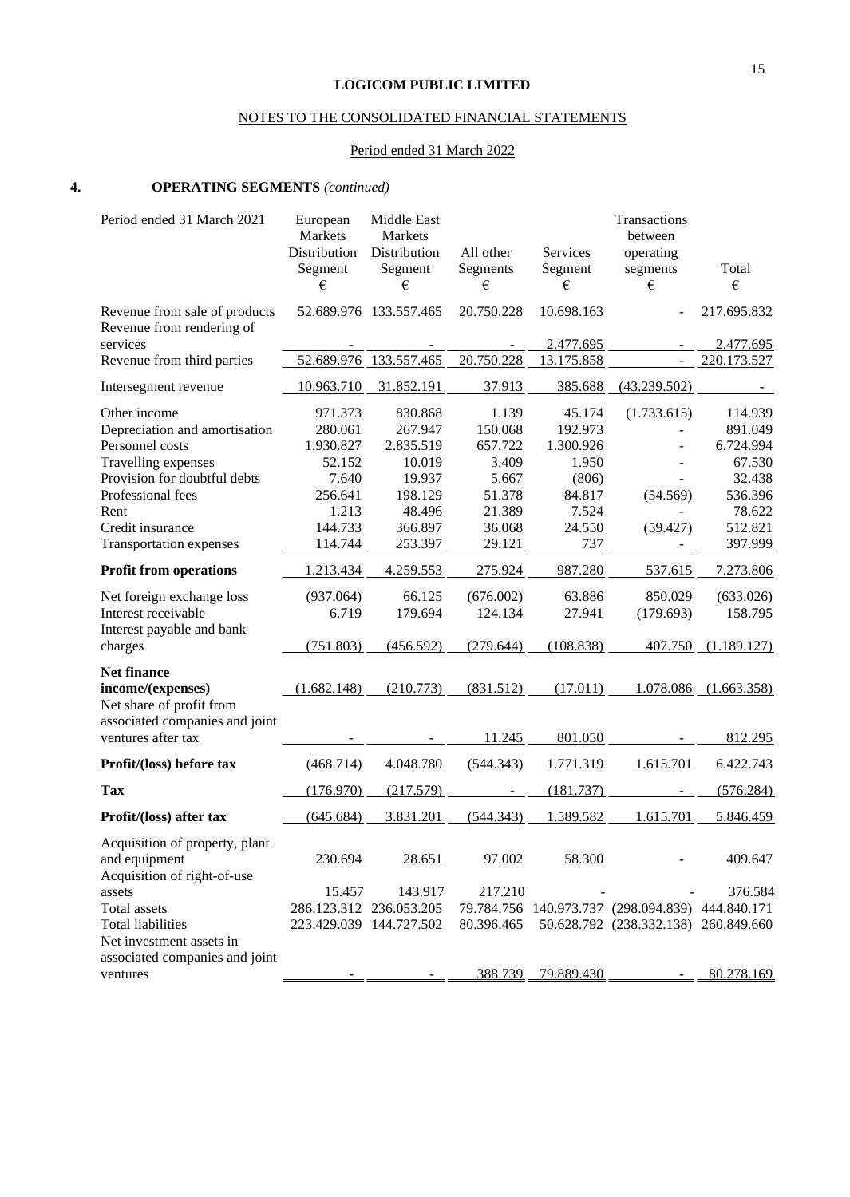**LOGICOM PUBLIC LIMITED**

NOTES TO THE CONSOLIDATED FINANCIAL STATEMENTS

Period ended 31 March 2022

## 4. OPERATING SEGMENTS *(continued)*

| Period ended 31 March 2021 | European Markets Distribution Segment € | Middle East Markets Distribution Segment € | All other Segments € | Services Segment € | Transactions between operating segments € | Total € |
|---|---|---|---|---|---|---|
| Revenue from sale of products | 52.689.976 | 133.557.465 | 20.750.228 | 10.698.163 | - | 217.695.832 |
| Revenue from rendering of services | - | - | - | 2.477.695 | - | 2.477.695 |
| Revenue from third parties | 52.689.976 | 133.557.465 | 20.750.228 | 13.175.858 | - | 220.173.527 |
| Intersegment revenue | 10.963.710 | 31.852.191 | 37.913 | 385.688 | (43.239.502) | - |
| Other income | 971.373 | 830.868 | 1.139 | 45.174 | (1.733.615) | 114.939 |
| Depreciation and amortisation | 280.061 | 267.947 | 150.068 | 192.973 | - | 891.049 |
| Personnel costs | 1.930.827 | 2.835.519 | 657.722 | 1.300.926 | - | 6.724.994 |
| Travelling expenses | 52.152 | 10.019 | 3.409 | 1.950 | - | 67.530 |
| Provision for doubtful debts | 7.640 | 19.937 | 5.667 | (806) | - | 32.438 |
| Professional fees | 256.641 | 198.129 | 51.378 | 84.817 | (54.569) | 536.396 |
| Rent | 1.213 | 48.496 | 21.389 | 7.524 | - | 78.622 |
| Credit insurance | 144.733 | 366.897 | 36.068 | 24.550 | (59.427) | 512.821 |
| Transportation expenses | 114.744 | 253.397 | 29.121 | 737 | - | 397.999 |
| **Profit from operations** | 1.213.434 | 4.259.553 | 275.924 | 987.280 | 537.615 | 7.273.806 |
| Net foreign exchange loss | (937.064) | 66.125 | (676.002) | 63.886 | 850.029 | (633.026) |
| Interest receivable | 6.719 | 179.694 | 124.134 | 27.941 | (179.693) | 158.795 |
| Interest payable and bank charges | (751.803) | (456.592) | (279.644) | (108.838) | 407.750 | (1.189.127) |
| **Net finance income/(expenses)** | (1.682.148) | (210.773) | (831.512) | (17.011) | 1.078.086 | (1.663.358) |
| Net share of profit from associated companies and joint ventures after tax | - | - | 11.245 | 801.050 | - | 812.295 |
| **Profit/(loss) before tax** | (468.714) | 4.048.780 | (544.343) | 1.771.319 | 1.615.701 | 6.422.743 |
| **Tax** | (176.970) | (217.579) | - | (181.737) | - | (576.284) |
| **Profit/(loss) after tax** | (645.684) | 3.831.201 | (544.343) | 1.589.582 | 1.615.701 | 5.846.459 |
| Acquisition of property, plant and equipment | 230.694 | 28.651 | 97.002 | 58.300 | - | 409.647 |
| Acquisition of right-of-use assets | 15.457 | 143.917 | 217.210 | - | - | 376.584 |
| Total assets | 286.123.312 | 236.053.205 | 79.784.756 | 140.973.737 | (298.094.839) | 444.840.171 |
| Total liabilities | 223.429.039 | 144.727.502 | 80.396.465 | 50.628.792 | (238.332.138) | 260.849.660 |
| Net investment assets in associated companies and joint ventures | - | - | 388.739 | 79.889.430 | - | 80.278.169 |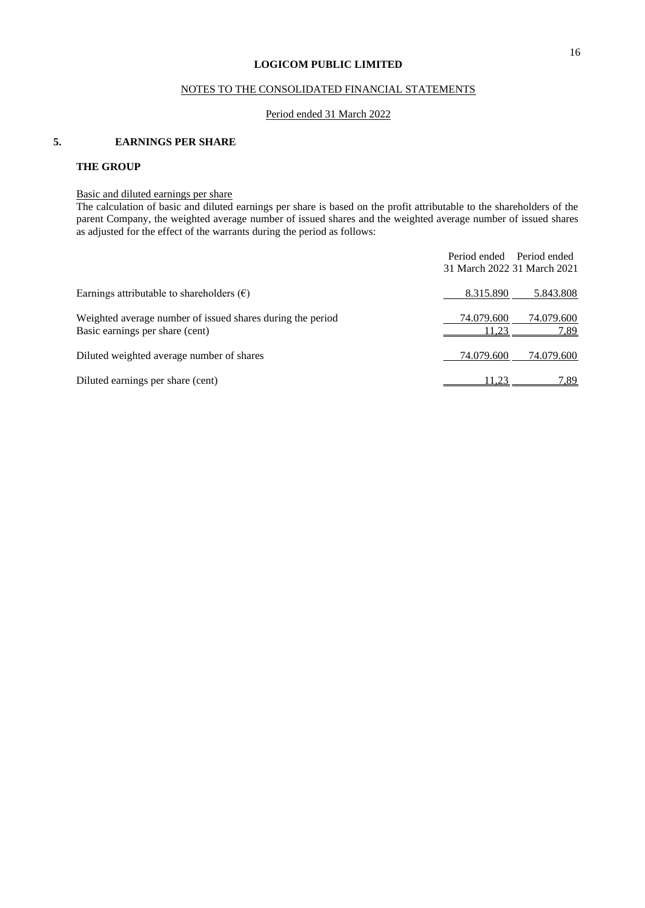**LOGICOM PUBLIC LIMITED**

NOTES TO THE CONSOLIDATED FINANCIAL STATEMENTS

Period ended 31 March 2022

## 5. EARNINGS PER SHARE

### THE GROUP

Basic and diluted earnings per share

The calculation of basic and diluted earnings per share is based on the profit attributable to the shareholders of the parent Company, the weighted average number of issued shares and the weighted average number of issued shares as adjusted for the effect of the warrants during the period as follows:

| | Period ended 31 March 2022 | Period ended 31 March 2021 |
|---|---|---|
| Earnings attributable to shareholders (€) | 8.315.890 | 5.843.808 |
| Weighted average number of issued shares during the period | 74.079.600 | 74.079.600 |
| Basic earnings per share (cent) | 11,23 | 7,89 |
| Diluted weighted average number of shares | 74.079.600 | 74.079.600 |
| Diluted earnings per share (cent) | 11,23 | 7,89 |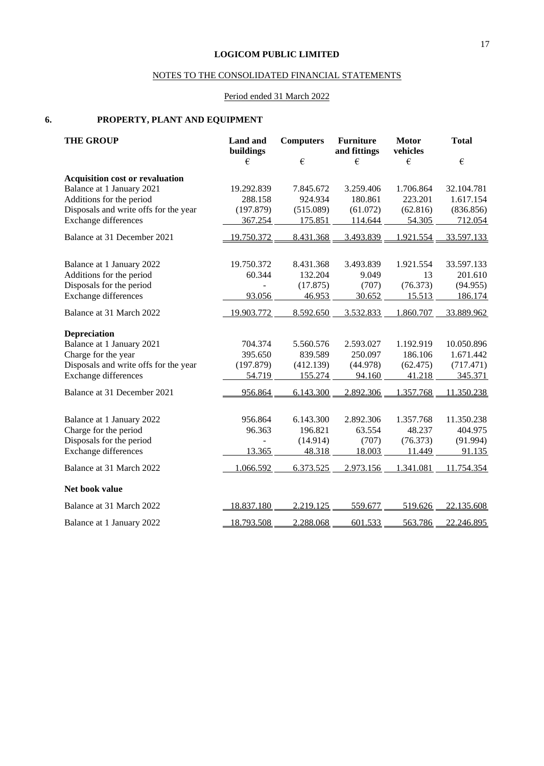**LOGICOM PUBLIC LIMITED**

NOTES TO THE CONSOLIDATED FINANCIAL STATEMENTS

Period ended 31 March 2022

## 6. PROPERTY, PLANT AND EQUIPMENT

| THE GROUP | Land and buildings | Computers | Furniture and fittings | Motor vehicles | Total |
|---|---|---|---|---|---|
| | € | € | € | € | € |
| **Acquisition cost or revaluation** | | | | | |
| Balance at 1 January 2021 | 19.292.839 | 7.845.672 | 3.259.406 | 1.706.864 | 32.104.781 |
| Additions for the period | 288.158 | 924.934 | 180.861 | 223.201 | 1.617.154 |
| Disposals and write offs for the year | (197.879) | (515.089) | (61.072) | (62.816) | (836.856) |
| Exchange differences | 367.254 | 175.851 | 114.644 | 54.305 | 712.054 |
| Balance at 31 December 2021 | 19.750.372 | 8.431.368 | 3.493.839 | 1.921.554 | 33.597.133 |
| Balance at 1 January 2022 | 19.750.372 | 8.431.368 | 3.493.839 | 1.921.554 | 33.597.133 |
| Additions for the period | 60.344 | 132.204 | 9.049 | 13 | 201.610 |
| Disposals for the period | - | (17.875) | (707) | (76.373) | (94.955) |
| Exchange differences | 93.056 | 46.953 | 30.652 | 15.513 | 186.174 |
| Balance at 31 March 2022 | 19.903.772 | 8.592.650 | 3.532.833 | 1.860.707 | 33.889.962 |
| **Depreciation** | | | | | |
| Balance at 1 January 2021 | 704.374 | 5.560.576 | 2.593.027 | 1.192.919 | 10.050.896 |
| Charge for the year | 395.650 | 839.589 | 250.097 | 186.106 | 1.671.442 |
| Disposals and write offs for the year | (197.879) | (412.139) | (44.978) | (62.475) | (717.471) |
| Exchange differences | 54.719 | 155.274 | 94.160 | 41.218 | 345.371 |
| Balance at 31 December 2021 | 956.864 | 6.143.300 | 2.892.306 | 1.357.768 | 11.350.238 |
| Balance at 1 January 2022 | 956.864 | 6.143.300 | 2.892.306 | 1.357.768 | 11.350.238 |
| Charge for the period | 96.363 | 196.821 | 63.554 | 48.237 | 404.975 |
| Disposals for the period | - | (14.914) | (707) | (76.373) | (91.994) |
| Exchange differences | 13.365 | 48.318 | 18.003 | 11.449 | 91.135 |
| Balance at 31 March 2022 | 1.066.592 | 6.373.525 | 2.973.156 | 1.341.081 | 11.754.354 |
| **Net book value** | | | | | |
| Balance at 31 March 2022 | 18.837.180 | 2.219.125 | 559.677 | 519.626 | 22.135.608 |
| Balance at 1 January 2022 | 18.793.508 | 2.288.068 | 601.533 | 563.786 | 22.246.895 |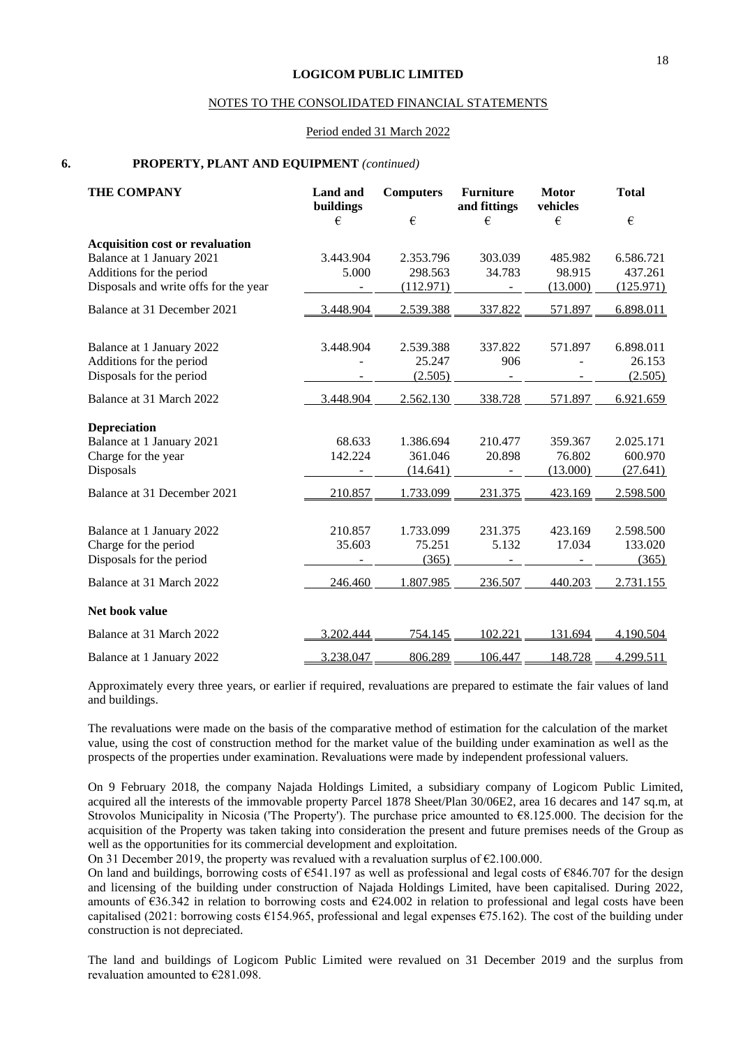LOGICOM PUBLIC LIMITED

NOTES TO THE CONSOLIDATED FINANCIAL STATEMENTS

Period ended 31 March 2022

## 6. PROPERTY, PLANT AND EQUIPMENT *(continued)*

| THE COMPANY | Land and buildings | Computers | Furniture and fittings | Motor vehicles | Total |
|---|---|---|---|---|---|
| | € | € | € | € | € |
| **Acquisition cost or revaluation** | | | | | |
| Balance at 1 January 2021 | 3.443.904 | 2.353.796 | 303.039 | 485.982 | 6.586.721 |
| Additions for the period | 5.000 | 298.563 | 34.783 | 98.915 | 437.261 |
| Disposals and write offs for the year | - | (112.971) | - | (13.000) | (125.971) |
| Balance at 31 December 2021 | 3.448.904 | 2.539.388 | 337.822 | 571.897 | 6.898.011 |
| Balance at 1 January 2022 | 3.448.904 | 2.539.388 | 337.822 | 571.897 | 6.898.011 |
| Additions for the period | - | 25.247 | 906 | - | 26.153 |
| Disposals for the period | - | (2.505) | - | - | (2.505) |
| Balance at 31 March 2022 | 3.448.904 | 2.562.130 | 338.728 | 571.897 | 6.921.659 |
| **Depreciation** | | | | | |
| Balance at 1 January 2021 | 68.633 | 1.386.694 | 210.477 | 359.367 | 2.025.171 |
| Charge for the year | 142.224 | 361.046 | 20.898 | 76.802 | 600.970 |
| Disposals | - | (14.641) | - | (13.000) | (27.641) |
| Balance at 31 December 2021 | 210.857 | 1.733.099 | 231.375 | 423.169 | 2.598.500 |
| Balance at 1 January 2022 | 210.857 | 1.733.099 | 231.375 | 423.169 | 2.598.500 |
| Charge for the period | 35.603 | 75.251 | 5.132 | 17.034 | 133.020 |
| Disposals for the period | - | (365) | - | - | (365) |
| Balance at 31 March 2022 | 246.460 | 1.807.985 | 236.507 | 440.203 | 2.731.155 |
| **Net book value** | | | | | |
| Balance at 31 March 2022 | 3.202.444 | 754.145 | 102.221 | 131.694 | 4.190.504 |
| Balance at 1 January 2022 | 3.238.047 | 806.289 | 106.447 | 148.728 | 4.299.511 |

Approximately every three years, or earlier if required, revaluations are prepared to estimate the fair values of land and buildings.

The revaluations were made on the basis of the comparative method of estimation for the calculation of the market value, using the cost of construction method for the market value of the building under examination as well as the prospects of the properties under examination. Revaluations were made by independent professional valuers.

On 9 February 2018, the company Najada Holdings Limited, a subsidiary company of Logicom Public Limited, acquired all the interests of the immovable property Parcel 1878 Sheet/Plan 30/06E2, area 16 decares and 147 sq.m, at Strovolos Municipality in Nicosia ('The Property'). The purchase price amounted to €8.125.000. The decision for the acquisition of the Property was taken taking into consideration the present and future premises needs of the Group as well as the opportunities for its commercial development and exploitation.

On 31 December 2019, the property was revalued with a revaluation surplus of €2.100.000.

On land and buildings, borrowing costs of €541.197 as well as professional and legal costs of €846.707 for the design and licensing of the building under construction of Najada Holdings Limited, have been capitalised. During 2022, amounts of €36.342 in relation to borrowing costs and €24.002 in relation to professional and legal costs have been capitalised (2021: borrowing costs €154.965, professional and legal expenses €75.162). The cost of the building under construction is not depreciated.

The land and buildings of Logicom Public Limited were revalued on 31 December 2019 and the surplus from revaluation amounted to €281.098.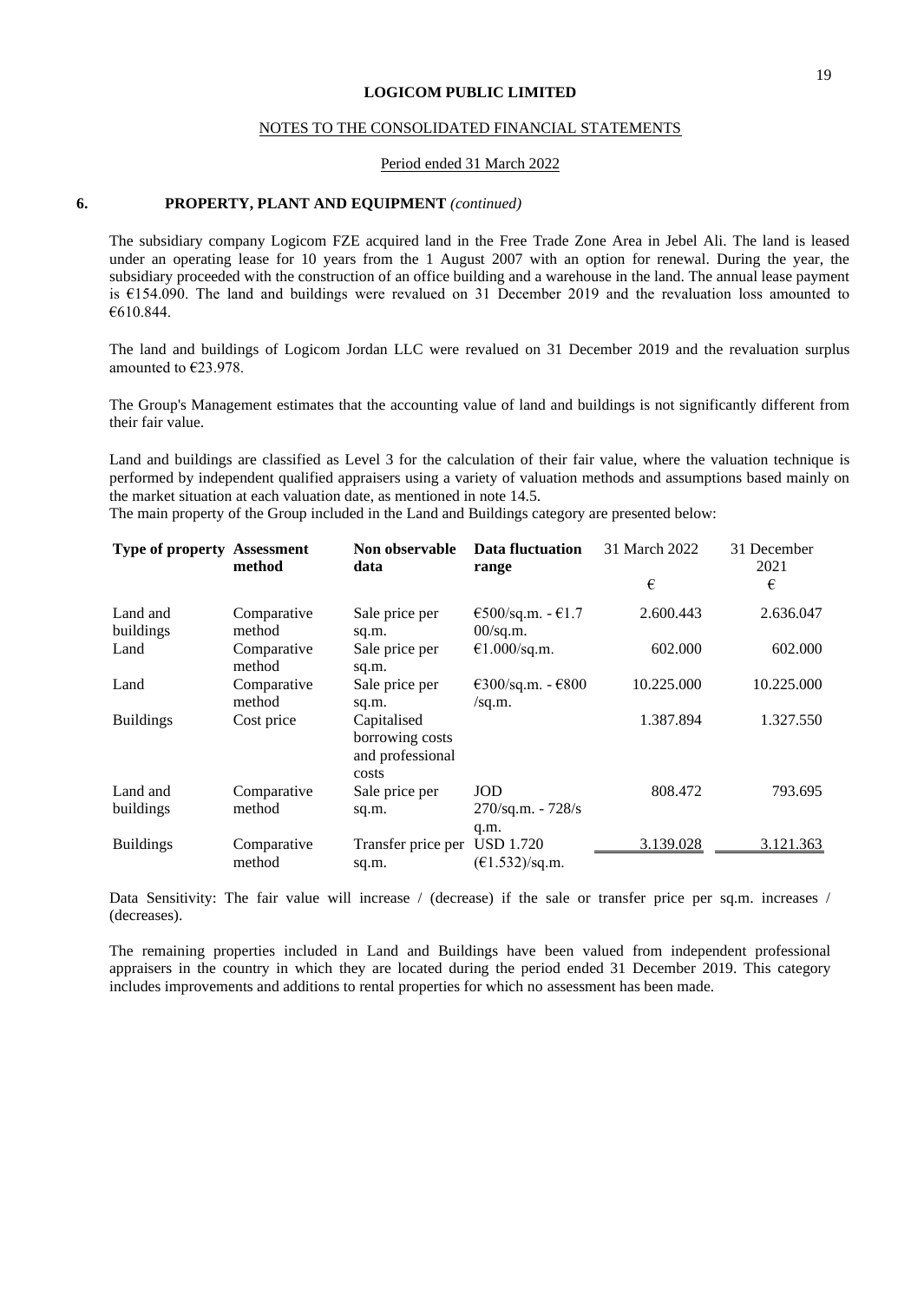**LOGICOM PUBLIC LIMITED**

NOTES TO THE CONSOLIDATED FINANCIAL STATEMENTS

Period ended 31 March 2022

## 6. PROPERTY, PLANT AND EQUIPMENT *(continued)*

The subsidiary company Logicom FZE acquired land in the Free Trade Zone Area in Jebel Ali. The land is leased under an operating lease for 10 years from the 1 August 2007 with an option for renewal. During the year, the subsidiary proceeded with the construction of an office building and a warehouse in the land. The annual lease payment is €154.090. The land and buildings were revalued on 31 December 2019 and the revaluation loss amounted to €610.844.

The land and buildings of Logicom Jordan LLC were revalued on 31 December 2019 and the revaluation surplus amounted to €23.978.

The Group's Management estimates that the accounting value of land and buildings is not significantly different from their fair value.

Land and buildings are classified as Level 3 for the calculation of their fair value, where the valuation technique is performed by independent qualified appraisers using a variety of valuation methods and assumptions based mainly on the market situation at each valuation date, as mentioned in note 14.5.

The main property of the Group included in the Land and Buildings category are presented below:

| **Type of property** | **Assessment method** | **Non observable data** | **Data fluctuation range** | 31 March 2022 | 31 December 2021 |
|---|---|---|---|---|---|
| | | | | € | € |
| Land and buildings | Comparative method | Sale price per sq.m. | €500/sq.m. - €1.700/sq.m. | 2.600.443 | 2.636.047 |
| Land | Comparative method | Sale price per sq.m. | €1.000/sq.m. | 602.000 | 602.000 |
| Land | Comparative method | Sale price per sq.m. | €300/sq.m. - €800 /sq.m. | 10.225.000 | 10.225.000 |
| Buildings | Cost price | Capitalised borrowing costs and professional costs | | 1.387.894 | 1.327.550 |
| Land and buildings | Comparative method | Sale price per sq.m. | JOD 270/sq.m. - 728/sq.m. | 808.472 | 793.695 |
| Buildings | Comparative method | Transfer price per sq.m. | USD 1.720 (€1.532)/sq.m. | 3.139.028 | 3.121.363 |

Data Sensitivity: The fair value will increase / (decrease) if the sale or transfer price per sq.m. increases / (decreases).

The remaining properties included in Land and Buildings have been valued from independent professional appraisers in the country in which they are located during the period ended 31 December 2019. This category includes improvements and additions to rental properties for which no assessment has been made.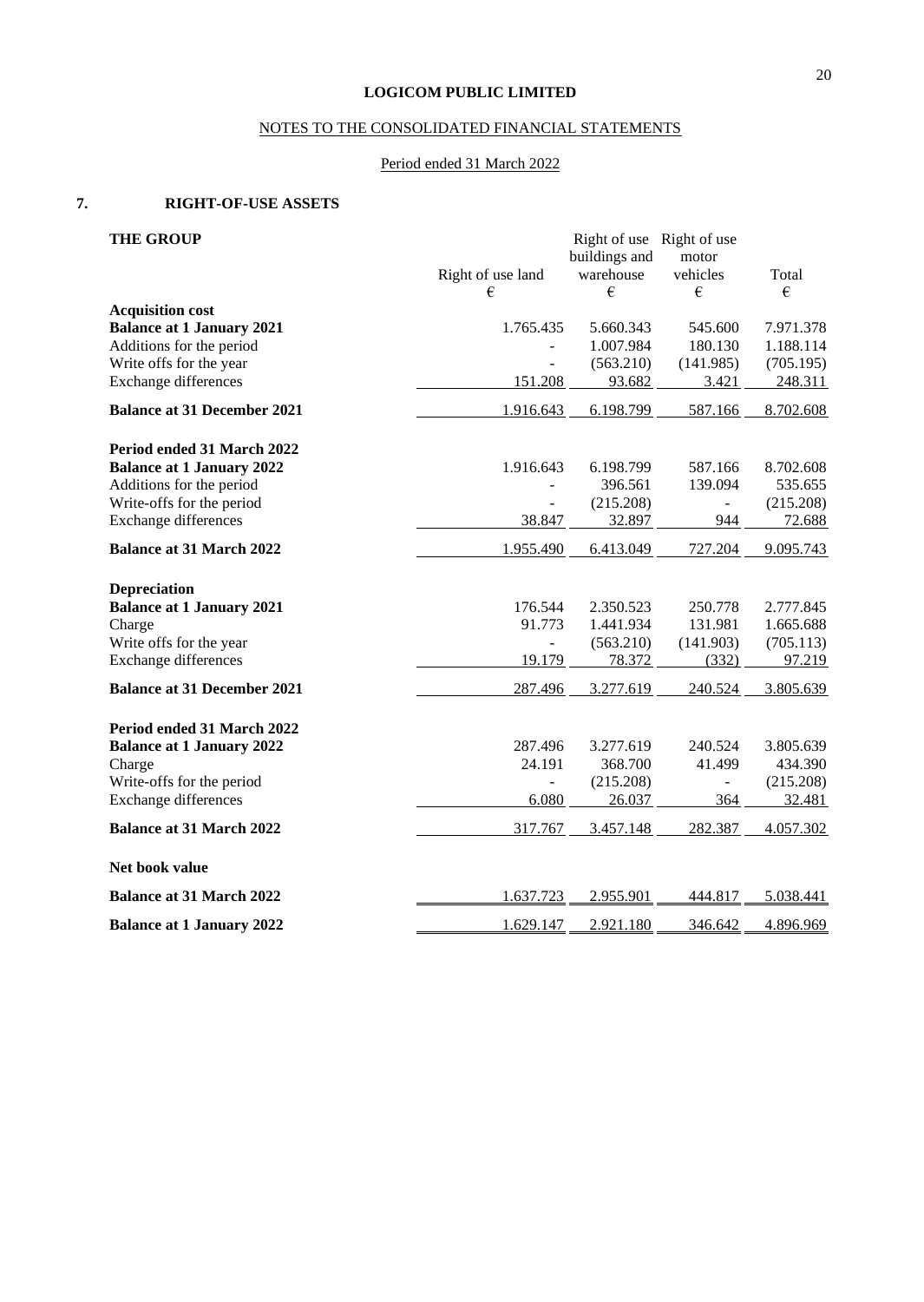**LOGICOM PUBLIC LIMITED**

NOTES TO THE CONSOLIDATED FINANCIAL STATEMENTS

Period ended 31 March 2022

## 7. RIGHT-OF-USE ASSETS

| THE GROUP | Right of use land | Right of use buildings and warehouse | Right of use motor vehicles | Total |
|---|---|---|---|---|
| | € | € | € | € |
| **Acquisition cost** | | | | |
| **Balance at 1 January 2021** | 1.765.435 | 5.660.343 | 545.600 | 7.971.378 |
| Additions for the period | - | 1.007.984 | 180.130 | 1.188.114 |
| Write offs for the year | - | (563.210) | (141.985) | (705.195) |
| Exchange differences | 151.208 | 93.682 | 3.421 | 248.311 |
| **Balance at 31 December 2021** | 1.916.643 | 6.198.799 | 587.166 | 8.702.608 |
| **Period ended 31 March 2022** | | | | |
| **Balance at 1 January 2022** | 1.916.643 | 6.198.799 | 587.166 | 8.702.608 |
| Additions for the period | - | 396.561 | 139.094 | 535.655 |
| Write-offs for the period | - | (215.208) | - | (215.208) |
| Exchange differences | 38.847 | 32.897 | 944 | 72.688 |
| **Balance at 31 March 2022** | 1.955.490 | 6.413.049 | 727.204 | 9.095.743 |
| **Depreciation** | | | | |
| **Balance at 1 January 2021** | 176.544 | 2.350.523 | 250.778 | 2.777.845 |
| Charge | 91.773 | 1.441.934 | 131.981 | 1.665.688 |
| Write offs for the year | - | (563.210) | (141.903) | (705.113) |
| Exchange differences | 19.179 | 78.372 | (332) | 97.219 |
| **Balance at 31 December 2021** | 287.496 | 3.277.619 | 240.524 | 3.805.639 |
| **Period ended 31 March 2022** | | | | |
| **Balance at 1 January 2022** | 287.496 | 3.277.619 | 240.524 | 3.805.639 |
| Charge | 24.191 | 368.700 | 41.499 | 434.390 |
| Write-offs for the period | - | (215.208) | - | (215.208) |
| Exchange differences | 6.080 | 26.037 | 364 | 32.481 |
| **Balance at 31 March 2022** | 317.767 | 3.457.148 | 282.387 | 4.057.302 |
| **Net book value** | | | | |
| **Balance at 31 March 2022** | 1.637.723 | 2.955.901 | 444.817 | 5.038.441 |
| **Balance at 1 January 2022** | 1.629.147 | 2.921.180 | 346.642 | 4.896.969 |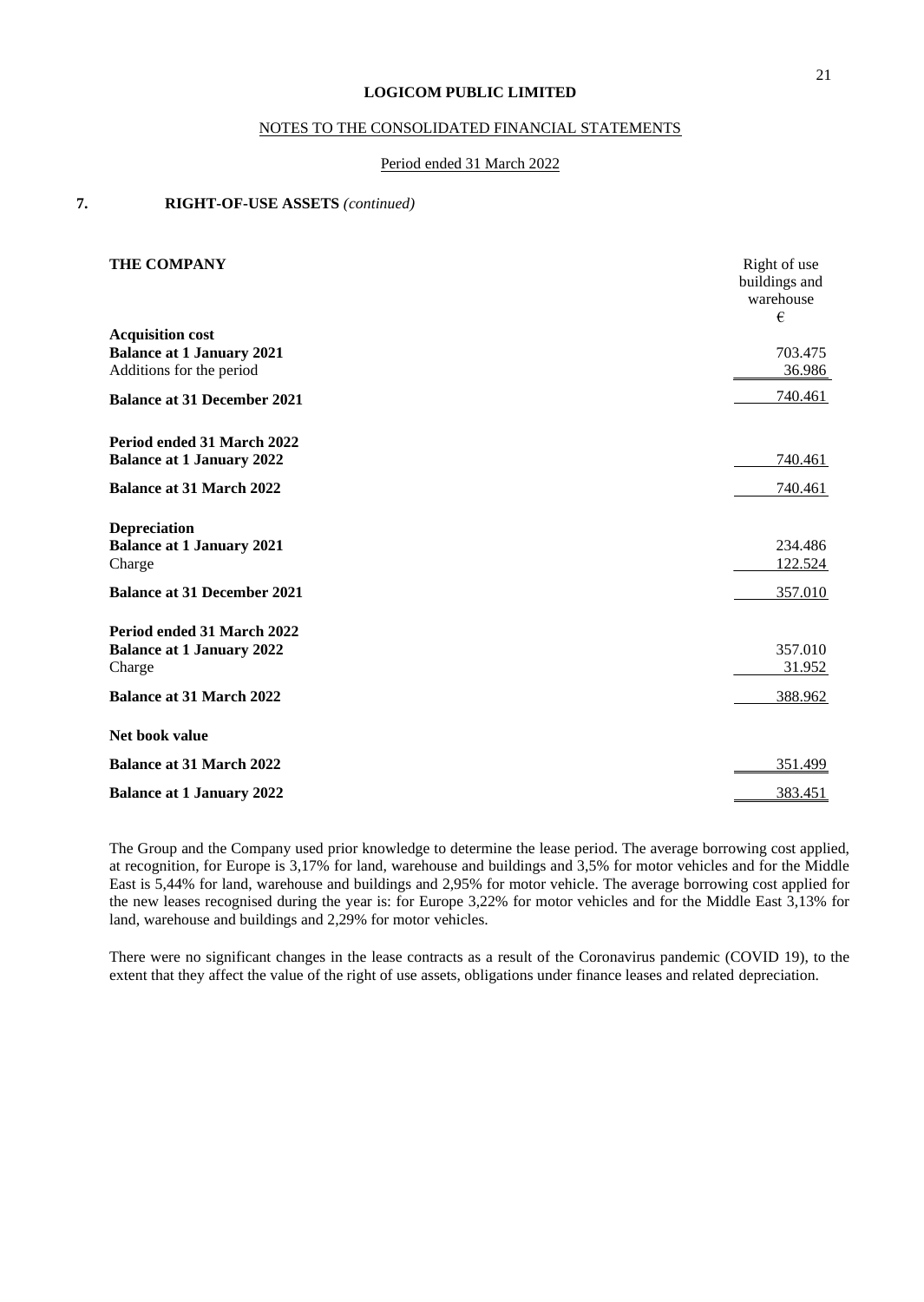**LOGICOM PUBLIC LIMITED**

NOTES TO THE CONSOLIDATED FINANCIAL STATEMENTS

Period ended 31 March 2022

## 7. RIGHT-OF-USE ASSETS *(continued)*

| **THE COMPANY** | Right of use buildings and warehouse €|
|---|---|
| **Acquisition cost** | |
| **Balance at 1 January 2021** | 703.475 |
| Additions for the period | 36.986 |
| **Balance at 31 December 2021** | 740.461 |
| **Period ended 31 March 2022** | |
| **Balance at 1 January 2022** | 740.461 |
| **Balance at 31 March 2022** | 740.461 |
| **Depreciation** | |
| **Balance at 1 January 2021** | 234.486 |
| Charge | 122.524 |
| **Balance at 31 December 2021** | 357.010 |
| **Period ended 31 March 2022** | |
| **Balance at 1 January 2022** | 357.010 |
| Charge | 31.952 |
| **Balance at 31 March 2022** | 388.962 |
| **Net book value** | |
| **Balance at 31 March 2022** | 351.499 |
| **Balance at 1 January 2022** | 383.451 |

The Group and the Company used prior knowledge to determine the lease period. The average borrowing cost applied, at recognition, for Europe is 3,17% for land, warehouse and buildings and 3,5% for motor vehicles and for the Middle East is 5,44% for land, warehouse and buildings and 2,95% for motor vehicle. The average borrowing cost applied for the new leases recognised during the year is: for Europe 3,22% for motor vehicles and for the Middle East 3,13% for land, warehouse and buildings and 2,29% for motor vehicles.

There were no significant changes in the lease contracts as a result of the Coronavirus pandemic (COVID 19), to the extent that they affect the value of the right of use assets, obligations under finance leases and related depreciation.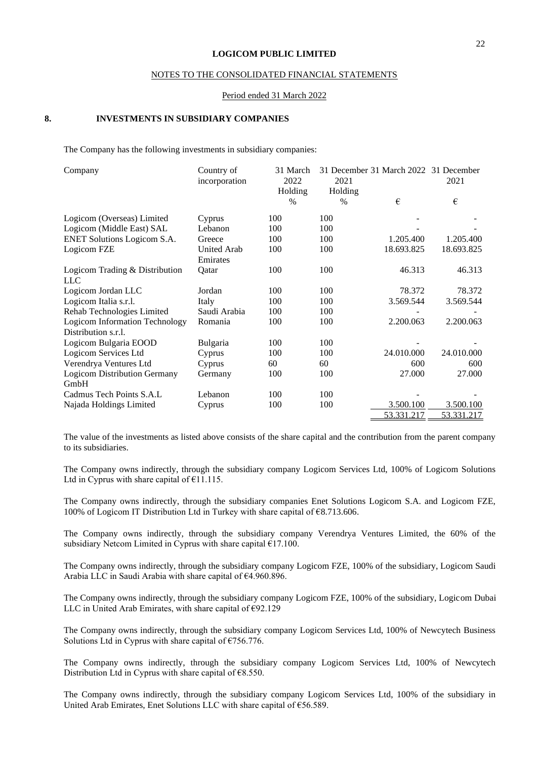**LOGICOM PUBLIC LIMITED**

NOTES TO THE CONSOLIDATED FINANCIAL STATEMENTS

Period ended 31 March 2022

## 8. INVESTMENTS IN SUBSIDIARY COMPANIES

The Company has the following investments in subsidiary companies:

| Company | Country of incorporation | 31 March 2022 Holding | 31 December 2021 Holding | 31 March 2022 | 31 December 2021 |
|---|---|---|---|---|---|
| | | % | % | € | € |
| Logicom (Overseas) Limited | Cyprus | 100 | 100 | - | - |
| Logicom (Middle East) SAL | Lebanon | 100 | 100 | - | - |
| ENET Solutions Logicom S.A. | Greece | 100 | 100 | 1.205.400 | 1.205.400 |
| Logicom FZE | United Arab Emirates | 100 | 100 | 18.693.825 | 18.693.825 |
| Logicom Trading & Distribution LLC | Qatar | 100 | 100 | 46.313 | 46.313 |
| Logicom Jordan LLC | Jordan | 100 | 100 | 78.372 | 78.372 |
| Logicom Italia s.r.l. | Italy | 100 | 100 | 3.569.544 | 3.569.544 |
| Rehab Technologies Limited | Saudi Arabia | 100 | 100 | - | - |
| Logicom Information Technology Distribution s.r.l. | Romania | 100 | 100 | 2.200.063 | 2.200.063 |
| Logicom Bulgaria EOOD | Bulgaria | 100 | 100 | - | - |
| Logicom Services Ltd | Cyprus | 100 | 100 | 24.010.000 | 24.010.000 |
| Verendrya Ventures Ltd | Cyprus | 60 | 60 | 600 | 600 |
| Logicom Distribution Germany GmbH | Germany | 100 | 100 | 27.000 | 27.000 |
| Cadmus Tech Points S.A.L | Lebanon | 100 | 100 | - | - |
| Najada Holdings Limited | Cyprus | 100 | 100 | 3.500.100 | 3.500.100 |
| | | | | 53.331.217 | 53.331.217 |

The value of the investments as listed above consists of the share capital and the contribution from the parent company to its subsidiaries.

The Company owns indirectly, through the subsidiary company Logicom Services Ltd, 100% of Logicom Solutions Ltd in Cyprus with share capital of €11.115.

The Company owns indirectly, through the subsidiary companies Enet Solutions Logicom S.A. and Logicom FZE, 100% of Logicom IT Distribution Ltd in Turkey with share capital of €8.713.606.

The Company owns indirectly, through the subsidiary company Verendrya Ventures Limited, the 60% of the subsidiary Netcom Limited in Cyprus with share capital €17.100.

The Company owns indirectly, through the subsidiary company Logicom FZE, 100% of the subsidiary, Logicom Saudi Arabia LLC in Saudi Arabia with share capital of €4.960.896.

The Company owns indirectly, through the subsidiary company Logicom FZE, 100% of the subsidiary, Logicom Dubai LLC in United Arab Emirates, with share capital of €92.129

The Company owns indirectly, through the subsidiary company Logicom Services Ltd, 100% of Newcytech Business Solutions Ltd in Cyprus with share capital of €756.776.

The Company owns indirectly, through the subsidiary company Logicom Services Ltd, 100% of Newcytech Distribution Ltd in Cyprus with share capital of €8.550.

The Company owns indirectly, through the subsidiary company Logicom Services Ltd, 100% of the subsidiary in United Arab Emirates, Enet Solutions LLC with share capital of €56.589.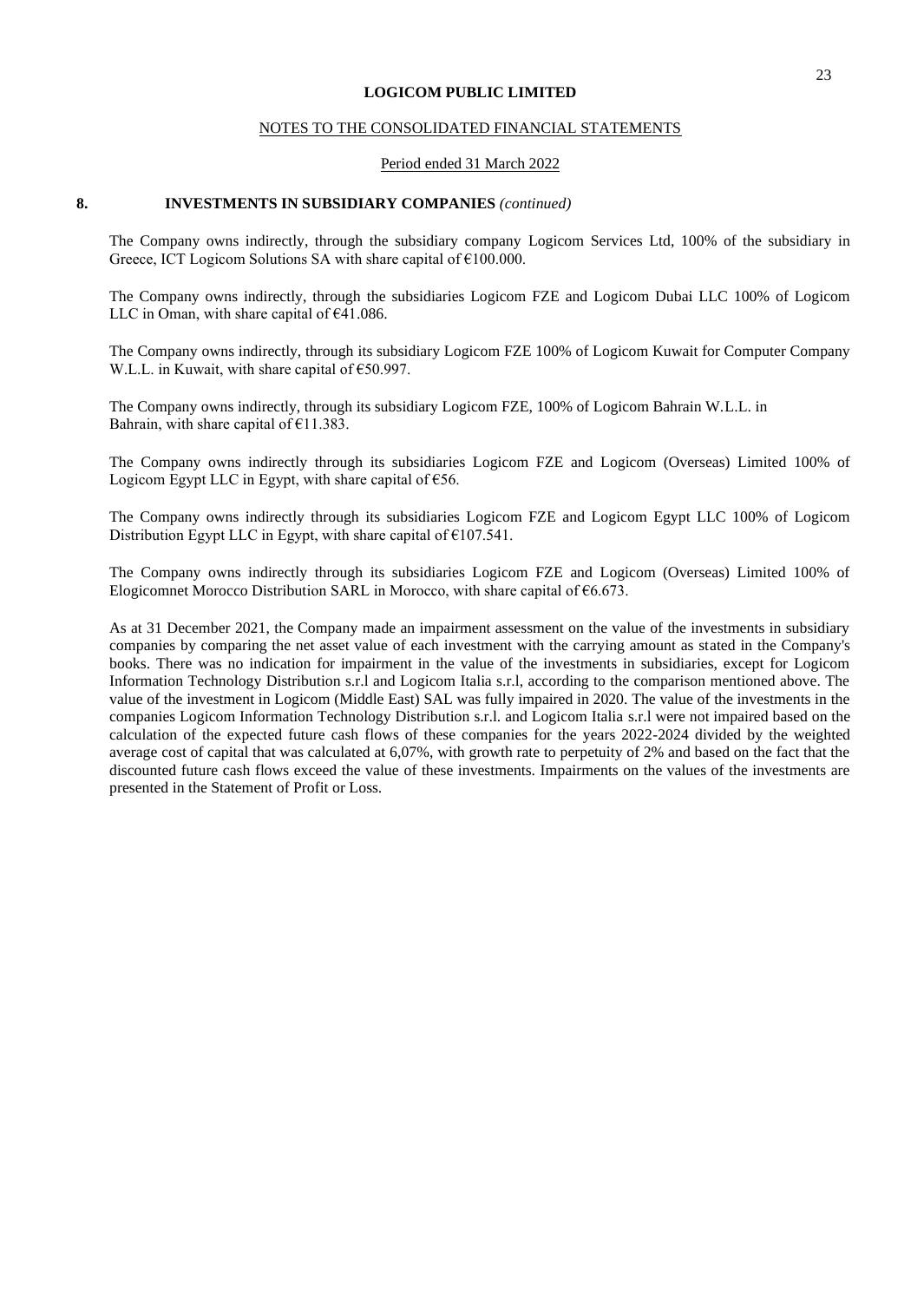**LOGICOM PUBLIC LIMITED**

NOTES TO THE CONSOLIDATED FINANCIAL STATEMENTS

Period ended 31 March 2022

## 8. INVESTMENTS IN SUBSIDIARY COMPANIES *(continued)*

The Company owns indirectly, through the subsidiary company Logicom Services Ltd, 100% of the subsidiary in Greece, ICT Logicom Solutions SA with share capital of €100.000.

The Company owns indirectly, through the subsidiaries Logicom FZE and Logicom Dubai LLC 100% of Logicom LLC in Oman, with share capital of €41.086.

The Company owns indirectly, through its subsidiary Logicom FZE 100% of Logicom Kuwait for Computer Company W.L.L. in Kuwait, with share capital of €50.997.

The Company owns indirectly, through its subsidiary Logicom FZE, 100% of Logicom Bahrain W.L.L. in Bahrain, with share capital of €11.383.

The Company owns indirectly through its subsidiaries Logicom FZE and Logicom (Overseas) Limited 100% of Logicom Egypt LLC in Egypt, with share capital of €56.

The Company owns indirectly through its subsidiaries Logicom FZE and Logicom Egypt LLC 100% of Logicom Distribution Egypt LLC in Egypt, with share capital of €107.541.

The Company owns indirectly through its subsidiaries Logicom FZE and Logicom (Overseas) Limited 100% of Elogicomnet Morocco Distribution SARL in Morocco, with share capital of €6.673.

As at 31 December 2021, the Company made an impairment assessment on the value of the investments in subsidiary companies by comparing the net asset value of each investment with the carrying amount as stated in the Company's books. There was no indication for impairment in the value of the investments in subsidiaries, except for Logicom Information Technology Distribution s.r.l and Logicom Italia s.r.l, according to the comparison mentioned above. The value of the investment in Logicom (Middle East) SAL was fully impaired in 2020. The value of the investments in the companies Logicom Information Technology Distribution s.r.l. and Logicom Italia s.r.l were not impaired based on the calculation of the expected future cash flows of these companies for the years 2022-2024 divided by the weighted average cost of capital that was calculated at 6,07%, with growth rate to perpetuity of 2% and based on the fact that the discounted future cash flows exceed the value of these investments. Impairments on the values of the investments are presented in the Statement of Profit or Loss.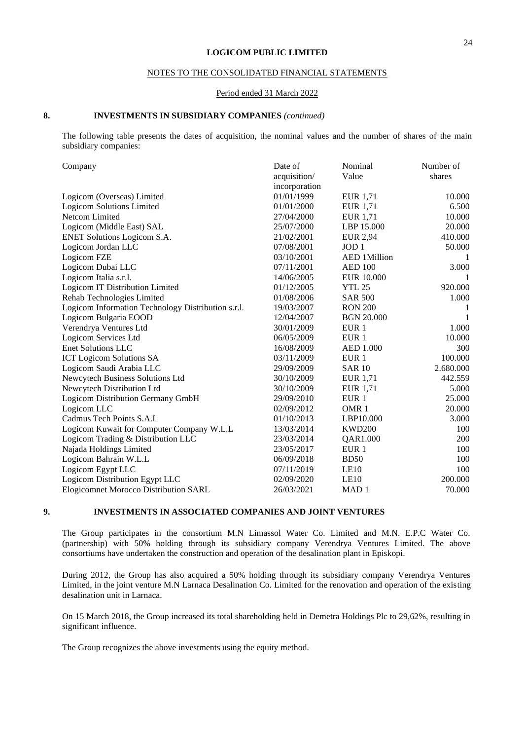**LOGICOM PUBLIC LIMITED**

NOTES TO THE CONSOLIDATED FINANCIAL STATEMENTS

Period ended 31 March 2022

## 8. INVESTMENTS IN SUBSIDIARY COMPANIES *(continued)*

The following table presents the dates of acquisition, the nominal values and the number of shares of the main subsidiary companies:

| Company | Date of acquisition/ incorporation | Nominal Value | Number of shares |
|---|---|---|---|
| Logicom (Overseas) Limited | 01/01/1999 | EUR 1,71 | 10.000 |
| Logicom Solutions Limited | 01/01/2000 | EUR 1,71 | 6.500 |
| Netcom Limited | 27/04/2000 | EUR 1,71 | 10.000 |
| Logicom (Middle East) SAL | 25/07/2000 | LBP 15.000 | 20.000 |
| ENET Solutions Logicom S.A. | 21/02/2001 | EUR 2,94 | 410.000 |
| Logicom Jordan LLC | 07/08/2001 | JOD 1 | 50.000 |
| Logicom FZE | 03/10/2001 | AED 1Million | 1 |
| Logicom Dubai LLC | 07/11/2001 | AED 100 | 3.000 |
| Logicom Italia s.r.l. | 14/06/2005 | EUR 10.000 | 1 |
| Logicom IT Distribution Limited | 01/12/2005 | YTL 25 | 920.000 |
| Rehab Technologies Limited | 01/08/2006 | SAR 500 | 1.000 |
| Logicom Information Technology Distribution s.r.l. | 19/03/2007 | RON 200 | 1 |
| Logicom Bulgaria EOOD | 12/04/2007 | BGN 20.000 | 1 |
| Verendrya Ventures Ltd | 30/01/2009 | EUR 1 | 1.000 |
| Logicom Services Ltd | 06/05/2009 | EUR 1 | 10.000 |
| Enet Solutions LLC | 16/08/2009 | AED 1.000 | 300 |
| ICT Logicom Solutions SA | 03/11/2009 | EUR 1 | 100.000 |
| Logicom Saudi Arabia LLC | 29/09/2009 | SAR 10 | 2.680.000 |
| Newcytech Business Solutions Ltd | 30/10/2009 | EUR 1,71 | 442.559 |
| Newcytech Distribution Ltd | 30/10/2009 | EUR 1,71 | 5.000 |
| Logicom Distribution Germany GmbH | 29/09/2010 | EUR 1 | 25.000 |
| Logicom LLC | 02/09/2012 | OMR 1 | 20.000 |
| Cadmus Tech Points S.A.L | 01/10/2013 | LBP10.000 | 3.000 |
| Logicom Kuwait for Computer Company W.L.L | 13/03/2014 | KWD200 | 100 |
| Logicom Trading & Distribution LLC | 23/03/2014 | QAR1.000 | 200 |
| Najada Holdings Limited | 23/05/2017 | EUR 1 | 100 |
| Logicom Bahrain W.L.L | 06/09/2018 | BD50 | 100 |
| Logicom Egypt LLC | 07/11/2019 | LE10 | 100 |
| Logicom Distribution Egypt LLC | 02/09/2020 | LE10 | 200.000 |
| Elogicomnet Morocco Distribution SARL | 26/03/2021 | MAD 1 | 70.000 |

## 9. INVESTMENTS IN ASSOCIATED COMPANIES AND JOINT VENTURES

The Group participates in the consortium M.N Limassol Water Co. Limited and M.N. E.P.C Water Co. (partnership) with 50% holding through its subsidiary company Verendrya Ventures Limited. The above consortiums have undertaken the construction and operation of the desalination plant in Episkopi.

During 2012, the Group has also acquired a 50% holding through its subsidiary company Verendrya Ventures Limited, in the joint venture M.N Larnaca Desalination Co. Limited for the renovation and operation of the existing desalination unit in Larnaca.

On 15 March 2018, the Group increased its total shareholding held in Demetra Holdings Plc to 29,62%, resulting in significant influence.

The Group recognizes the above investments using the equity method.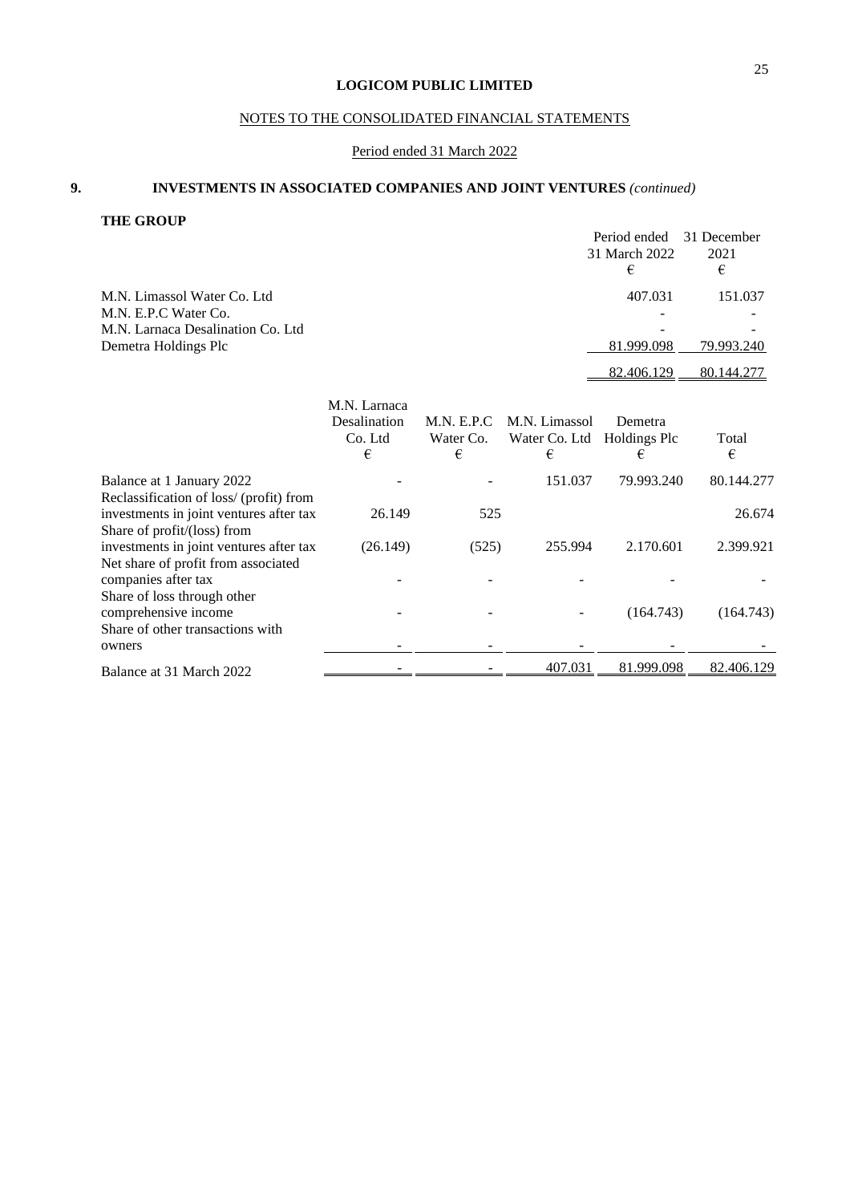**LOGICOM PUBLIC LIMITED**

NOTES TO THE CONSOLIDATED FINANCIAL STATEMENTS

Period ended 31 March 2022

## 9. INVESTMENTS IN ASSOCIATED COMPANIES AND JOINT VENTURES *(continued)*

**THE GROUP**

| | Period ended 31 March 2022 € | 31 December 2021 € |
|---|---|---|
| M.N. Limassol Water Co. Ltd | 407.031 | 151.037 |
| M.N. E.P.C Water Co. | - | - |
| M.N. Larnaca Desalination Co. Ltd | - | - |
| Demetra Holdings Plc | 81.999.098 | 79.993.240 |
| | 82.406.129 | 80.144.277 |

| | M.N. Larnaca Desalination Co. Ltd € | M.N. E.P.C Water Co. € | M.N. Limassol Water Co. Ltd € | Demetra Holdings Plc € | Total € |
|---|---|---|---|---|---|
| Balance at 1 January 2022 | - | - | 151.037 | 79.993.240 | 80.144.277 |
| Reclassification of loss/ (profit) from investments in joint ventures after tax | 26.149 | 525 | | | 26.674 |
| Share of profit/(loss) from investments in joint ventures after tax | (26.149) | (525) | 255.994 | 2.170.601 | 2.399.921 |
| Net share of profit from associated companies after tax | - | - | - | - | - |
| Share of loss through other comprehensive income | - | - | - | (164.743) | (164.743) |
| Share of other transactions with owners | - | - | - | - | - |
| Balance at 31 March 2022 | - | - | 407.031 | 81.999.098 | 82.406.129 |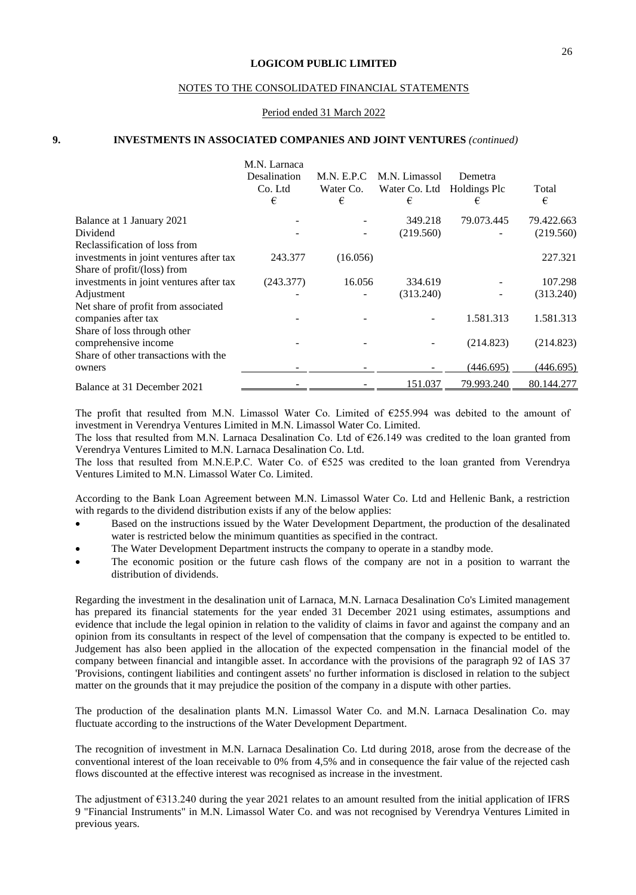**LOGICOM PUBLIC LIMITED**

NOTES TO THE CONSOLIDATED FINANCIAL STATEMENTS

Period ended 31 March 2022

## 9. INVESTMENTS IN ASSOCIATED COMPANIES AND JOINT VENTURES *(continued)*

| | M.N. Larnaca Desalination Co. Ltd € | M.N. E.P.C Water Co. € | M.N. Limassol Water Co. Ltd € | Demetra Holdings Plc € | Total € |
|---|---|---|---|---|---|
| Balance at 1 January 2021 | - | - | 349.218 | 79.073.445 | 79.422.663 |
| Dividend | - | - | (219.560) | - | (219.560) |
| Reclassification of loss from investments in joint ventures after tax | 243.377 | (16.056) | | | 227.321 |
| Share of profit/(loss) from investments in joint ventures after tax | (243.377) | 16.056 | 334.619 | - | 107.298 |
| Adjustment | - | - | (313.240) | - | (313.240) |
| Net share of profit from associated companies after tax | - | - | - | 1.581.313 | 1.581.313 |
| Share of loss through other comprehensive income | - | - | - | (214.823) | (214.823) |
| Share of other transactions with the owners | - | - | - | (446.695) | (446.695) |
| Balance at 31 December 2021 | - | - | 151.037 | 79.993.240 | 80.144.277 |

The profit that resulted from M.N. Limassol Water Co. Limited of €255.994 was debited to the amount of investment in Verendrya Ventures Limited in M.N. Limassol Water Co. Limited.
The loss that resulted from M.N. Larnaca Desalination Co. Ltd of €26.149 was credited to the loan granted from Verendrya Ventures Limited to M.N. Larnaca Desalination Co. Ltd.
The loss that resulted from M.N.E.P.C. Water Co. of €525 was credited to the loan granted from Verendrya Ventures Limited to M.N. Limassol Water Co. Limited.

According to the Bank Loan Agreement between M.N. Limassol Water Co. Ltd and Hellenic Bank, a restriction with regards to the dividend distribution exists if any of the below applies:

- Based on the instructions issued by the Water Development Department, the production of the desalinated water is restricted below the minimum quantities as specified in the contract.
- The Water Development Department instructs the company to operate in a standby mode.
- The economic position or the future cash flows of the company are not in a position to warrant the distribution of dividends.

Regarding the investment in the desalination unit of Larnaca, M.N. Larnaca Desalination Co's Limited management has prepared its financial statements for the year ended 31 December 2021 using estimates, assumptions and evidence that include the legal opinion in relation to the validity of claims in favor and against the company and an opinion from its consultants in respect of the level of compensation that the company is expected to be entitled to. Judgement has also been applied in the allocation of the expected compensation in the financial model of the company between financial and intangible asset. In accordance with the provisions of the paragraph 92 of IAS 37 'Provisions, contingent liabilities and contingent assets' no further information is disclosed in relation to the subject matter on the grounds that it may prejudice the position of the company in a dispute with other parties.

The production of the desalination plants M.N. Limassol Water Co. and M.N. Larnaca Desalination Co. may fluctuate according to the instructions of the Water Development Department.

The recognition of investment in M.N. Larnaca Desalination Co. Ltd during 2018, arose from the decrease of the conventional interest of the loan receivable to 0% from 4,5% and in consequence the fair value of the rejected cash flows discounted at the effective interest was recognised as increase in the investment.

The adjustment of €313.240 during the year 2021 relates to an amount resulted from the initial application of IFRS 9 "Financial Instruments" in M.N. Limassol Water Co. and was not recognised by Verendrya Ventures Limited in previous years.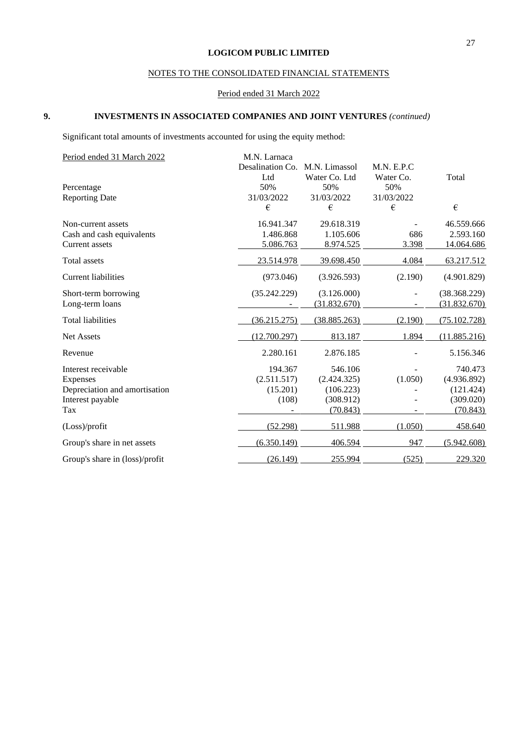**LOGICOM PUBLIC LIMITED**

NOTES TO THE CONSOLIDATED FINANCIAL STATEMENTS

Period ended 31 March 2022

## 9. INVESTMENTS IN ASSOCIATED COMPANIES AND JOINT VENTURES *(continued)*

Significant total amounts of investments accounted for using the equity method:

| Period ended 31 March 2022 | M.N. Larnaca Desalination Co. Ltd | M.N. Limassol Water Co. Ltd | M.N. E.P.C Water Co. | Total |
|---|---|---|---|---|
| Percentage | 50% | 50% | 50% | |
| Reporting Date | 31/03/2022 | 31/03/2022 | 31/03/2022 | |
| | € | € | € | € |
| Non-current assets | 16.941.347 | 29.618.319 | - | 46.559.666 |
| Cash and cash equivalents | 1.486.868 | 1.105.606 | 686 | 2.593.160 |
| Current assets | 5.086.763 | 8.974.525 | 3.398 | 14.064.686 |
| Total assets | 23.514.978 | 39.698.450 | 4.084 | 63.217.512 |
| Current liabilities | (973.046) | (3.926.593) | (2.190) | (4.901.829) |
| Short-term borrowing | (35.242.229) | (3.126.000) | - | (38.368.229) |
| Long-term loans | - | (31.832.670) | - | (31.832.670) |
| Total liabilities | (36.215.275) | (38.885.263) | (2.190) | (75.102.728) |
| Net Assets | (12.700.297) | 813.187 | 1.894 | (11.885.216) |
| Revenue | 2.280.161 | 2.876.185 | - | 5.156.346 |
| Interest receivable | 194.367 | 546.106 | - | 740.473 |
| Expenses | (2.511.517) | (2.424.325) | (1.050) | (4.936.892) |
| Depreciation and amortisation | (15.201) | (106.223) | - | (121.424) |
| Interest payable | (108) | (308.912) | - | (309.020) |
| Tax | - | (70.843) | - | (70.843) |
| (Loss)/profit | (52.298) | 511.988 | (1.050) | 458.640 |
| Group's share in net assets | (6.350.149) | 406.594 | 947 | (5.942.608) |
| Group's share in (loss)/profit | (26.149) | 255.994 | (525) | 229.320 |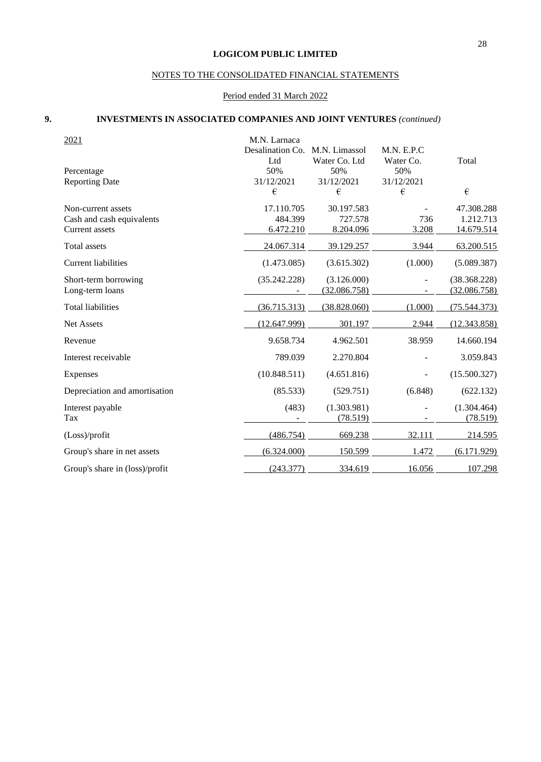**LOGICOM PUBLIC LIMITED**

NOTES TO THE CONSOLIDATED FINANCIAL STATEMENTS

Period ended 31 March 2022

## 9. INVESTMENTS IN ASSOCIATED COMPANIES AND JOINT VENTURES *(continued)*

| 2021 | M.N. Larnaca Desalination Co. Ltd | M.N. Limassol Water Co. Ltd | M.N. E.P.C Water Co. | Total |
|---|---|---|---|---|
| Percentage | 50% | 50% | 50% | |
| Reporting Date | 31/12/2021 | 31/12/2021 | 31/12/2021 | |
| | € | € | € | € |
| Non-current assets | 17.110.705 | 30.197.583 | - | 47.308.288 |
| Cash and cash equivalents | 484.399 | 727.578 | 736 | 1.212.713 |
| Current assets | 6.472.210 | 8.204.096 | 3.208 | 14.679.514 |
| Total assets | 24.067.314 | 39.129.257 | 3.944 | 63.200.515 |
| Current liabilities | (1.473.085) | (3.615.302) | (1.000) | (5.089.387) |
| Short-term borrowing | (35.242.228) | (3.126.000) | - | (38.368.228) |
| Long-term loans | - | (32.086.758) | - | (32.086.758) |
| Total liabilities | (36.715.313) | (38.828.060) | (1.000) | (75.544.373) |
| Net Assets | (12.647.999) | 301.197 | 2.944 | (12.343.858) |
| Revenue | 9.658.734 | 4.962.501 | 38.959 | 14.660.194 |
| Interest receivable | 789.039 | 2.270.804 | - | 3.059.843 |
| Expenses | (10.848.511) | (4.651.816) | - | (15.500.327) |
| Depreciation and amortisation | (85.533) | (529.751) | (6.848) | (622.132) |
| Interest payable | (483) | (1.303.981) | - | (1.304.464) |
| Tax | - | (78.519) | - | (78.519) |
| (Loss)/profit | (486.754) | 669.238 | 32.111 | 214.595 |
| Group's share in net assets | (6.324.000) | 150.599 | 1.472 | (6.171.929) |
| Group's share in (loss)/profit | (243.377) | 334.619 | 16.056 | 107.298 |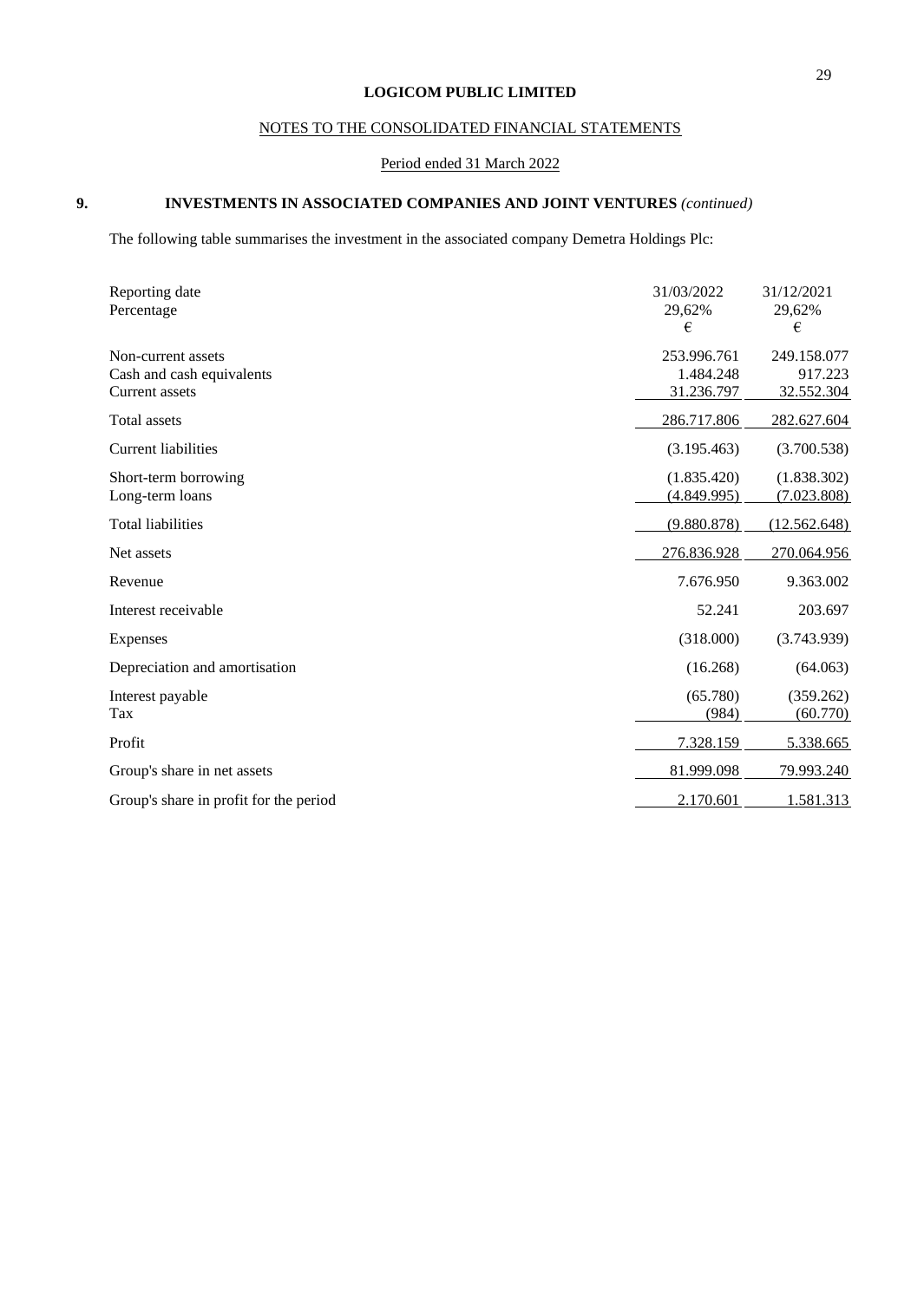**LOGICOM PUBLIC LIMITED**

NOTES TO THE CONSOLIDATED FINANCIAL STATEMENTS

Period ended 31 March 2022

## 9. INVESTMENTS IN ASSOCIATED COMPANIES AND JOINT VENTURES *(continued)*

The following table summarises the investment in the associated company Demetra Holdings Plc:

| | | |
|---|---|---|
| Reporting date | 31/03/2022 | 31/12/2021 |
| Percentage | 29,62% | 29,62% |
| | € | € |
| Non-current assets | 253.996.761 | 249.158.077 |
| Cash and cash equivalents | 1.484.248 | 917.223 |
| Current assets | 31.236.797 | 32.552.304 |
| Total assets | 286.717.806 | 282.627.604 |
| Current liabilities | (3.195.463) | (3.700.538) |
| Short-term borrowing | (1.835.420) | (1.838.302) |
| Long-term loans | (4.849.995) | (7.023.808) |
| Total liabilities | (9.880.878) | (12.562.648) |
| Net assets | 276.836.928 | 270.064.956 |
| Revenue | 7.676.950 | 9.363.002 |
| Interest receivable | 52.241 | 203.697 |
| Expenses | (318.000) | (3.743.939) |
| Depreciation and amortisation | (16.268) | (64.063) |
| Interest payable | (65.780) | (359.262) |
| Tax | (984) | (60.770) |
| Profit | 7.328.159 | 5.338.665 |
| Group's share in net assets | 81.999.098 | 79.993.240 |
| Group's share in profit for the period | 2.170.601 | 1.581.313 |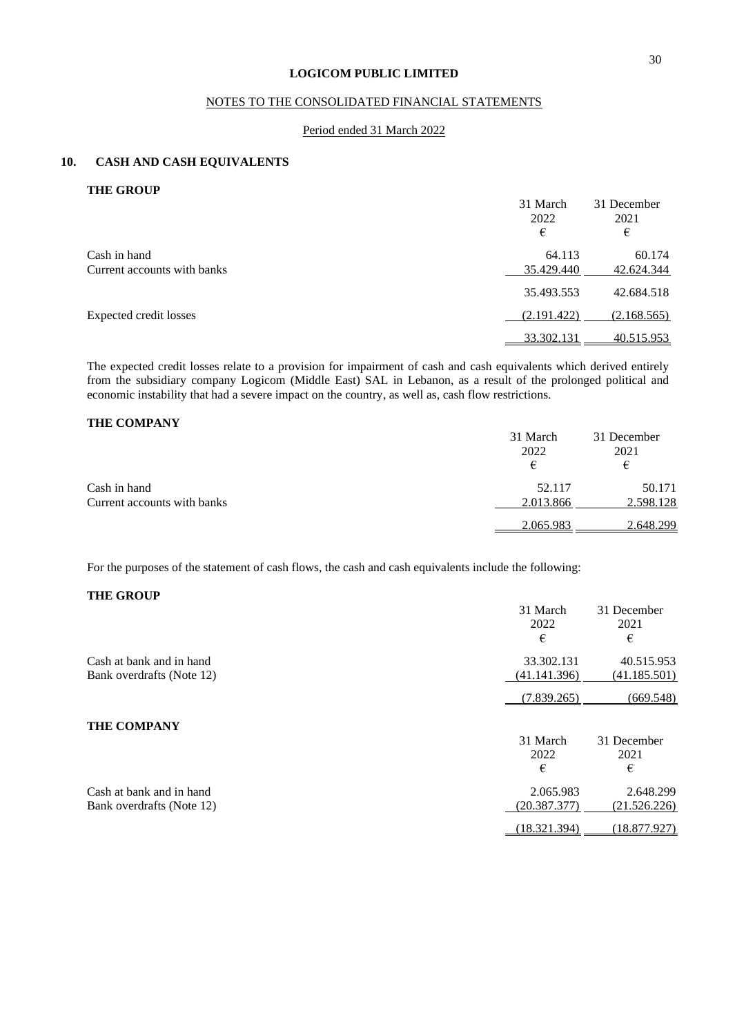**LOGICOM PUBLIC LIMITED**

NOTES TO THE CONSOLIDATED FINANCIAL STATEMENTS

Period ended 31 March 2022

## 10. CASH AND CASH EQUIVALENTS

### THE GROUP

| | 31 March 2022 € | 31 December 2021 € |
|---|---|---|
| Cash in hand | 64.113 | 60.174 |
| Current accounts with banks | 35.429.440 | 42.624.344 |
| | 35.493.553 | 42.684.518 |
| Expected credit losses | (2.191.422) | (2.168.565) |
| | 33.302.131 | 40.515.953 |

The expected credit losses relate to a provision for impairment of cash and cash equivalents which derived entirely from the subsidiary company Logicom (Middle East) SAL in Lebanon, as a result of the prolonged political and economic instability that had a severe impact on the country, as well as, cash flow restrictions.

### THE COMPANY

| | 31 March 2022 € | 31 December 2021 € |
|---|---|---|
| Cash in hand | 52.117 | 50.171 |
| Current accounts with banks | 2.013.866 | 2.598.128 |
| | 2.065.983 | 2.648.299 |

For the purposes of the statement of cash flows, the cash and cash equivalents include the following:

### THE GROUP

| | 31 March 2022 € | 31 December 2021 € |
|---|---|---|
| Cash at bank and in hand | 33.302.131 | 40.515.953 |
| Bank overdrafts (Note 12) | (41.141.396) | (41.185.501) |
| | (7.839.265) | (669.548) |

### THE COMPANY

| | 31 March 2022 € | 31 December 2021 € |
|---|---|---|
| Cash at bank and in hand | 2.065.983 | 2.648.299 |
| Bank overdrafts (Note 12) | (20.387.377) | (21.526.226) |
| | (18.321.394) | (18.877.927) |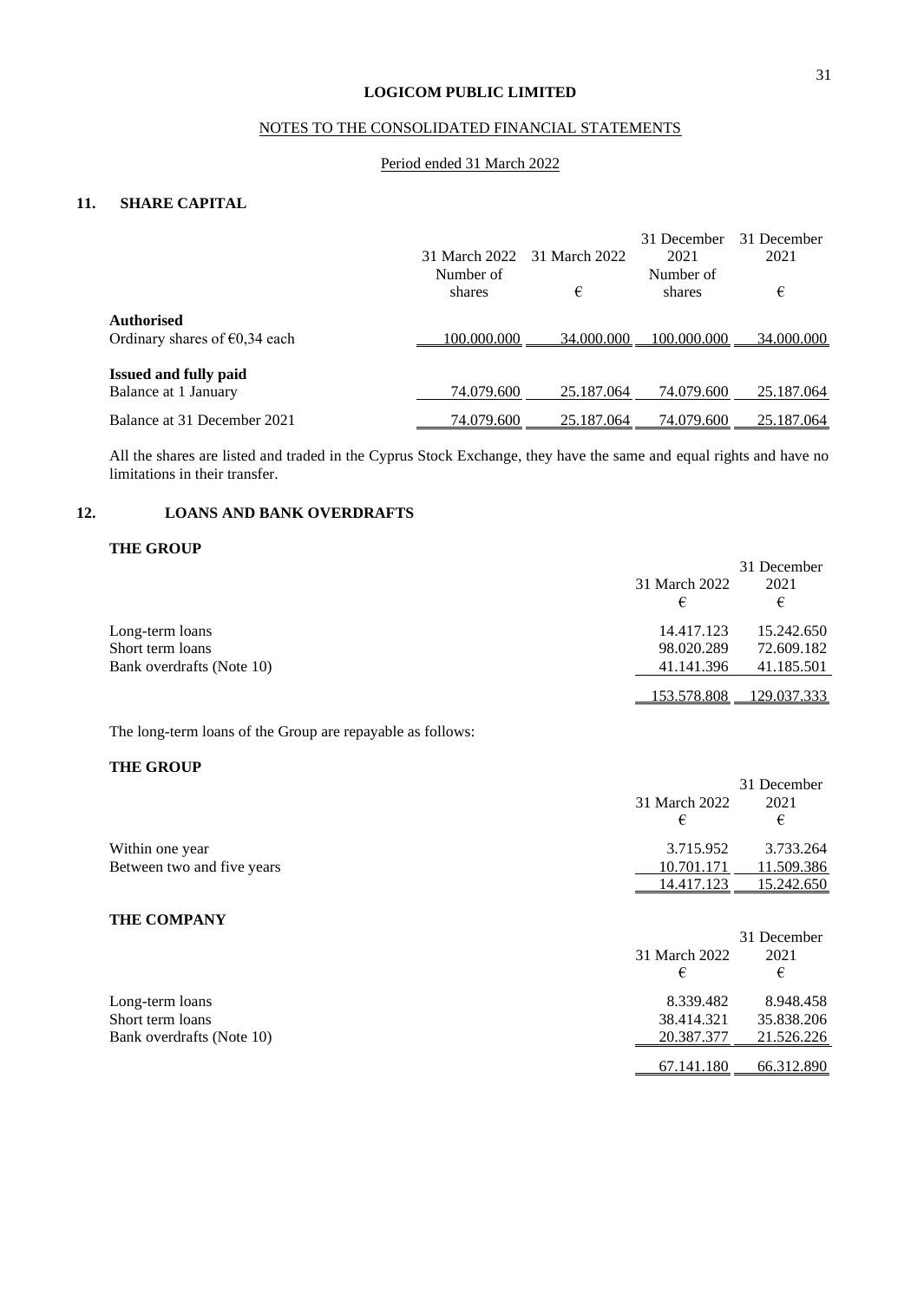**LOGICOM PUBLIC LIMITED**

NOTES TO THE CONSOLIDATED FINANCIAL STATEMENTS

Period ended 31 March 2022

## 11. SHARE CAPITAL

| | 31 March 2022 Number of shares | 31 March 2022 € | 31 December 2021 Number of shares | 31 December 2021 € |
|---|---|---|---|---|
| **Authorised** | | | | |
| Ordinary shares of €0,34 each | 100.000.000 | 34.000.000 | 100.000.000 | 34.000.000 |
| **Issued and fully paid** | | | | |
| Balance at 1 January | 74.079.600 | 25.187.064 | 74.079.600 | 25.187.064 |
| Balance at 31 December 2021 | 74.079.600 | 25.187.064 | 74.079.600 | 25.187.064 |

All the shares are listed and traded in the Cyprus Stock Exchange, they have the same and equal rights and have no limitations in their transfer.

## 12. LOANS AND BANK OVERDRAFTS

**THE GROUP**

| | 31 March 2022 € | 31 December 2021 € |
|---|---|---|
| Long-term loans | 14.417.123 | 15.242.650 |
| Short term loans | 98.020.289 | 72.609.182 |
| Bank overdrafts (Note 10) | 41.141.396 | 41.185.501 |
| | 153.578.808 | 129.037.333 |

The long-term loans of the Group are repayable as follows:

**THE GROUP**

| | 31 March 2022 € | 31 December 2021 € |
|---|---|---|
| Within one year | 3.715.952 | 3.733.264 |
| Between two and five years | 10.701.171 | 11.509.386 |
| | 14.417.123 | 15.242.650 |

**THE COMPANY**

| | 31 March 2022 € | 31 December 2021 € |
|---|---|---|
| Long-term loans | 8.339.482 | 8.948.458 |
| Short term loans | 38.414.321 | 35.838.206 |
| Bank overdrafts (Note 10) | 20.387.377 | 21.526.226 |
| | 67.141.180 | 66.312.890 |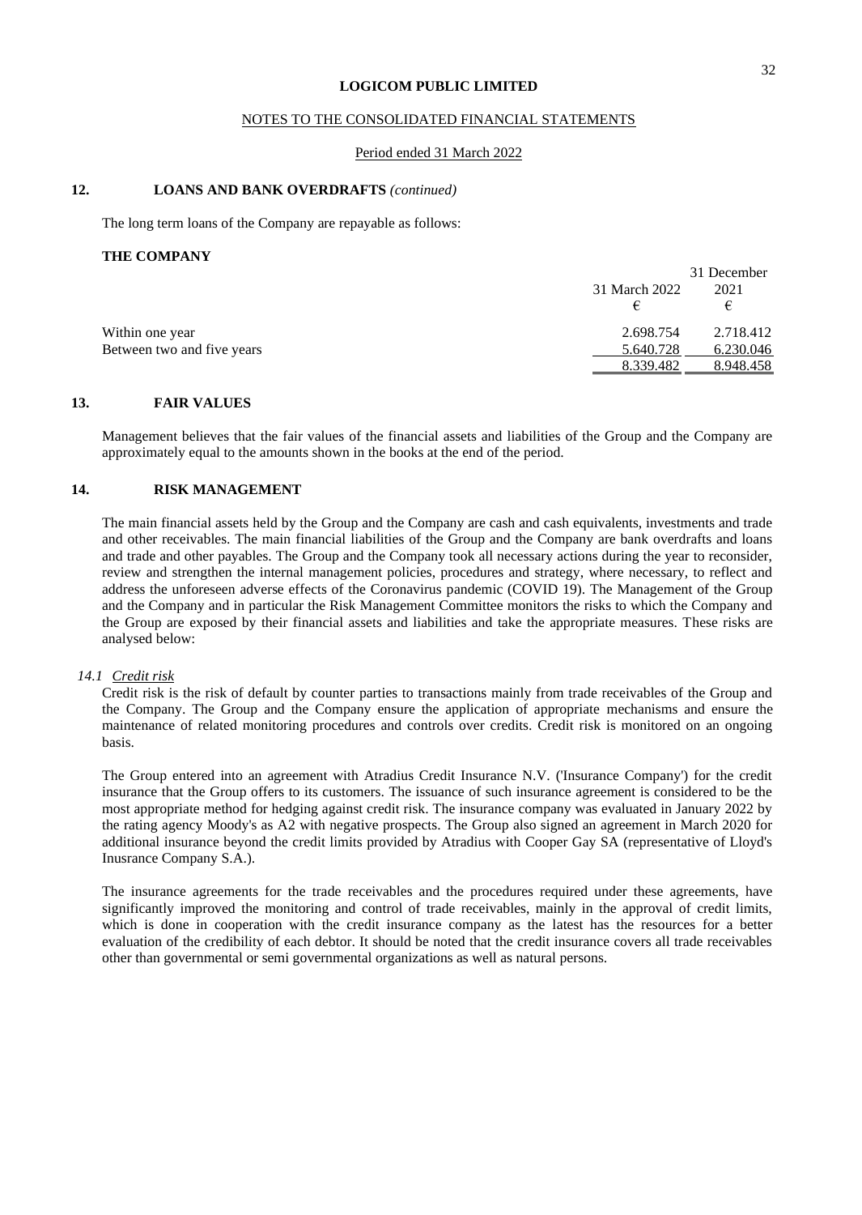## 12. LOANS AND BANK OVERDRAFTS *(continued)*

The long term loans of the Company are repayable as follows:

**THE COMPANY**

| | 31 March 2022 | 31 December 2021 |
|---|---|---|
| | € | € |
| Within one year | 2.698.754 | 2.718.412 |
| Between two and five years | 5.640.728 | 6.230.046 |
| | 8.339.482 | 8.948.458 |

## 13. FAIR VALUES

Management believes that the fair values of the financial assets and liabilities of the Group and the Company are approximately equal to the amounts shown in the books at the end of the period.

## 14. RISK MANAGEMENT

The main financial assets held by the Group and the Company are cash and cash equivalents, investments and trade and other receivables. The main financial liabilities of the Group and the Company are bank overdrafts and loans and trade and other payables. The Group and the Company took all necessary actions during the year to reconsider, review and strengthen the internal management policies, procedures and strategy, where necessary, to reflect and address the unforeseen adverse effects of the Coronavirus pandemic (COVID 19). The Management of the Group and the Company and in particular the Risk Management Committee monitors the risks to which the Company and the Group are exposed by their financial assets and liabilities and take the appropriate measures. These risks are analysed below:

### 14.1 *Credit risk*

Credit risk is the risk of default by counter parties to transactions mainly from trade receivables of the Group and the Company. The Group and the Company ensure the application of appropriate mechanisms and ensure the maintenance of related monitoring procedures and controls over credits. Credit risk is monitored on an ongoing basis.

The Group entered into an agreement with Atradius Credit Insurance N.V. ('Insurance Company') for the credit insurance that the Group offers to its customers. The issuance of such insurance agreement is considered to be the most appropriate method for hedging against credit risk. The insurance company was evaluated in January 2022 by the rating agency Moody's as A2 with negative prospects. The Group also signed an agreement in March 2020 for additional insurance beyond the credit limits provided by Atradius with Cooper Gay SA (representative of Lloyd's Inusrance Company S.A.).

The insurance agreements for the trade receivables and the procedures required under these agreements, have significantly improved the monitoring and control of trade receivables, mainly in the approval of credit limits, which is done in cooperation with the credit insurance company as the latest has the resources for a better evaluation of the credibility of each debtor. It should be noted that the credit insurance covers all trade receivables other than governmental or semi governmental organizations as well as natural persons.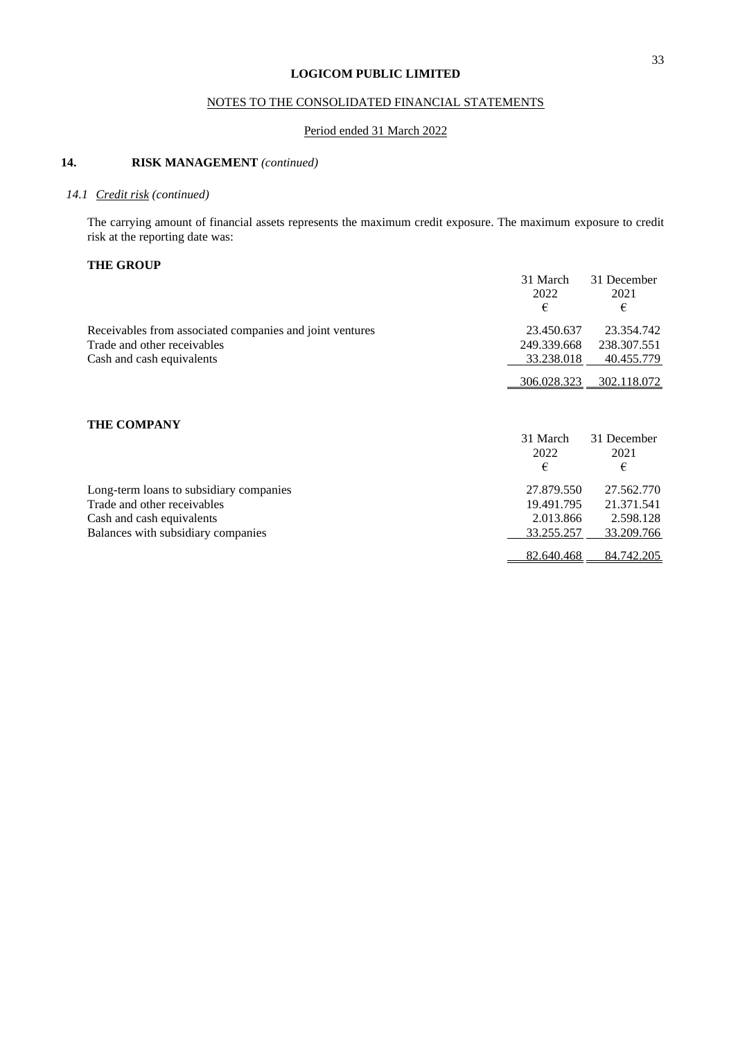**LOGICOM PUBLIC LIMITED**

NOTES TO THE CONSOLIDATED FINANCIAL STATEMENTS

Period ended 31 March 2022

## 14. RISK MANAGEMENT *(continued)*

### *14.1 Credit risk (continued)*

The carrying amount of financial assets represents the maximum credit exposure. The maximum exposure to credit risk at the reporting date was:

**THE GROUP**

| | 31 March 2022 € | 31 December 2021 € |
|---|---|---|
| Receivables from associated companies and joint ventures | 23.450.637 | 23.354.742 |
| Trade and other receivables | 249.339.668 | 238.307.551 |
| Cash and cash equivalents | 33.238.018 | 40.455.779 |
| | 306.028.323 | 302.118.072 |

**THE COMPANY**

| | 31 March 2022 € | 31 December 2021 € |
|---|---|---|
| Long-term loans to subsidiary companies | 27.879.550 | 27.562.770 |
| Trade and other receivables | 19.491.795 | 21.371.541 |
| Cash and cash equivalents | 2.013.866 | 2.598.128 |
| Balances with subsidiary companies | 33.255.257 | 33.209.766 |
| | 82.640.468 | 84.742.205 |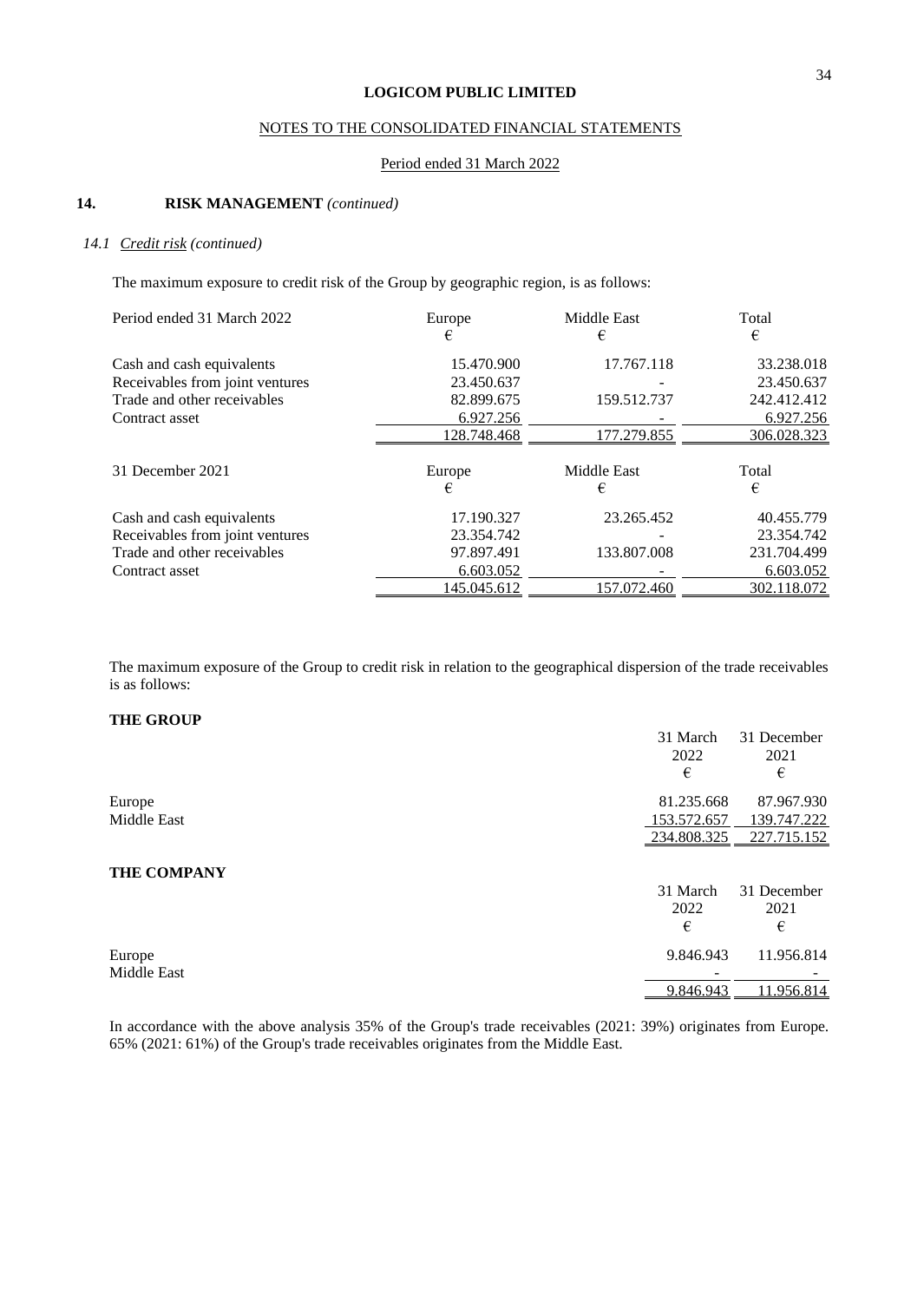**LOGICOM PUBLIC LIMITED**

NOTES TO THE CONSOLIDATED FINANCIAL STATEMENTS

Period ended 31 March 2022

## 14. RISK MANAGEMENT *(continued)*

### 14.1 Credit risk *(continued)*

The maximum exposure to credit risk of the Group by geographic region, is as follows:

| Period ended 31 March 2022 | Europe<br>€ | Middle East<br>€ | Total<br>€ |
|---|---|---|---|
| Cash and cash equivalents | 15.470.900 | 17.767.118 | 33.238.018 |
| Receivables from joint ventures | 23.450.637 | - | 23.450.637 |
| Trade and other receivables | 82.899.675 | 159.512.737 | 242.412.412 |
| Contract asset | 6.927.256 | - | 6.927.256 |
| | 128.748.468 | 177.279.855 | 306.028.323 |

| 31 December 2021 | Europe<br>€ | Middle East<br>€ | Total<br>€ |
|---|---|---|---|
| Cash and cash equivalents | 17.190.327 | 23.265.452 | 40.455.779 |
| Receivables from joint ventures | 23.354.742 | - | 23.354.742 |
| Trade and other receivables | 97.897.491 | 133.807.008 | 231.704.499 |
| Contract asset | 6.603.052 | - | 6.603.052 |
| | 145.045.612 | 157.072.460 | 302.118.072 |

The maximum exposure of the Group to credit risk in relation to the geographical dispersion of the trade receivables is as follows:

**THE GROUP**

| | 31 March 2022<br>€ | 31 December 2021<br>€ |
|---|---|---|
| Europe | 81.235.668 | 87.967.930 |
| Middle East | 153.572.657 | 139.747.222 |
| | 234.808.325 | 227.715.152 |

**THE COMPANY**

| | 31 March 2022<br>€ | 31 December 2021<br>€ |
|---|---|---|
| Europe | 9.846.943 | 11.956.814 |
| Middle East | - | - |
| | 9.846.943 | 11.956.814 |

In accordance with the above analysis 35% of the Group's trade receivables (2021: 39%) originates from Europe. 65% (2021: 61%) of the Group's trade receivables originates from the Middle East.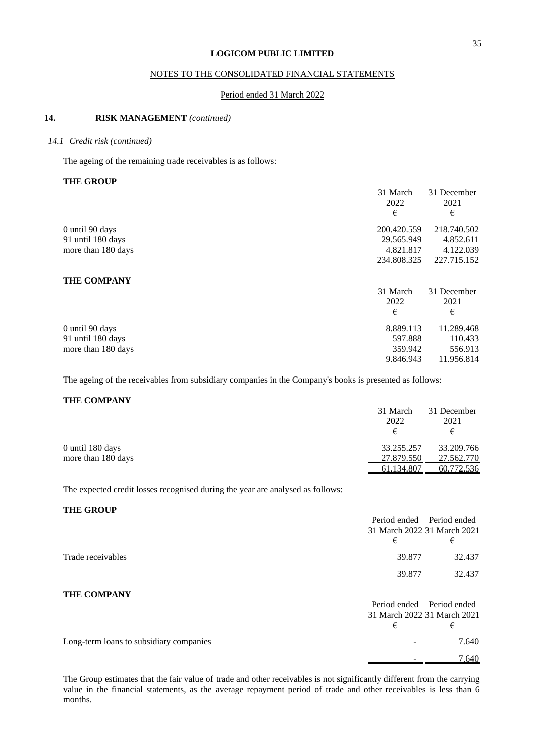**LOGICOM PUBLIC LIMITED**

NOTES TO THE CONSOLIDATED FINANCIAL STATEMENTS

Period ended 31 March 2022

## 14. RISK MANAGEMENT *(continued)*

### *14.1 Credit risk (continued)*

The ageing of the remaining trade receivables is as follows:

**THE GROUP**

| | 31 March 2022 € | 31 December 2021 € |
|---|---|---|
| 0 until 90 days | 200.420.559 | 218.740.502 |
| 91 until 180 days | 29.565.949 | 4.852.611 |
| more than 180 days | 4.821.817 | 4.122.039 |
| | 234.808.325 | 227.715.152 |

**THE COMPANY**

| | 31 March 2022 € | 31 December 2021 € |
|---|---|---|
| 0 until 90 days | 8.889.113 | 11.289.468 |
| 91 until 180 days | 597.888 | 110.433 |
| more than 180 days | 359.942 | 556.913 |
| | 9.846.943 | 11.956.814 |

The ageing of the receivables from subsidiary companies in the Company's books is presented as follows:

**THE COMPANY**

| | 31 March 2022 € | 31 December 2021 € |
|---|---|---|
| 0 until 180 days | 33.255.257 | 33.209.766 |
| more than 180 days | 27.879.550 | 27.562.770 |
| | 61.134.807 | 60.772.536 |

The expected credit losses recognised during the year are analysed as follows:

**THE GROUP**

| | Period ended 31 March 2022 € | Period ended 31 March 2021 € |
|---|---|---|
| Trade receivables | 39.877 | 32.437 |
| | 39.877 | 32.437 |

**THE COMPANY**

| | Period ended 31 March 2022 € | Period ended 31 March 2021 € |
|---|---|---|
| Long-term loans to subsidiary companies | - | 7.640 |
| | - | 7.640 |

The Group estimates that the fair value of trade and other receivables is not significantly different from the carrying value in the financial statements, as the average repayment period of trade and other receivables is less than 6 months.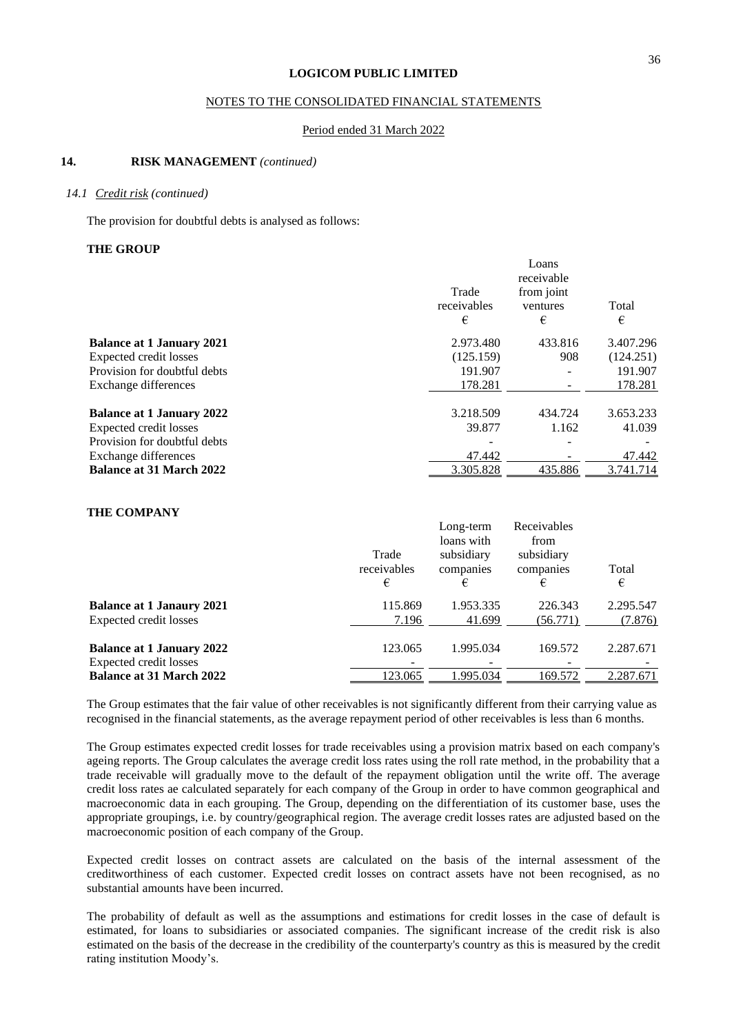**LOGICOM PUBLIC LIMITED**

NOTES TO THE CONSOLIDATED FINANCIAL STATEMENTS

Period ended 31 March 2022

## 14. RISK MANAGEMENT *(continued)*

### *14.1 Credit risk (continued)*

The provision for doubtful debts is analysed as follows:

**THE GROUP**

| | Trade receivables | Loans receivable from joint ventures | Total |
|---|---|---|---|
| | € | € | € |
| **Balance at 1 January 2021** | 2.973.480 | 433.816 | 3.407.296 |
| Expected credit losses | (125.159) | 908 | (124.251) |
| Provision for doubtful debts | 191.907 | - | 191.907 |
| Exchange differences | 178.281 | - | 178.281 |
| **Balance at 1 January 2022** | 3.218.509 | 434.724 | 3.653.233 |
| Expected credit losses | 39.877 | 1.162 | 41.039 |
| Provision for doubtful debts | - | - | - |
| Exchange differences | 47.442 | - | 47.442 |
| **Balance at 31 March 2022** | 3.305.828 | 435.886 | 3.741.714 |

**THE COMPANY**

| | Trade receivables | Long-term loans with subsidiary companies | Receivables from subsidiary companies | Total |
|---|---|---|---|---|
| | € | € | € | € |
| **Balance at 1 Janaury 2021** | 115.869 | 1.953.335 | 226.343 | 2.295.547 |
| Expected credit losses | 7.196 | 41.699 | (56.771) | (7.876) |
| **Balance at 1 January 2022** | 123.065 | 1.995.034 | 169.572 | 2.287.671 |
| Expected credit losses | - | - | - | - |
| **Balance at 31 March 2022** | 123.065 | 1.995.034 | 169.572 | 2.287.671 |

The Group estimates that the fair value of other receivables is not significantly different from their carrying value as recognised in the financial statements, as the average repayment period of other receivables is less than 6 months.

The Group estimates expected credit losses for trade receivables using a provision matrix based on each company's ageing reports. The Group calculates the average credit loss rates using the roll rate method, in the probability that a trade receivable will gradually move to the default of the repayment obligation until the write off. The average credit loss rates ae calculated separately for each company of the Group in order to have common geographical and macroeconomic data in each grouping. The Group, depending on the differentiation of its customer base, uses the appropriate groupings, i.e. by country/geographical region. The average credit losses rates are adjusted based on the macroeconomic position of each company of the Group.

Expected credit losses on contract assets are calculated on the basis of the internal assessment of the creditworthiness of each customer. Expected credit losses on contract assets have not been recognised, as no substantial amounts have been incurred.

The probability of default as well as the assumptions and estimations for credit losses in the case of default is estimated, for loans to subsidiaries or associated companies. The significant increase of the credit risk is also estimated on the basis of the decrease in the credibility of the counterparty's country as this is measured by the credit rating institution Moody's.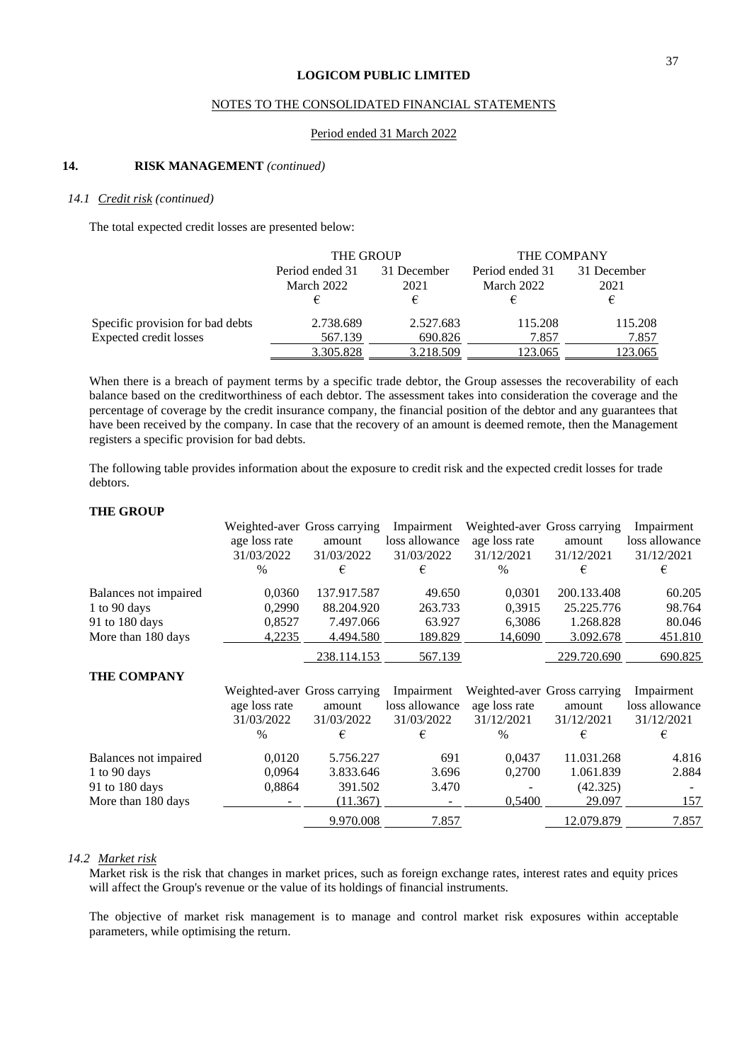## 14. RISK MANAGEMENT *(continued)*

### 14.1 *Credit risk (continued)*

The total expected credit losses are presented below:

| | THE GROUP | | THE COMPANY | |
|---|---|---|---|---|
| | Period ended 31 March 2022 | 31 December 2021 | Period ended 31 March 2022 | 31 December 2021 |
| | € | € | € | € |
| Specific provision for bad debts | 2.738.689 | 2.527.683 | 115.208 | 115.208 |
| Expected credit losses | 567.139 | 690.826 | 7.857 | 7.857 |
| | 3.305.828 | 3.218.509 | 123.065 | 123.065 |

When there is a breach of payment terms by a specific trade debtor, the Group assesses the recoverability of each balance based on the creditworthiness of each debtor. The assessment takes into consideration the coverage and the percentage of coverage by the credit insurance company, the financial position of the debtor and any guarantees that have been received by the company. In case that the recovery of an amount is deemed remote, then the Management registers a specific provision for bad debts.

The following table provides information about the exposure to credit risk and the expected credit losses for trade debtors.

**THE GROUP**

| | Weighted-average loss rate 31/03/2022 | Gross carrying amount 31/03/2022 | Impairment loss allowance 31/03/2022 | Weighted-average loss rate 31/12/2021 | Gross carrying amount 31/12/2021 | Impairment loss allowance 31/12/2021 |
|---|---|---|---|---|---|---|
| | % | € | € | % | € | € |
| Balances not impaired | 0,0360 | 137.917.587 | 49.650 | 0,0301 | 200.133.408 | 60.205 |
| 1 to 90 days | 0,2990 | 88.204.920 | 263.733 | 0,3915 | 25.225.776 | 98.764 |
| 91 to 180 days | 0,8527 | 7.497.066 | 63.927 | 6,3086 | 1.268.828 | 80.046 |
| More than 180 days | 4,2235 | 4.494.580 | 189.829 | 14,6090 | 3.092.678 | 451.810 |
| | | 238.114.153 | 567.139 | | 229.720.690 | 690.825 |

**THE COMPANY**

| | Weighted-average loss rate 31/03/2022 | Gross carrying amount 31/03/2022 | Impairment loss allowance 31/03/2022 | Weighted-average loss rate 31/12/2021 | Gross carrying amount 31/12/2021 | Impairment loss allowance 31/12/2021 |
|---|---|---|---|---|---|---|
| | % | € | € | % | € | € |
| Balances not impaired | 0,0120 | 5.756.227 | 691 | 0,0437 | 11.031.268 | 4.816 |
| 1 to 90 days | 0,0964 | 3.833.646 | 3.696 | 0,2700 | 1.061.839 | 2.884 |
| 91 to 180 days | 0,8864 | 391.502 | 3.470 | - | (42.325) | - |
| More than 180 days | - | (11.367) | - | 0,5400 | 29.097 | 157 |
| | | 9.970.008 | 7.857 | | 12.079.879 | 7.857 |

### 14.2 *Market risk*

Market risk is the risk that changes in market prices, such as foreign exchange rates, interest rates and equity prices will affect the Group's revenue or the value of its holdings of financial instruments.

The objective of market risk management is to manage and control market risk exposures within acceptable parameters, while optimising the return.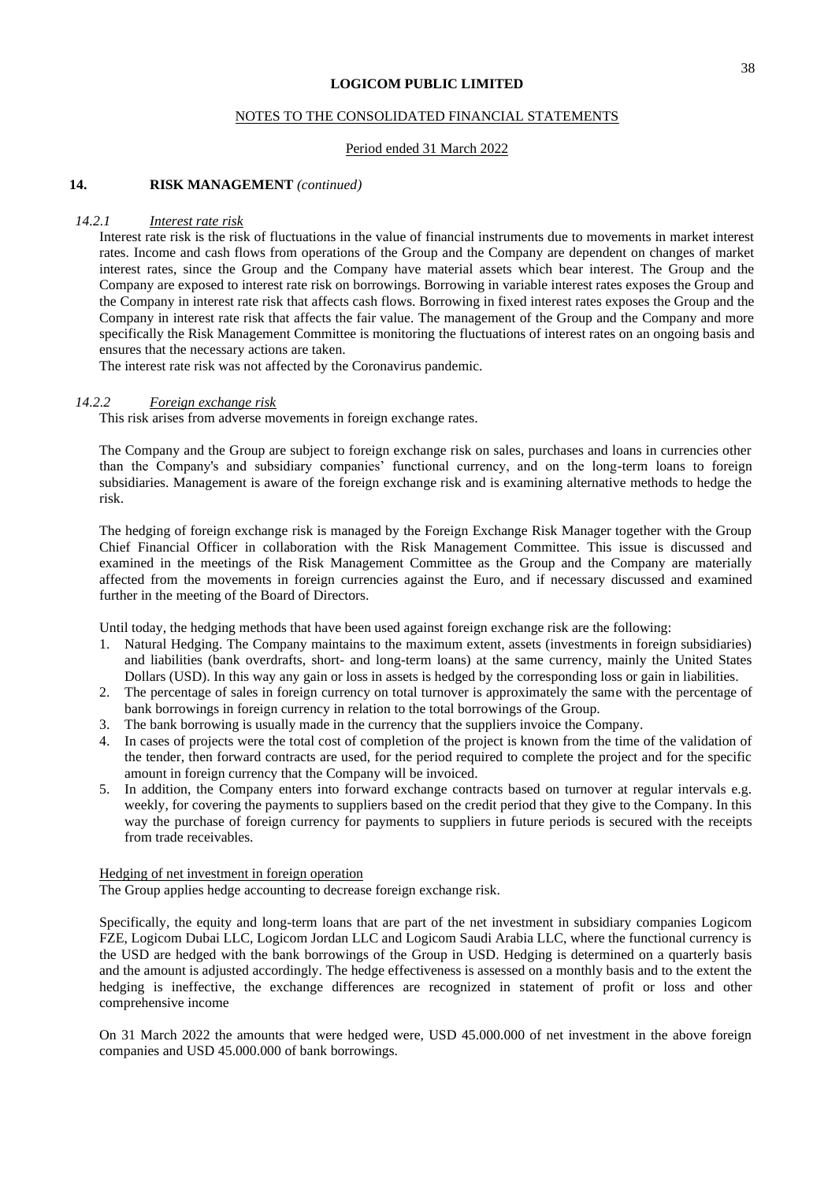LOGICOM PUBLIC LIMITED

NOTES TO THE CONSOLIDATED FINANCIAL STATEMENTS

Period ended 31 March 2022

## 14. RISK MANAGEMENT *(continued)*

### 14.2.1 *Interest rate risk*

Interest rate risk is the risk of fluctuations in the value of financial instruments due to movements in market interest rates. Income and cash flows from operations of the Group and the Company are dependent on changes of market interest rates, since the Group and the Company have material assets which bear interest. The Group and the Company are exposed to interest rate risk on borrowings. Borrowing in variable interest rates exposes the Group and the Company in interest rate risk that affects cash flows. Borrowing in fixed interest rates exposes the Group and the Company in interest rate risk that affects the fair value. The management of the Group and the Company and more specifically the Risk Management Committee is monitoring the fluctuations of interest rates on an ongoing basis and ensures that the necessary actions are taken.

The interest rate risk was not affected by the Coronavirus pandemic.

### 14.2.2 *Foreign exchange risk*

This risk arises from adverse movements in foreign exchange rates.

The Company and the Group are subject to foreign exchange risk on sales, purchases and loans in currencies other than the Company's and subsidiary companies' functional currency, and on the long-term loans to foreign subsidiaries. Management is aware of the foreign exchange risk and is examining alternative methods to hedge the risk.

The hedging of foreign exchange risk is managed by the Foreign Exchange Risk Manager together with the Group Chief Financial Officer in collaboration with the Risk Management Committee. This issue is discussed and examined in the meetings of the Risk Management Committee as the Group and the Company are materially affected from the movements in foreign currencies against the Euro, and if necessary discussed and examined further in the meeting of the Board of Directors.

Until today, the hedging methods that have been used against foreign exchange risk are the following:

1. Natural Hedging. The Company maintains to the maximum extent, assets (investments in foreign subsidiaries) and liabilities (bank overdrafts, short- and long-term loans) at the same currency, mainly the United States Dollars (USD). In this way any gain or loss in assets is hedged by the corresponding loss or gain in liabilities.
2. The percentage of sales in foreign currency on total turnover is approximately the same with the percentage of bank borrowings in foreign currency in relation to the total borrowings of the Group.
3. The bank borrowing is usually made in the currency that the suppliers invoice the Company.
4. In cases of projects were the total cost of completion of the project is known from the time of the validation of the tender, then forward contracts are used, for the period required to complete the project and for the specific amount in foreign currency that the Company will be invoiced.
5. In addition, the Company enters into forward exchange contracts based on turnover at regular intervals e.g. weekly, for covering the payments to suppliers based on the credit period that they give to the Company. In this way the purchase of foreign currency for payments to suppliers in future periods is secured with the receipts from trade receivables.

#### Hedging of net investment in foreign operation

The Group applies hedge accounting to decrease foreign exchange risk.

Specifically, the equity and long-term loans that are part of the net investment in subsidiary companies Logicom FZE, Logicom Dubai LLC, Logicom Jordan LLC and Logicom Saudi Arabia LLC, where the functional currency is the USD are hedged with the bank borrowings of the Group in USD. Hedging is determined on a quarterly basis and the amount is adjusted accordingly. The hedge effectiveness is assessed on a monthly basis and to the extent the hedging is ineffective, the exchange differences are recognized in statement of profit or loss and other comprehensive income

On 31 March 2022 the amounts that were hedged were, USD 45.000.000 of net investment in the above foreign companies and USD 45.000.000 of bank borrowings.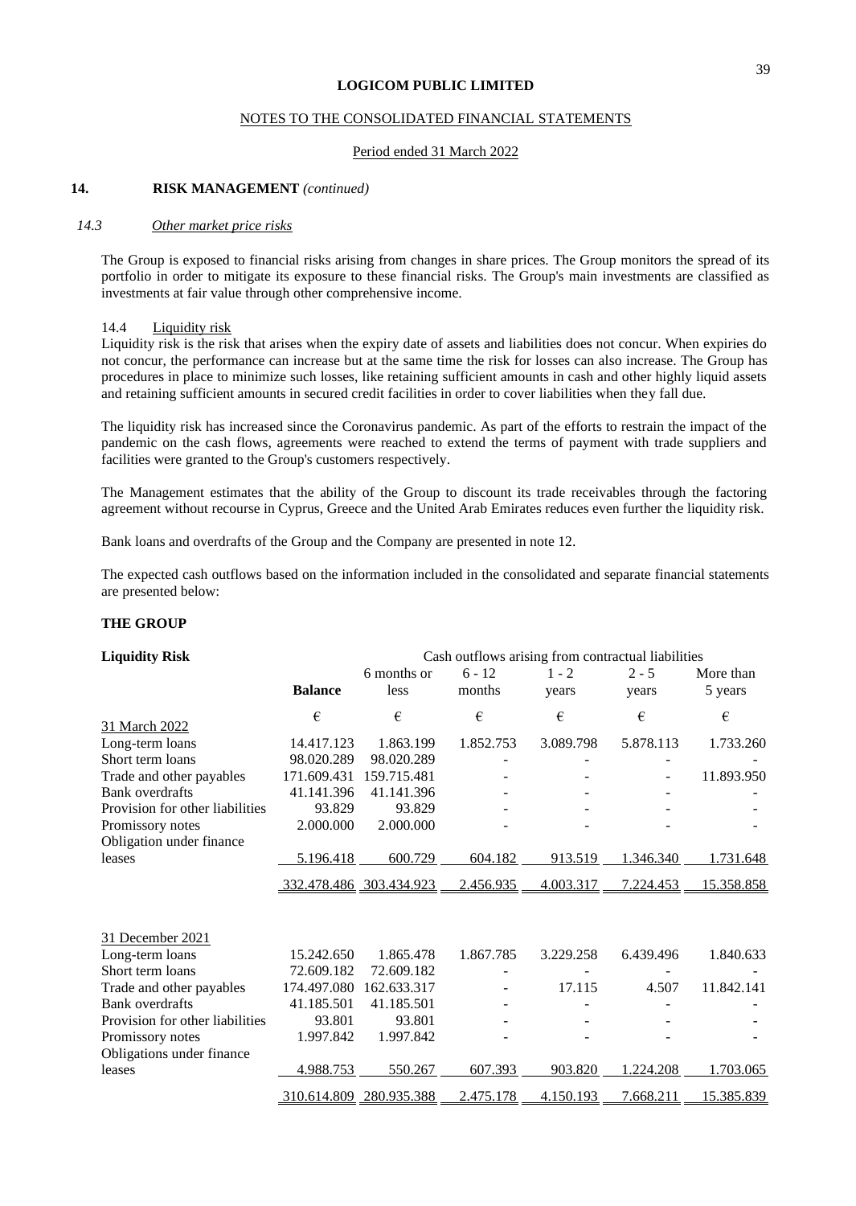LOGICOM PUBLIC LIMITED

NOTES TO THE CONSOLIDATED FINANCIAL STATEMENTS

Period ended 31 March 2022

## 14. RISK MANAGEMENT *(continued)*

### *14.3 Other market price risks*

The Group is exposed to financial risks arising from changes in share prices. The Group monitors the spread of its portfolio in order to mitigate its exposure to these financial risks. The Group's main investments are classified as investments at fair value through other comprehensive income.

### 14.4 Liquidity risk

Liquidity risk is the risk that arises when the expiry date of assets and liabilities does not concur. When expiries do not concur, the performance can increase but at the same time the risk for losses can also increase. The Group has procedures in place to minimize such losses, like retaining sufficient amounts in cash and other highly liquid assets and retaining sufficient amounts in secured credit facilities in order to cover liabilities when they fall due.

The liquidity risk has increased since the Coronavirus pandemic. As part of the efforts to restrain the impact of the pandemic on the cash flows, agreements were reached to extend the terms of payment with trade suppliers and facilities were granted to the Group's customers respectively.

The Management estimates that the ability of the Group to discount its trade receivables through the factoring agreement without recourse in Cyprus, Greece and the United Arab Emirates reduces even further the liquidity risk.

Bank loans and overdrafts of the Group and the Company are presented in note 12.

The expected cash outflows based on the information included in the consolidated and separate financial statements are presented below:

**THE GROUP**

| **Liquidity Risk** | | Cash outflows arising from contractual liabilities | | | | |
|---|---|---|---|---|---|---|
| | **Balance** | 6 months or less | 6 - 12 months | 1 - 2 years | 2 - 5 years | More than 5 years |
| 31 March 2022 | € | € | € | € | € | € |
| Long-term loans | 14.417.123 | 1.863.199 | 1.852.753 | 3.089.798 | 5.878.113 | 1.733.260 |
| Short term loans | 98.020.289 | 98.020.289 | - | - | - | - |
| Trade and other payables | 171.609.431 | 159.715.481 | - | - | - | 11.893.950 |
| Bank overdrafts | 41.141.396 | 41.141.396 | - | - | - | - |
| Provision for other liabilities | 93.829 | 93.829 | - | - | - | - |
| Promissory notes | 2.000.000 | 2.000.000 | - | - | - | - |
| Obligation under finance leases | 5.196.418 | 600.729 | 604.182 | 913.519 | 1.346.340 | 1.731.648 |
| | 332.478.486 | 303.434.923 | 2.456.935 | 4.003.317 | 7.224.453 | 15.358.858 |
| | | | | | | |
| 31 December 2021 | | | | | | |
| Long-term loans | 15.242.650 | 1.865.478 | 1.867.785 | 3.229.258 | 6.439.496 | 1.840.633 |
| Short term loans | 72.609.182 | 72.609.182 | - | - | - | - |
| Trade and other payables | 174.497.080 | 162.633.317 | - | 17.115 | 4.507 | 11.842.141 |
| Bank overdrafts | 41.185.501 | 41.185.501 | - | - | - | - |
| Provision for other liabilities | 93.801 | 93.801 | - | - | - | - |
| Promissory notes | 1.997.842 | 1.997.842 | - | - | - | - |
| Obligations under finance leases | 4.988.753 | 550.267 | 607.393 | 903.820 | 1.224.208 | 1.703.065 |
| | 310.614.809 | 280.935.388 | 2.475.178 | 4.150.193 | 7.668.211 | 15.385.839 |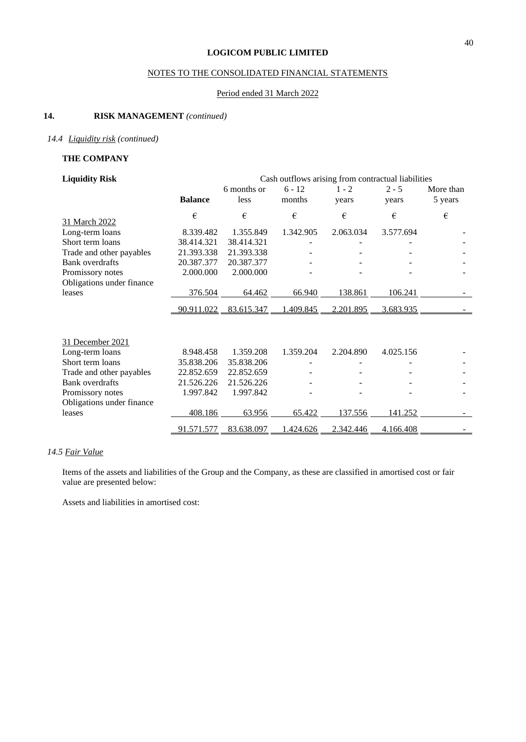**LOGICOM PUBLIC LIMITED**

NOTES TO THE CONSOLIDATED FINANCIAL STATEMENTS

Period ended 31 March 2022

## 14. RISK MANAGEMENT *(continued)*

### 14.4 Liquidity risk *(continued)*

**THE COMPANY**

| **Liquidity Risk** | | Cash outflows arising from contractual liabilities | | | | |
|---|---|---|---|---|---|---|
| | **Balance** | 6 months or less | 6 - 12 months | 1 - 2 years | 2 - 5 years | More than 5 years |
| | € | € | € | € | € | € |
| 31 March 2022 | | | | | | |
| Long-term loans | 8.339.482 | 1.355.849 | 1.342.905 | 2.063.034 | 3.577.694 | - |
| Short term loans | 38.414.321 | 38.414.321 | - | - | - | - |
| Trade and other payables | 21.393.338 | 21.393.338 | - | - | - | - |
| Bank overdrafts | 20.387.377 | 20.387.377 | - | - | - | - |
| Promissory notes | 2.000.000 | 2.000.000 | - | - | - | - |
| Obligations under finance leases | 376.504 | 64.462 | 66.940 | 138.861 | 106.241 | - |
| | 90.911.022 | 83.615.347 | 1.409.845 | 2.201.895 | 3.683.935 | - |
| | | | | | | |
| 31 December 2021 | | | | | | |
| Long-term loans | 8.948.458 | 1.359.208 | 1.359.204 | 2.204.890 | 4.025.156 | - |
| Short term loans | 35.838.206 | 35.838.206 | - | - | - | - |
| Trade and other payables | 22.852.659 | 22.852.659 | - | - | - | - |
| Bank overdrafts | 21.526.226 | 21.526.226 | - | - | - | - |
| Promissory notes | 1.997.842 | 1.997.842 | - | - | - | - |
| Obligations under finance leases | 408.186 | 63.956 | 65.422 | 137.556 | 141.252 | - |
| | 91.571.577 | 83.638.097 | 1.424.626 | 2.342.446 | 4.166.408 | - |

### 14.5 Fair Value

Items of the assets and liabilities of the Group and the Company, as these are classified in amortised cost or fair value are presented below:

Assets and liabilities in amortised cost: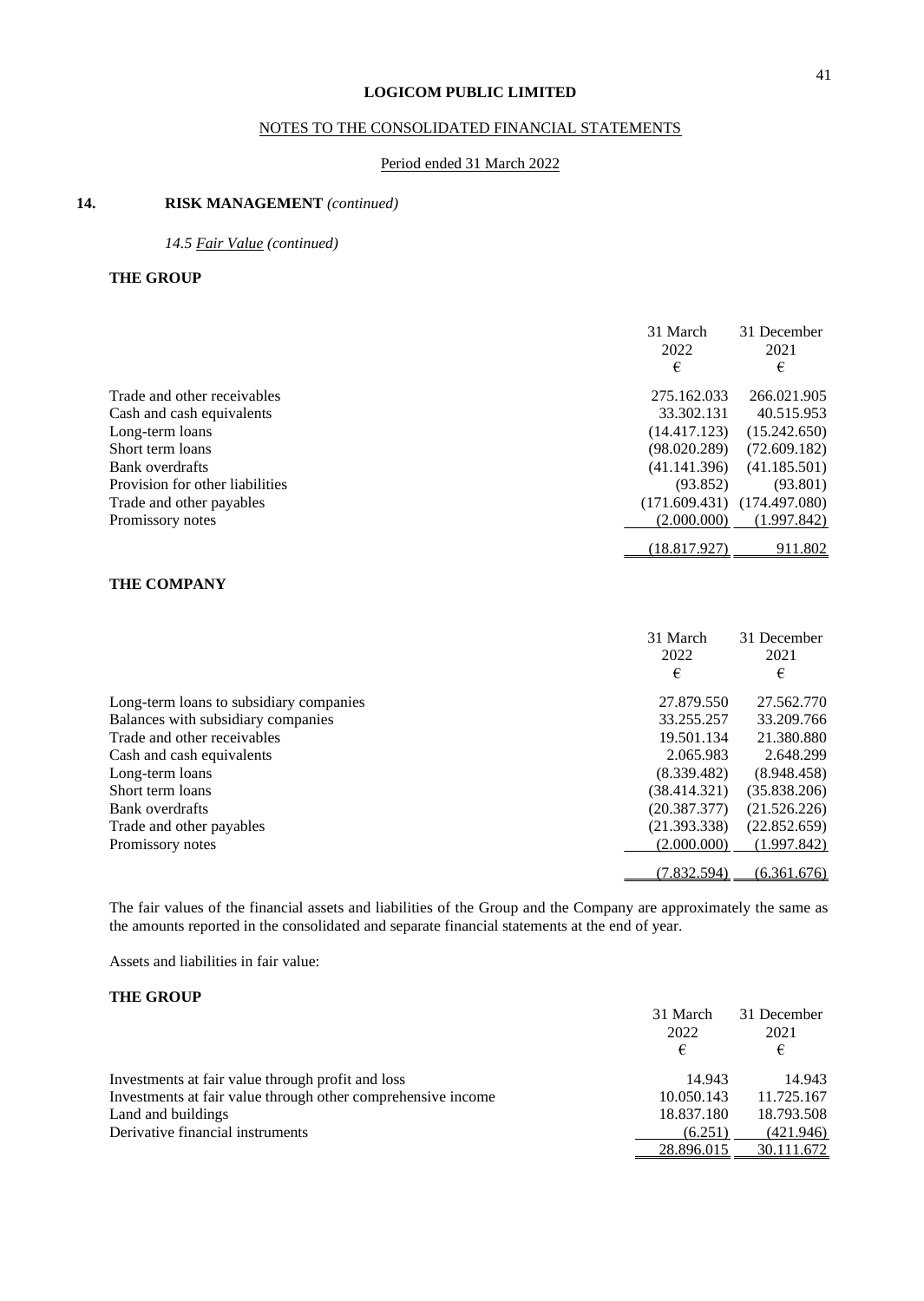**LOGICOM PUBLIC LIMITED**

NOTES TO THE CONSOLIDATED FINANCIAL STATEMENTS

Period ended 31 March 2022

## 14. RISK MANAGEMENT *(continued)*

*14.5 Fair Value (continued)*

**THE GROUP**

| | 31 March 2022 € | 31 December 2021 € |
|---|---|---|
| Trade and other receivables | 275.162.033 | 266.021.905 |
| Cash and cash equivalents | 33.302.131 | 40.515.953 |
| Long-term loans | (14.417.123) | (15.242.650) |
| Short term loans | (98.020.289) | (72.609.182) |
| Bank overdrafts | (41.141.396) | (41.185.501) |
| Provision for other liabilities | (93.852) | (93.801) |
| Trade and other payables | (171.609.431) | (174.497.080) |
| Promissory notes | (2.000.000) | (1.997.842) |
| | (18.817.927) | 911.802 |

**THE COMPANY**

| | 31 March 2022 € | 31 December 2021 € |
|---|---|---|
| Long-term loans to subsidiary companies | 27.879.550 | 27.562.770 |
| Balances with subsidiary companies | 33.255.257 | 33.209.766 |
| Trade and other receivables | 19.501.134 | 21.380.880 |
| Cash and cash equivalents | 2.065.983 | 2.648.299 |
| Long-term loans | (8.339.482) | (8.948.458) |
| Short term loans | (38.414.321) | (35.838.206) |
| Bank overdrafts | (20.387.377) | (21.526.226) |
| Trade and other payables | (21.393.338) | (22.852.659) |
| Promissory notes | (2.000.000) | (1.997.842) |
| | (7.832.594) | (6.361.676) |

The fair values of the financial assets and liabilities of the Group and the Company are approximately the same as the amounts reported in the consolidated and separate financial statements at the end of year.

Assets and liabilities in fair value:

**THE GROUP**

| | 31 March 2022 € | 31 December 2021 € |
|---|---|---|
| Investments at fair value through profit and loss | 14.943 | 14.943 |
| Investments at fair value through other comprehensive income | 10.050.143 | 11.725.167 |
| Land and buildings | 18.837.180 | 18.793.508 |
| Derivative financial instruments | (6.251) | (421.946) |
| | 28.896.015 | 30.111.672 |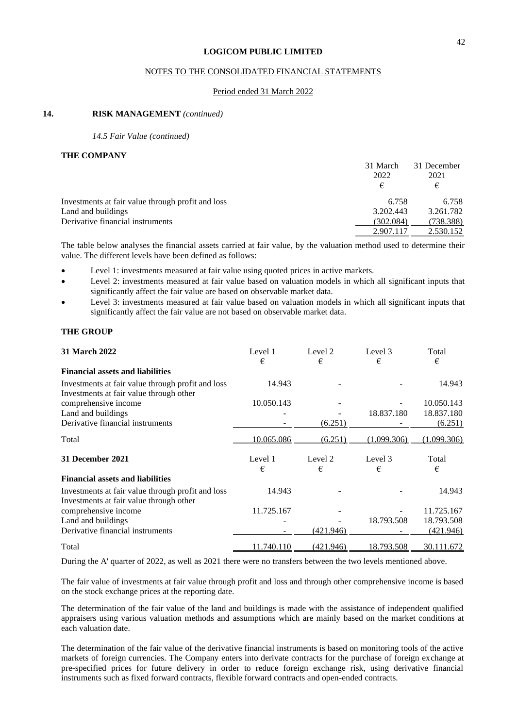**LOGICOM PUBLIC LIMITED**

NOTES TO THE CONSOLIDATED FINANCIAL STATEMENTS

Period ended 31 March 2022

## 14. RISK MANAGEMENT *(continued)*

*14.5 Fair Value (continued)*

**THE COMPANY**

| | 31 March 2022 € | 31 December 2021 € |
|---|---|---|
| Investments at fair value through profit and loss | 6.758 | 6.758 |
| Land and buildings | 3.202.443 | 3.261.782 |
| Derivative financial instruments | (302.084) | (738.388) |
| | 2.907.117 | 2.530.152 |

The table below analyses the financial assets carried at fair value, by the valuation method used to determine their value. The different levels have been defined as follows:

- Level 1: investments measured at fair value using quoted prices in active markets.
- Level 2: investments measured at fair value based on valuation models in which all significant inputs that significantly affect the fair value are based on observable market data.
- Level 3: investments measured at fair value based on valuation models in which all significant inputs that significantly affect the fair value are not based on observable market data.

**THE GROUP**

| **31 March 2022** | Level 1 € | Level 2 € | Level 3 € | Total € |
|---|---|---|---|---|
| **Financial assets and liabilities** | | | | |
| Investments at fair value through profit and loss | 14.943 | - | - | 14.943 |
| Investments at fair value through other comprehensive income | 10.050.143 | - | - | 10.050.143 |
| Land and buildings | - | - | 18.837.180 | 18.837.180 |
| Derivative financial instruments | - | (6.251) | - | (6.251) |
| Total | 10.065.086 | (6.251) | (1.099.306) | (1.099.306) |

| **31 December 2021** | Level 1 € | Level 2 € | Level 3 € | Total € |
|---|---|---|---|---|
| **Financial assets and liabilities** | | | | |
| Investments at fair value through profit and loss | 14.943 | - | - | 14.943 |
| Investments at fair value through other comprehensive income | 11.725.167 | - | - | 11.725.167 |
| Land and buildings | - | - | 18.793.508 | 18.793.508 |
| Derivative financial instruments | - | (421.946) | - | (421.946) |
| Total | 11.740.110 | (421.946) | 18.793.508 | 30.111.672 |

During the A' quarter of 2022, as well as 2021 there were no transfers between the two levels mentioned above.

The fair value of investments at fair value through profit and loss and through other comprehensive income is based on the stock exchange prices at the reporting date.

The determination of the fair value of the land and buildings is made with the assistance of independent qualified appraisers using various valuation methods and assumptions which are mainly based on the market conditions at each valuation date.

The determination of the fair value of the derivative financial instruments is based on monitoring tools of the active markets of foreign currencies. The Company enters into derivate contracts for the purchase of foreign exchange at pre-specified prices for future delivery in order to reduce foreign exchange risk, using derivative financial instruments such as fixed forward contracts, flexible forward contracts and open-ended contracts.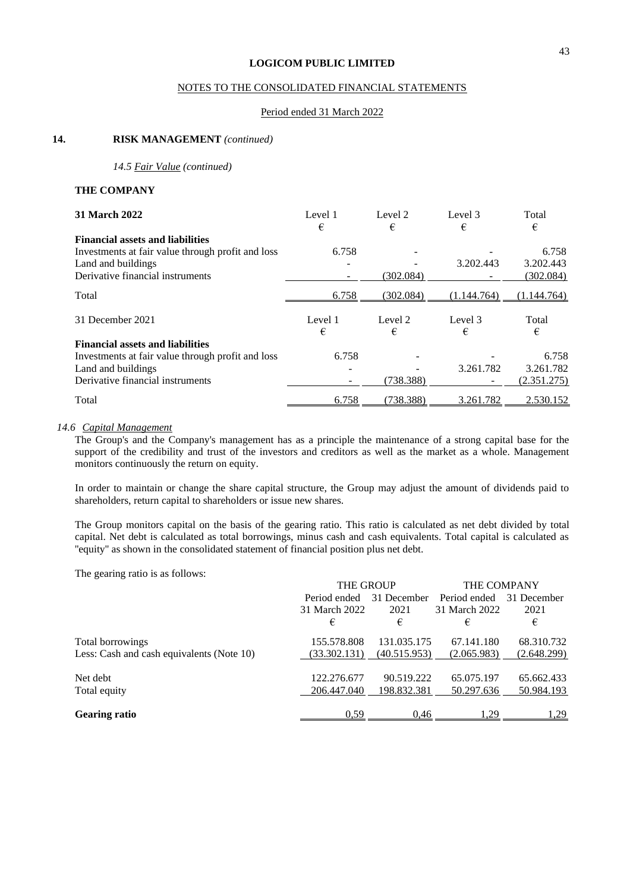**LOGICOM PUBLIC LIMITED**

NOTES TO THE CONSOLIDATED FINANCIAL STATEMENTS

Period ended 31 March 2022

## 14. RISK MANAGEMENT *(continued)*

*14.5 Fair Value (continued)*

**THE COMPANY**

| **31 March 2022** | Level 1 | Level 2 | Level 3 | Total |
|---|---|---|---|---|
| | € | € | € | € |
| **Financial assets and liabilities** | | | | |
| Investments at fair value through profit and loss | 6.758 | - | - | 6.758 |
| Land and buildings | - | - | 3.202.443 | 3.202.443 |
| Derivative financial instruments | - | (302.084) | - | (302.084) |
| Total | 6.758 | (302.084) | (1.144.764) | (1.144.764) |

| 31 December 2021 | Level 1 | Level 2 | Level 3 | Total |
|---|---|---|---|---|
| | € | € | € | € |
| **Financial assets and liabilities** | | | | |
| Investments at fair value through profit and loss | 6.758 | - | - | 6.758 |
| Land and buildings | - | - | 3.261.782 | 3.261.782 |
| Derivative financial instruments | - | (738.388) | - | (2.351.275) |
| Total | 6.758 | (738.388) | 3.261.782 | 2.530.152 |

*14.6 Capital Management*

The Group's and the Company's management has as a principle the maintenance of a strong capital base for the support of the credibility and trust of the investors and creditors as well as the market as a whole. Management monitors continuously the return on equity.

In order to maintain or change the share capital structure, the Group may adjust the amount of dividends paid to shareholders, return capital to shareholders or issue new shares.

The Group monitors capital on the basis of the gearing ratio. This ratio is calculated as net debt divided by total capital. Net debt is calculated as total borrowings, minus cash and cash equivalents. Total capital is calculated as "equity" as shown in the consolidated statement of financial position plus net debt.

The gearing ratio is as follows:

| | THE GROUP | | THE COMPANY | |
|---|---|---|---|---|
| | Period ended 31 March 2022 | 31 December 2021 | Period ended 31 March 2022 | 31 December 2021 |
| | € | € | € | € |
| Total borrowings | 155.578.808 | 131.035.175 | 67.141.180 | 68.310.732 |
| Less: Cash and cash equivalents (Note 10) | (33.302.131) | (40.515.953) | (2.065.983) | (2.648.299) |
| Net debt | 122.276.677 | 90.519.222 | 65.075.197 | 65.662.433 |
| Total equity | 206.447.040 | 198.832.381 | 50.297.636 | 50.984.193 |
| **Gearing ratio** | 0,59 | 0,46 | 1,29 | 1,29 |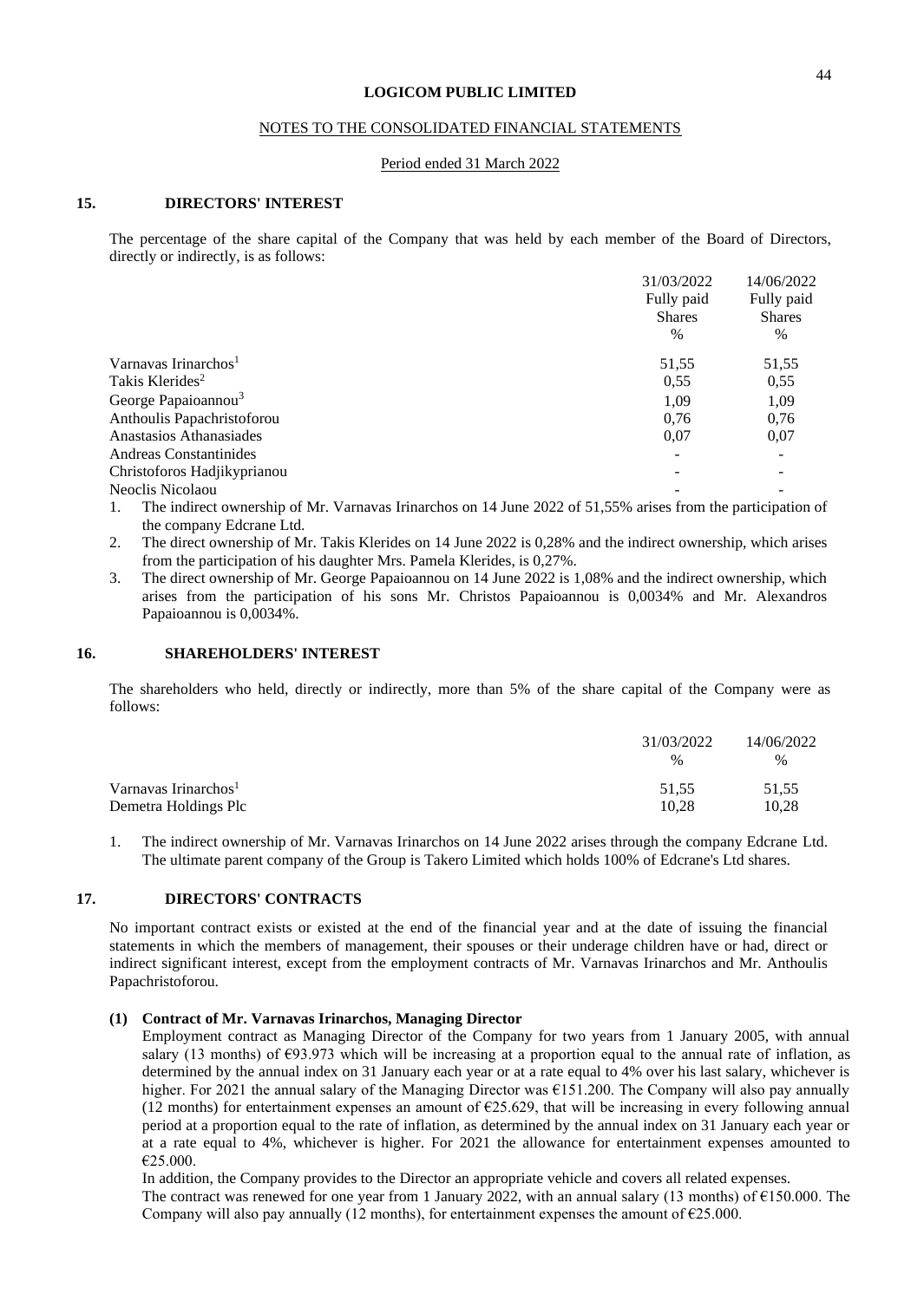**LOGICOM PUBLIC LIMITED**

NOTES TO THE CONSOLIDATED FINANCIAL STATEMENTS

Period ended 31 March 2022

## 15. DIRECTORS' INTEREST

The percentage of the share capital of the Company that was held by each member of the Board of Directors, directly or indirectly, is as follows:

| | 31/03/2022 Fully paid Shares % | 14/06/2022 Fully paid Shares % |
|---|---|---|
| Varnavas Irinarchos[1] | 51,55 | 51,55 |
| Takis Klerides[2] | 0,55 | 0,55 |
| George Papaioannou[3] | 1,09 | 1,09 |
| Anthoulis Papachristoforou | 0,76 | 0,76 |
| Anastasios Athanasiades | 0,07 | 0,07 |
| Andreas Constantinides | - | - |
| Christoforos Hadjikyprianou | - | - |
| Neoclis Nicolaou | - | - |

1. The indirect ownership of Mr. Varnavas Irinarchos on 14 June 2022 of 51,55% arises from the participation of the company Edcrane Ltd.
2. The direct ownership of Mr. Takis Klerides on 14 June 2022 is 0,28% and the indirect ownership, which arises from the participation of his daughter Mrs. Pamela Klerides, is 0,27%.
3. The direct ownership of Mr. George Papaioannou on 14 June 2022 is 1,08% and the indirect ownership, which arises from the participation of his sons Mr. Christos Papaioannou is 0,0034% and Mr. Alexandros Papaioannou is 0,0034%.

## 16. SHAREHOLDERS' INTEREST

The shareholders who held, directly or indirectly, more than 5% of the share capital of the Company were as follows:

| | 31/03/2022 % | 14/06/2022 % |
|---|---|---|
| Varnavas Irinarchos[1] | 51,55 | 51,55 |
| Demetra Holdings Plc | 10,28 | 10,28 |

1. The indirect ownership of Mr. Varnavas Irinarchos on 14 June 2022 arises through the company Edcrane Ltd. The ultimate parent company of the Group is Takero Limited which holds 100% of Edcrane's Ltd shares.

## 17. DIRECTORS' CONTRACTS

No important contract exists or existed at the end of the financial year and at the date of issuing the financial statements in which the members of management, their spouses or their underage children have or had, direct or indirect significant interest, except from the employment contracts of Mr. Varnavas Irinarchos and Mr. Anthoulis Papachristoforou.

**(1) Contract of Mr. Varnavas Irinarchos, Managing Director**

Employment contract as Managing Director of the Company for two years from 1 January 2005, with annual salary (13 months) of €93.973 which will be increasing at a proportion equal to the annual rate of inflation, as determined by the annual index on 31 January each year or at a rate equal to 4% over his last salary, whichever is higher. For 2021 the annual salary of the Managing Director was €151.200. The Company will also pay annually (12 months) for entertainment expenses an amount of €25.629, that will be increasing in every following annual period at a proportion equal to the rate of inflation, as determined by the annual index on 31 January each year or at a rate equal to 4%, whichever is higher. For 2021 the allowance for entertainment expenses amounted to €25.000.

In addition, the Company provides to the Director an appropriate vehicle and covers all related expenses.

The contract was renewed for one year from 1 January 2022, with an annual salary (13 months) of €150.000. The Company will also pay annually (12 months), for entertainment expenses the amount of €25.000.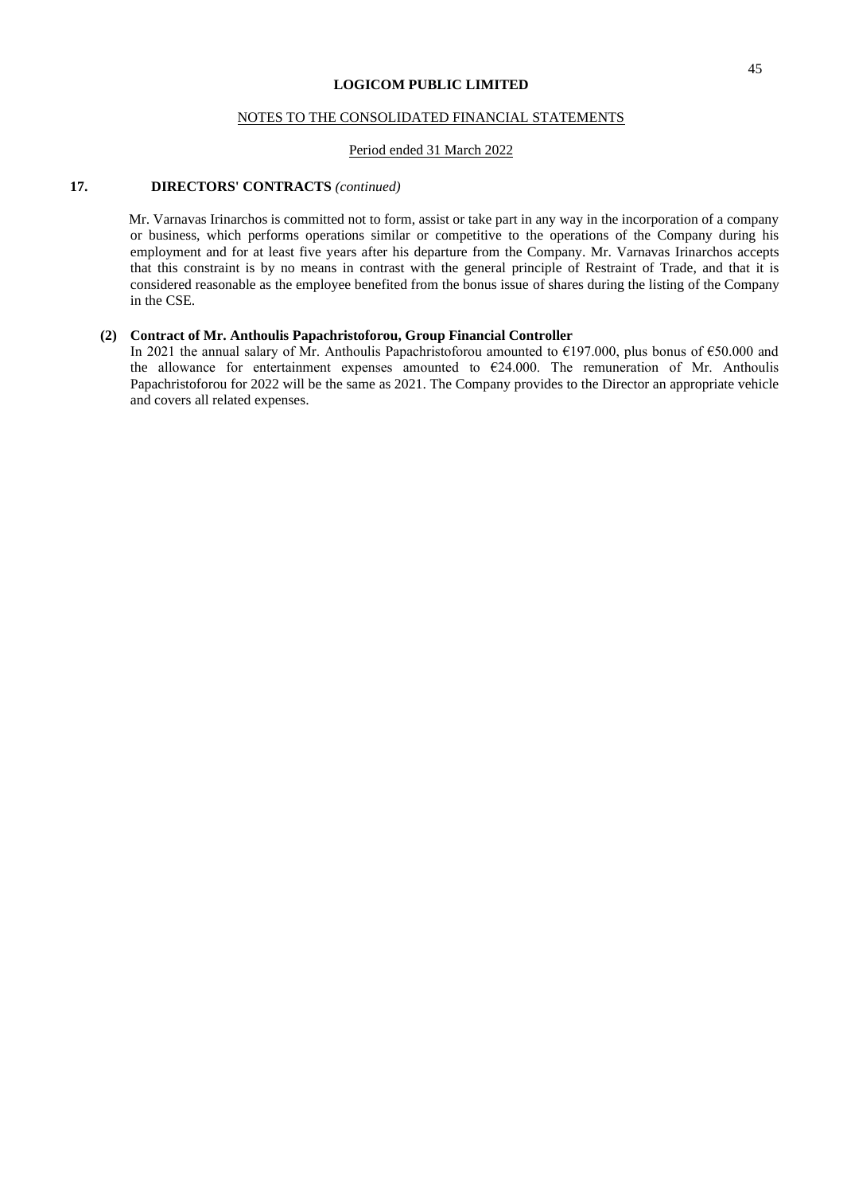## 17. DIRECTORS' CONTRACTS *(continued)*

Mr. Varnavas Irinarchos is committed not to form, assist or take part in any way in the incorporation of a company or business, which performs operations similar or competitive to the operations of the Company during his employment and for at least five years after his departure from the Company. Mr. Varnavas Irinarchos accepts that this constraint is by no means in contrast with the general principle of Restraint of Trade, and that it is considered reasonable as the employee benefited from the bonus issue of shares during the listing of the Company in the CSE.

**(2) Contract of Mr. Anthoulis Papachristoforou, Group Financial Controller**

In 2021 the annual salary of Mr. Anthoulis Papachristoforou amounted to €197.000, plus bonus of €50.000 and the allowance for entertainment expenses amounted to €24.000. The remuneration of Mr. Anthoulis Papachristoforou for 2022 will be the same as 2021. The Company provides to the Director an appropriate vehicle and covers all related expenses.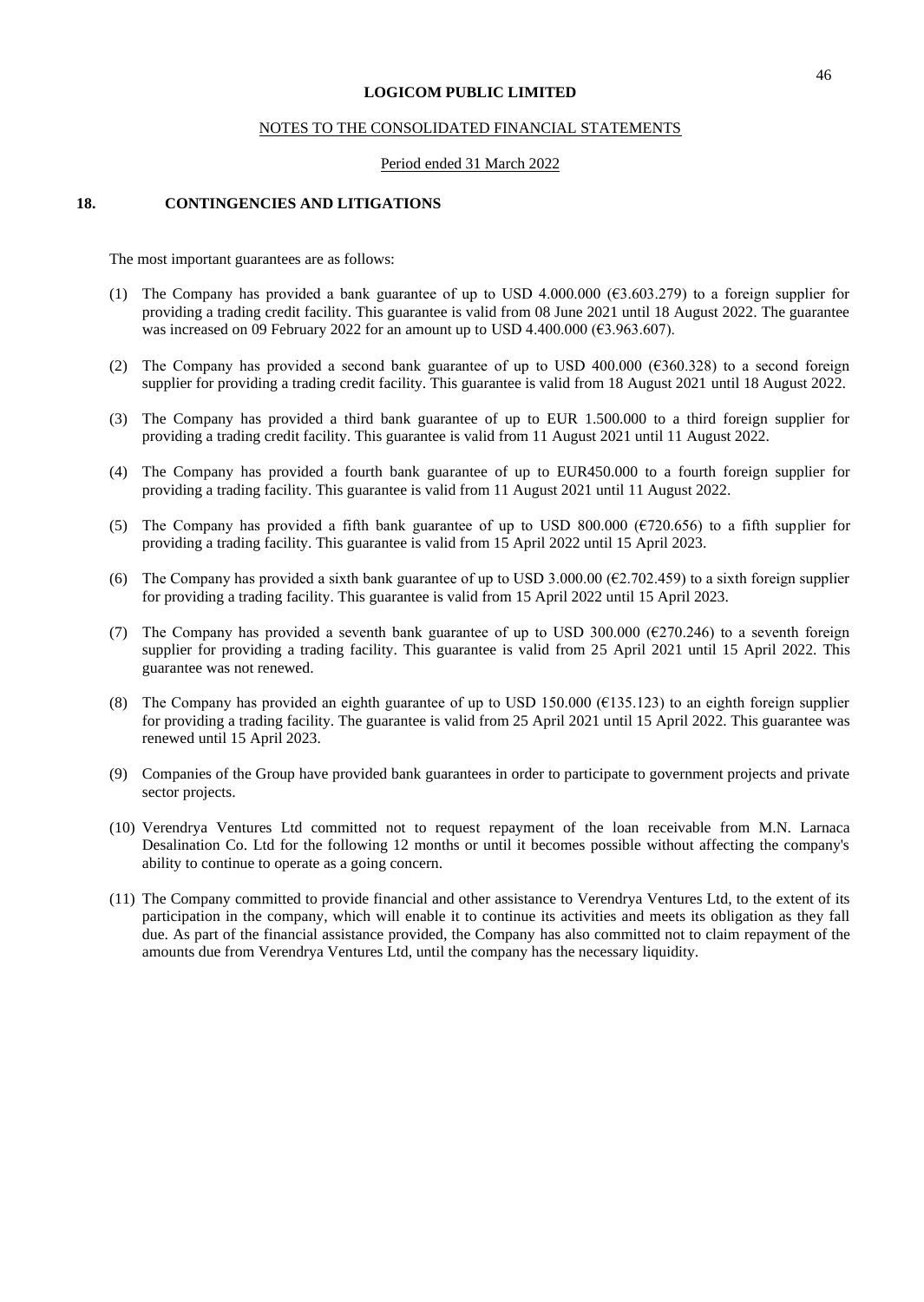LOGICOM PUBLIC LIMITED

NOTES TO THE CONSOLIDATED FINANCIAL STATEMENTS

Period ended 31 March 2022

## 18. CONTINGENCIES AND LITIGATIONS

The most important guarantees are as follows:

(1) The Company has provided a bank guarantee of up to USD 4.000.000 (€3.603.279) to a foreign supplier for providing a trading credit facility. This guarantee is valid from 08 June 2021 until 18 August 2022. The guarantee was increased on 09 February 2022 for an amount up to USD 4.400.000 (€3.963.607).

(2) The Company has provided a second bank guarantee of up to USD 400.000 (€360.328) to a second foreign supplier for providing a trading credit facility. This guarantee is valid from 18 August 2021 until 18 August 2022.

(3) The Company has provided a third bank guarantee of up to EUR 1.500.000 to a third foreign supplier for providing a trading credit facility. This guarantee is valid from 11 August 2021 until 11 August 2022.

(4) The Company has provided a fourth bank guarantee of up to EUR450.000 to a fourth foreign supplier for providing a trading facility. This guarantee is valid from 11 August 2021 until 11 August 2022.

(5) The Company has provided a fifth bank guarantee of up to USD 800.000 (€720.656) to a fifth supplier for providing a trading facility. This guarantee is valid from 15 April 2022 until 15 April 2023.

(6) The Company has provided a sixth bank guarantee of up to USD 3.000.00 (€2.702.459) to a sixth foreign supplier for providing a trading facility. This guarantee is valid from 15 April 2022 until 15 April 2023.

(7) The Company has provided a seventh bank guarantee of up to USD 300.000 (€270.246) to a seventh foreign supplier for providing a trading facility. This guarantee is valid from 25 April 2021 until 15 April 2022. This guarantee was not renewed.

(8) The Company has provided an eighth guarantee of up to USD 150.000 (€135.123) to an eighth foreign supplier for providing a trading facility. The guarantee is valid from 25 April 2021 until 15 April 2022. This guarantee was renewed until 15 April 2023.

(9) Companies of the Group have provided bank guarantees in order to participate to government projects and private sector projects.

(10) Verendrya Ventures Ltd committed not to request repayment of the loan receivable from M.N. Larnaca Desalination Co. Ltd for the following 12 months or until it becomes possible without affecting the company's ability to continue to operate as a going concern.

(11) The Company committed to provide financial and other assistance to Verendrya Ventures Ltd, to the extent of its participation in the company, which will enable it to continue its activities and meets its obligation as they fall due. As part of the financial assistance provided, the Company has also committed not to claim repayment of the amounts due from Verendrya Ventures Ltd, until the company has the necessary liquidity.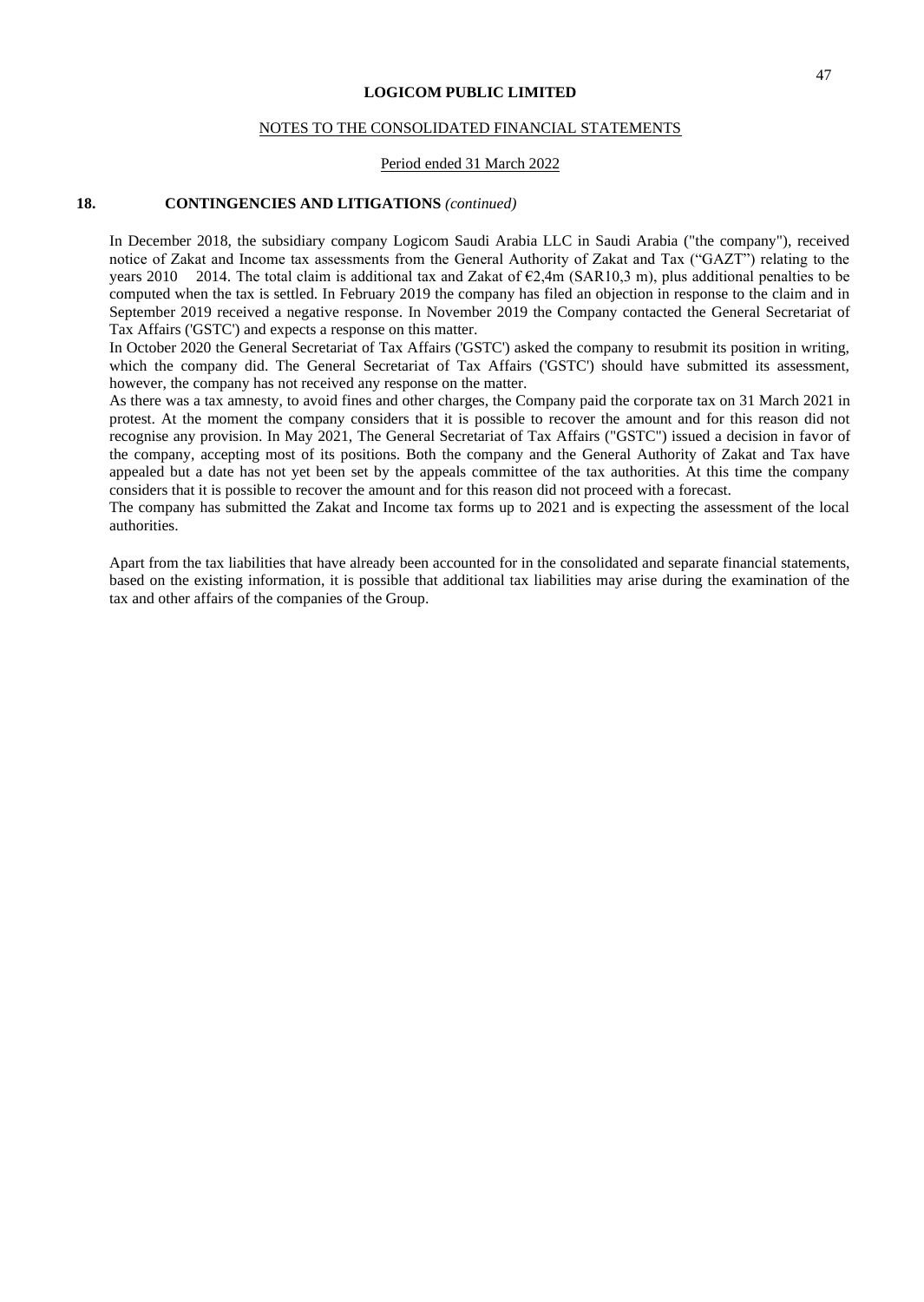**LOGICOM PUBLIC LIMITED**

NOTES TO THE CONSOLIDATED FINANCIAL STATEMENTS

Period ended 31 March 2022

## 18. CONTINGENCIES AND LITIGATIONS *(continued)*

In December 2018, the subsidiary company Logicom Saudi Arabia LLC in Saudi Arabia ("the company"), received notice of Zakat and Income tax assessments from the General Authority of Zakat and Tax ("GAZT") relating to the years 2010 2014. The total claim is additional tax and Zakat of €2,4m (SAR10,3 m), plus additional penalties to be computed when the tax is settled. In February 2019 the company has filed an objection in response to the claim and in September 2019 received a negative response. In November 2019 the Company contacted the General Secretariat of Tax Affairs ('GSTC') and expects a response on this matter.

In October 2020 the General Secretariat of Tax Affairs ('GSTC') asked the company to resubmit its position in writing, which the company did. The General Secretariat of Tax Affairs ('GSTC') should have submitted its assessment, however, the company has not received any response on the matter.

As there was a tax amnesty, to avoid fines and other charges, the Company paid the corporate tax on 31 March 2021 in protest. At the moment the company considers that it is possible to recover the amount and for this reason did not recognise any provision. In May 2021, The General Secretariat of Tax Affairs ("GSTC") issued a decision in favor of the company, accepting most of its positions. Both the company and the General Authority of Zakat and Tax have appealed but a date has not yet been set by the appeals committee of the tax authorities. At this time the company considers that it is possible to recover the amount and for this reason did not proceed with a forecast.

The company has submitted the Zakat and Income tax forms up to 2021 and is expecting the assessment of the local authorities.

Apart from the tax liabilities that have already been accounted for in the consolidated and separate financial statements, based on the existing information, it is possible that additional tax liabilities may arise during the examination of the tax and other affairs of the companies of the Group.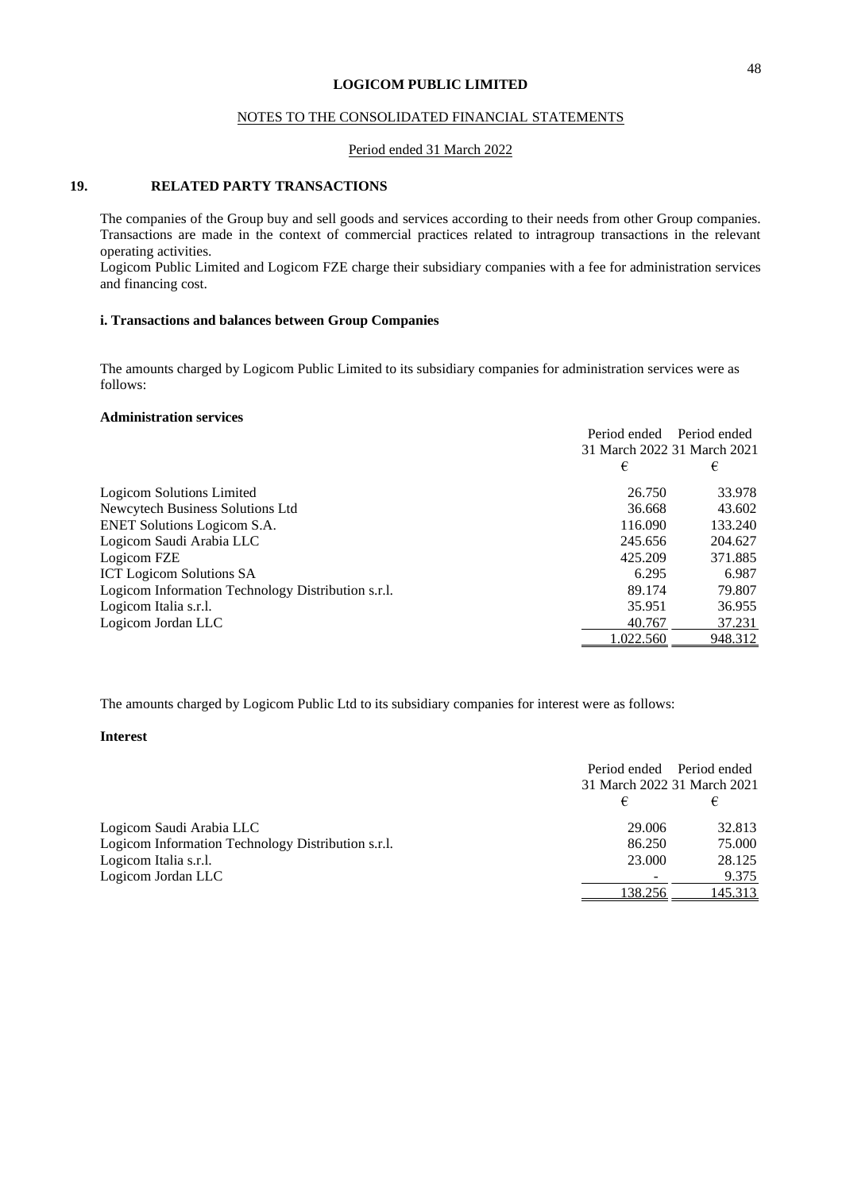LOGICOM PUBLIC LIMITED

NOTES TO THE CONSOLIDATED FINANCIAL STATEMENTS

Period ended 31 March 2022

## 19. RELATED PARTY TRANSACTIONS

The companies of the Group buy and sell goods and services according to their needs from other Group companies. Transactions are made in the context of commercial practices related to intragroup transactions in the relevant operating activities.
Logicom Public Limited and Logicom FZE charge their subsidiary companies with a fee for administration services and financing cost.

### i. Transactions and balances between Group Companies

The amounts charged by Logicom Public Limited to its subsidiary companies for administration services were as follows:

**Administration services**

| | Period ended 31 March 2022 | Period ended 31 March 2021 |
|---|---|---|
| | € | € |
| Logicom Solutions Limited | 26.750 | 33.978 |
| Newcytech Business Solutions Ltd | 36.668 | 43.602 |
| ENET Solutions Logicom S.A. | 116.090 | 133.240 |
| Logicom Saudi Arabia LLC | 245.656 | 204.627 |
| Logicom FZE | 425.209 | 371.885 |
| ICT Logicom Solutions SA | 6.295 | 6.987 |
| Logicom Information Technology Distribution s.r.l. | 89.174 | 79.807 |
| Logicom Italia s.r.l. | 35.951 | 36.955 |
| Logicom Jordan LLC | 40.767 | 37.231 |
| | 1.022.560 | 948.312 |

The amounts charged by Logicom Public Ltd to its subsidiary companies for interest were as follows:

**Interest**

| | Period ended 31 March 2022 | Period ended 31 March 2021 |
|---|---|---|
| | € | € |
| Logicom Saudi Arabia LLC | 29.006 | 32.813 |
| Logicom Information Technology Distribution s.r.l. | 86.250 | 75.000 |
| Logicom Italia s.r.l. | 23.000 | 28.125 |
| Logicom Jordan LLC | - | 9.375 |
| | 138.256 | 145.313 |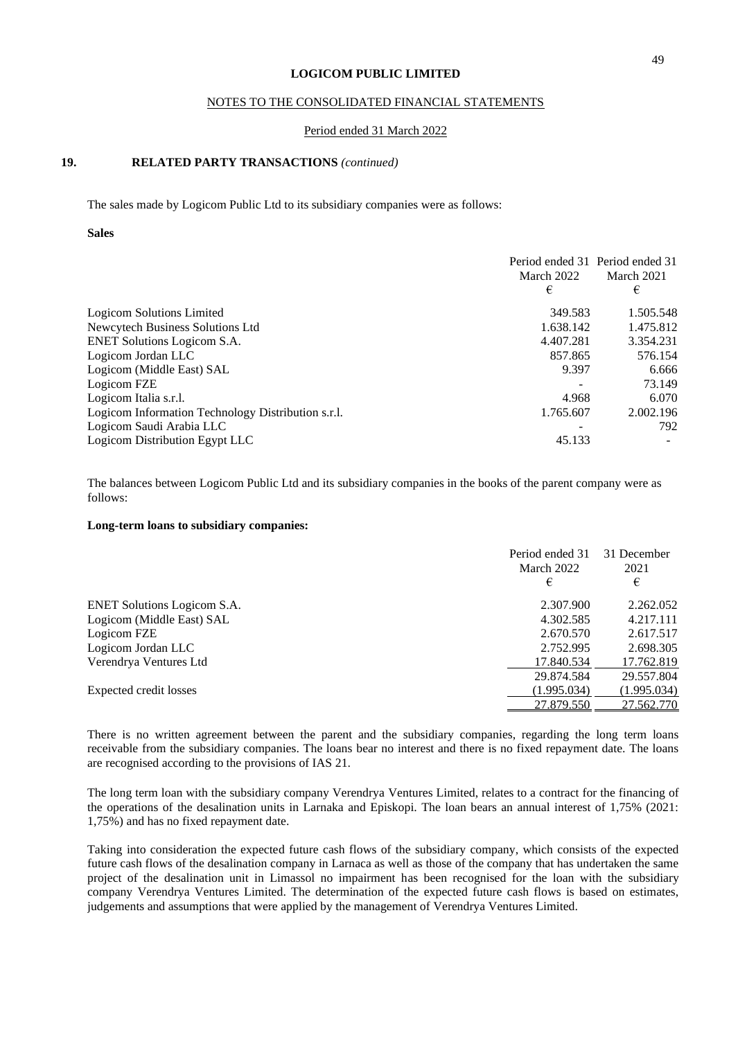**LOGICOM PUBLIC LIMITED**

NOTES TO THE CONSOLIDATED FINANCIAL STATEMENTS

Period ended 31 March 2022

## 19. RELATED PARTY TRANSACTIONS *(continued)*

The sales made by Logicom Public Ltd to its subsidiary companies were as follows:

**Sales**

| | Period ended 31 March 2022 € | Period ended 31 March 2021 € |
|---|---|---|
| Logicom Solutions Limited | 349.583 | 1.505.548 |
| Newcytech Business Solutions Ltd | 1.638.142 | 1.475.812 |
| ENET Solutions Logicom S.A. | 4.407.281 | 3.354.231 |
| Logicom Jordan LLC | 857.865 | 576.154 |
| Logicom (Middle East) SAL | 9.397 | 6.666 |
| Logicom FZE | - | 73.149 |
| Logicom Italia s.r.l. | 4.968 | 6.070 |
| Logicom Information Technology Distribution s.r.l. | 1.765.607 | 2.002.196 |
| Logicom Saudi Arabia LLC | - | 792 |
| Logicom Distribution Egypt LLC | 45.133 | - |

The balances between Logicom Public Ltd and its subsidiary companies in the books of the parent company were as follows:

**Long-term loans to subsidiary companies:**

| | Period ended 31 March 2022 € | 31 December 2021 € |
|---|---|---|
| ENET Solutions Logicom S.A. | 2.307.900 | 2.262.052 |
| Logicom (Middle East) SAL | 4.302.585 | 4.217.111 |
| Logicom FZE | 2.670.570 | 2.617.517 |
| Logicom Jordan LLC | 2.752.995 | 2.698.305 |
| Verendrya Ventures Ltd | 17.840.534 | 17.762.819 |
| | 29.874.584 | 29.557.804 |
| Expected credit losses | (1.995.034) | (1.995.034) |
| | 27.879.550 | 27.562.770 |

There is no written agreement between the parent and the subsidiary companies, regarding the long term loans receivable from the subsidiary companies. The loans bear no interest and there is no fixed repayment date. The loans are recognised according to the provisions of IAS 21.

The long term loan with the subsidiary company Verendrya Ventures Limited, relates to a contract for the financing of the operations of the desalination units in Larnaka and Episkopi. The loan bears an annual interest of 1,75% (2021: 1,75%) and has no fixed repayment date.

Taking into consideration the expected future cash flows of the subsidiary company, which consists of the expected future cash flows of the desalination company in Larnaca as well as those of the company that has undertaken the same project of the desalination unit in Limassol no impairment has been recognised for the loan with the subsidiary company Verendrya Ventures Limited. The determination of the expected future cash flows is based on estimates, judgements and assumptions that were applied by the management of Verendrya Ventures Limited.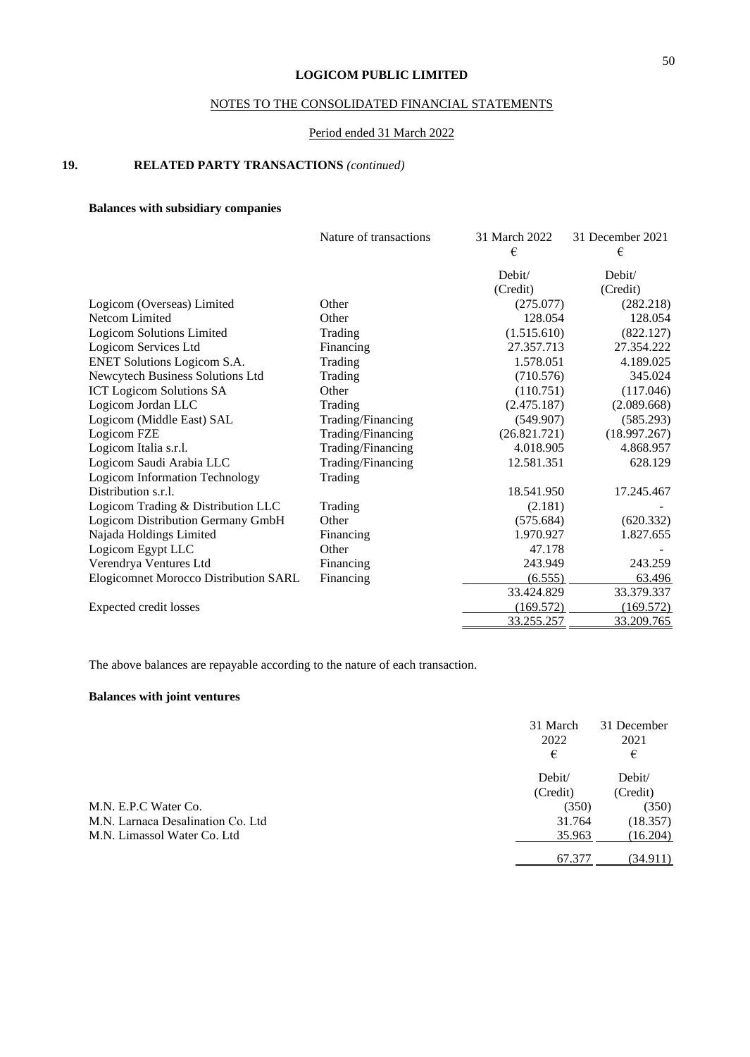**LOGICOM PUBLIC LIMITED**

NOTES TO THE CONSOLIDATED FINANCIAL STATEMENTS

Period ended 31 March 2022

## 19. RELATED PARTY TRANSACTIONS *(continued)*

### Balances with subsidiary companies

| | Nature of transactions | 31 March 2022 € | 31 December 2021 € |
|---|---|---|---|
| | | Debit/ (Credit) | Debit/ (Credit) |
| Logicom (Overseas) Limited | Other | (275.077) | (282.218) |
| Netcom Limited | Other | 128.054 | 128.054 |
| Logicom Solutions Limited | Trading | (1.515.610) | (822.127) |
| Logicom Services Ltd | Financing | 27.357.713 | 27.354.222 |
| ENET Solutions Logicom S.A. | Trading | 1.578.051 | 4.189.025 |
| Newcytech Business Solutions Ltd | Trading | (710.576) | 345.024 |
| ICT Logicom Solutions SA | Other | (110.751) | (117.046) |
| Logicom Jordan LLC | Trading | (2.475.187) | (2.089.668) |
| Logicom (Middle East) SAL | Trading/Financing | (549.907) | (585.293) |
| Logicom FZE | Trading/Financing | (26.821.721) | (18.997.267) |
| Logicom Italia s.r.l. | Trading/Financing | 4.018.905 | 4.868.957 |
| Logicom Saudi Arabia LLC | Trading/Financing | 12.581.351 | 628.129 |
| Logicom Information Technology Distribution s.r.l. | Trading | 18.541.950 | 17.245.467 |
| Logicom Trading & Distribution LLC | Trading | (2.181) | - |
| Logicom Distribution Germany GmbH | Other | (575.684) | (620.332) |
| Najada Holdings Limited | Financing | 1.970.927 | 1.827.655 |
| Logicom Egypt LLC | Other | 47.178 | - |
| Verendrya Ventures Ltd | Financing | 243.949 | 243.259 |
| Elogicomnet Morocco Distribution SARL | Financing | (6.555) | 63.496 |
| | | 33.424.829 | 33.379.337 |
| Expected credit losses | | (169.572) | (169.572) |
| | | 33.255.257 | 33.209.765 |

The above balances are repayable according to the nature of each transaction.

### Balances with joint ventures

| | 31 March 2022 € | 31 December 2021 € |
|---|---|---|
| | Debit/ (Credit) | Debit/ (Credit) |
| M.N. E.P.C Water Co. | (350) | (350) |
| M.N. Larnaca Desalination Co. Ltd | 31.764 | (18.357) |
| M.N. Limassol Water Co. Ltd | 35.963 | (16.204) |
| | 67.377 | (34.911) |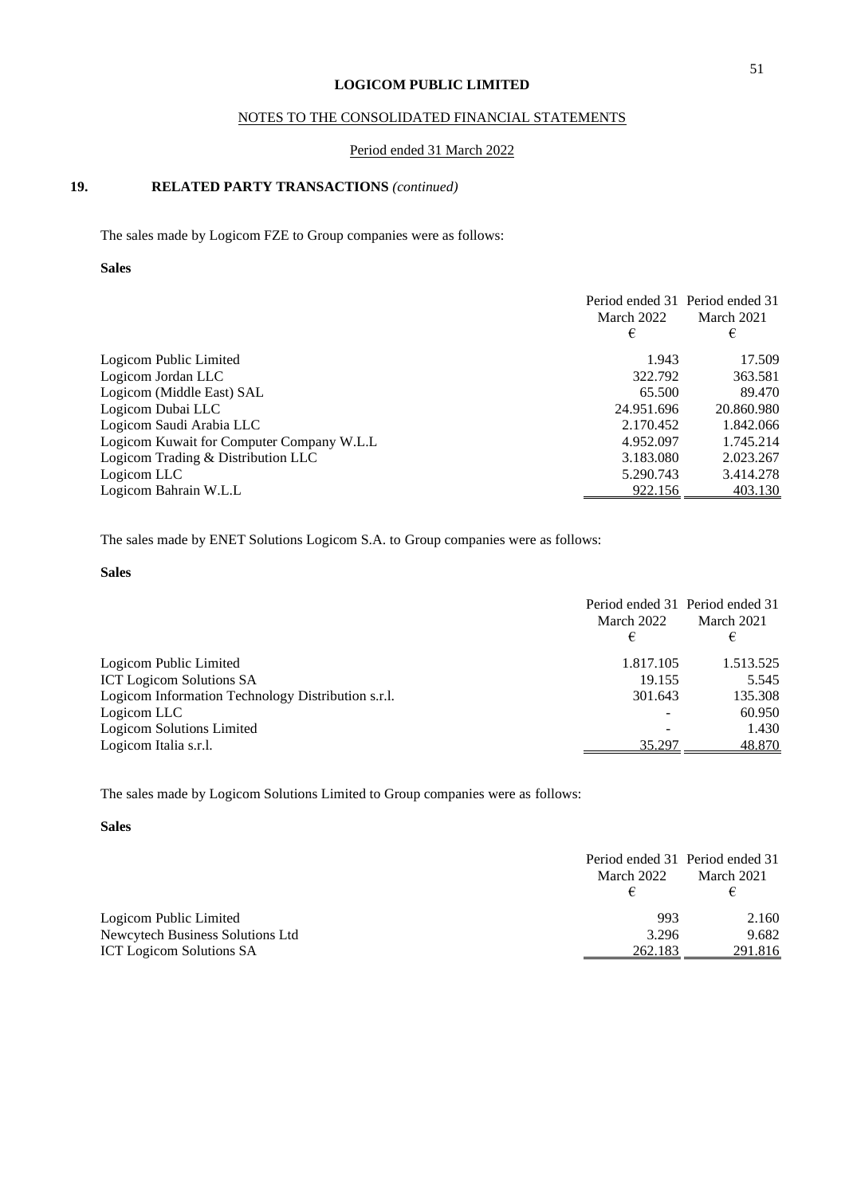**LOGICOM PUBLIC LIMITED**

NOTES TO THE CONSOLIDATED FINANCIAL STATEMENTS

Period ended 31 March 2022

## 19. RELATED PARTY TRANSACTIONS *(continued)*

The sales made by Logicom FZE to Group companies were as follows:

**Sales**

| | Period ended 31 March 2022 € | Period ended 31 March 2021 € |
|---|---|---|
| Logicom Public Limited | 1.943 | 17.509 |
| Logicom Jordan LLC | 322.792 | 363.581 |
| Logicom (Middle East) SAL | 65.500 | 89.470 |
| Logicom Dubai LLC | 24.951.696 | 20.860.980 |
| Logicom Saudi Arabia LLC | 2.170.452 | 1.842.066 |
| Logicom Kuwait for Computer Company W.L.L | 4.952.097 | 1.745.214 |
| Logicom Trading & Distribution LLC | 3.183.080 | 2.023.267 |
| Logicom LLC | 5.290.743 | 3.414.278 |
| Logicom Bahrain W.L.L | 922.156 | 403.130 |

The sales made by ENET Solutions Logicom S.A. to Group companies were as follows:

**Sales**

| | Period ended 31 March 2022 € | Period ended 31 March 2021 € |
|---|---|---|
| Logicom Public Limited | 1.817.105 | 1.513.525 |
| ICT Logicom Solutions SA | 19.155 | 5.545 |
| Logicom Information Technology Distribution s.r.l. | 301.643 | 135.308 |
| Logicom LLC | - | 60.950 |
| Logicom Solutions Limited | - | 1.430 |
| Logicom Italia s.r.l. | 35.297 | 48.870 |

The sales made by Logicom Solutions Limited to Group companies were as follows:

**Sales**

| | Period ended 31 March 2022 € | Period ended 31 March 2021 € |
|---|---|---|
| Logicom Public Limited | 993 | 2.160 |
| Newcytech Business Solutions Ltd | 3.296 | 9.682 |
| ICT Logicom Solutions SA | 262.183 | 291.816 |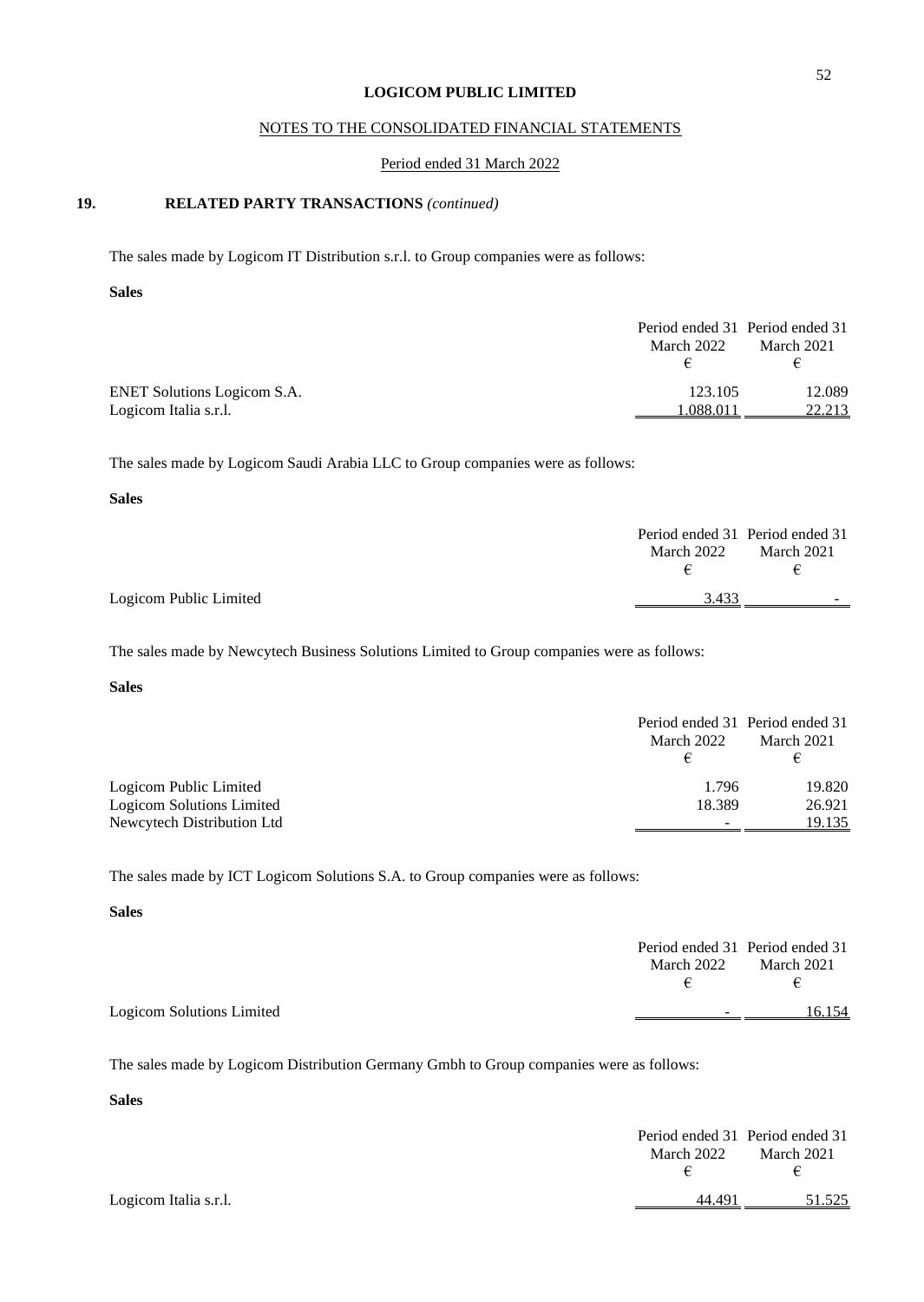**LOGICOM PUBLIC LIMITED**

NOTES TO THE CONSOLIDATED FINANCIAL STATEMENTS

Period ended 31 March 2022

## 19. RELATED PARTY TRANSACTIONS *(continued)*

The sales made by Logicom IT Distribution s.r.l. to Group companies were as follows:

**Sales**

| | Period ended 31 March 2022 € | Period ended 31 March 2021 € |
|---|---|---|
| ENET Solutions Logicom S.A. | 123.105 | 12.089 |
| Logicom Italia s.r.l. | 1.088.011 | 22.213 |

The sales made by Logicom Saudi Arabia LLC to Group companies were as follows:

**Sales**

| | Period ended 31 March 2022 € | Period ended 31 March 2021 € |
|---|---|---|
| Logicom Public Limited | 3.433 | - |

The sales made by Newcytech Business Solutions Limited to Group companies were as follows:

**Sales**

| | Period ended 31 March 2022 € | Period ended 31 March 2021 € |
|---|---|---|
| Logicom Public Limited | 1.796 | 19.820 |
| Logicom Solutions Limited | 18.389 | 26.921 |
| Newcytech Distribution Ltd | - | 19.135 |

The sales made by ICT Logicom Solutions S.A. to Group companies were as follows:

**Sales**

| | Period ended 31 March 2022 € | Period ended 31 March 2021 € |
|---|---|---|
| Logicom Solutions Limited | - | 16.154 |

The sales made by Logicom Distribution Germany Gmbh to Group companies were as follows:

**Sales**

| | Period ended 31 March 2022 € | Period ended 31 March 2021 € |
|---|---|---|
| Logicom Italia s.r.l. | 44.491 | 51.525 |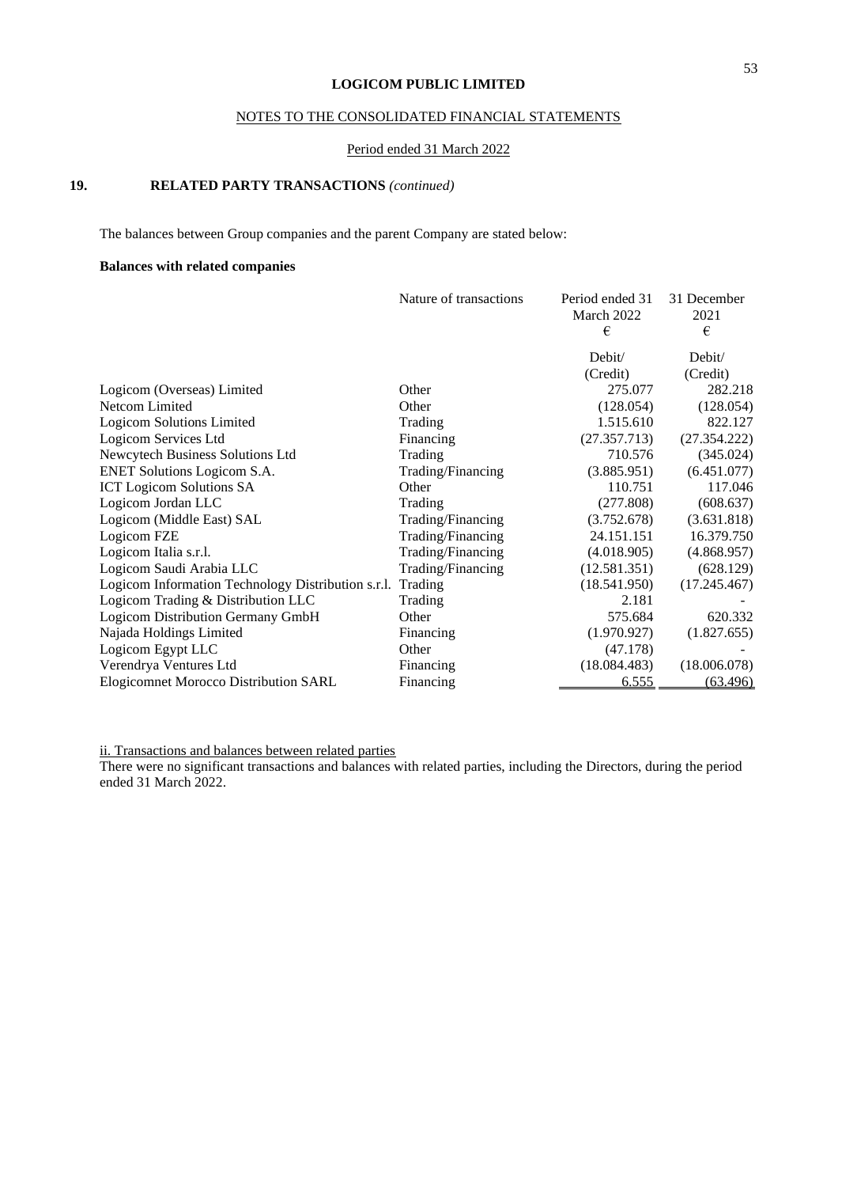**LOGICOM PUBLIC LIMITED**

NOTES TO THE CONSOLIDATED FINANCIAL STATEMENTS

Period ended 31 March 2022

## 19. RELATED PARTY TRANSACTIONS *(continued)*

The balances between Group companies and the parent Company are stated below:

**Balances with related companies**

| | Nature of transactions | Period ended 31 March 2022 € | 31 December 2021 € |
|---|---|---|---|
| | | Debit/ (Credit) | Debit/ (Credit) |
| Logicom (Overseas) Limited | Other | 275.077 | 282.218 |
| Netcom Limited | Other | (128.054) | (128.054) |
| Logicom Solutions Limited | Trading | 1.515.610 | 822.127 |
| Logicom Services Ltd | Financing | (27.357.713) | (27.354.222) |
| Newcytech Business Solutions Ltd | Trading | 710.576 | (345.024) |
| ENET Solutions Logicom S.A. | Trading/Financing | (3.885.951) | (6.451.077) |
| ICT Logicom Solutions SA | Other | 110.751 | 117.046 |
| Logicom Jordan LLC | Trading | (277.808) | (608.637) |
| Logicom (Middle East) SAL | Trading/Financing | (3.752.678) | (3.631.818) |
| Logicom FZE | Trading/Financing | 24.151.151 | 16.379.750 |
| Logicom Italia s.r.l. | Trading/Financing | (4.018.905) | (4.868.957) |
| Logicom Saudi Arabia LLC | Trading/Financing | (12.581.351) | (628.129) |
| Logicom Information Technology Distribution s.r.l. | Trading | (18.541.950) | (17.245.467) |
| Logicom Trading & Distribution LLC | Trading | 2.181 | - |
| Logicom Distribution Germany GmbH | Other | 575.684 | 620.332 |
| Najada Holdings Limited | Financing | (1.970.927) | (1.827.655) |
| Logicom Egypt LLC | Other | (47.178) | - |
| Verendrya Ventures Ltd | Financing | (18.084.483) | (18.006.078) |
| Elogicomnet Morocco Distribution SARL | Financing | 6.555 | (63.496) |

ii. Transactions and balances between related parties

There were no significant transactions and balances with related parties, including the Directors, during the period ended 31 March 2022.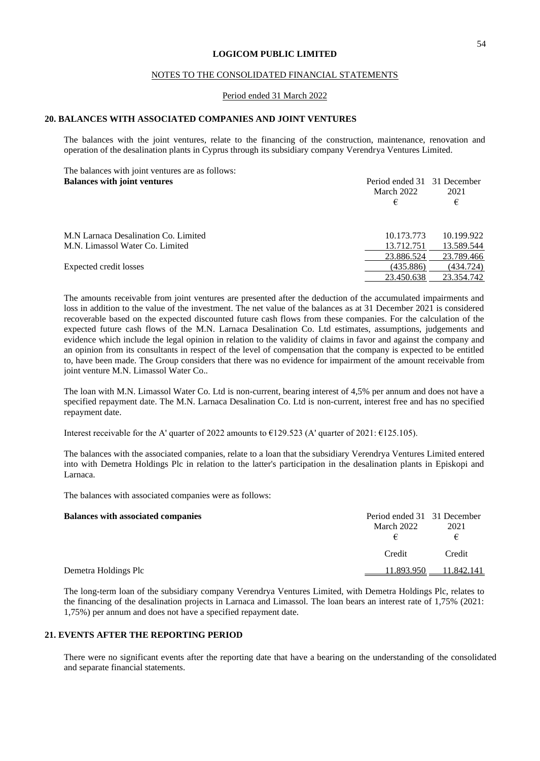**LOGICOM PUBLIC LIMITED**

NOTES TO THE CONSOLIDATED FINANCIAL STATEMENTS

Period ended 31 March 2022

## 20. BALANCES WITH ASSOCIATED COMPANIES AND JOINT VENTURES

The balances with the joint ventures, relate to the financing of the construction, maintenance, renovation and operation of the desalination plants in Cyprus through its subsidiary company Verendrya Ventures Limited.

The balances with joint ventures are as follows:

| **Balances with joint ventures** | Period ended 31 March 2022 € | 31 December 2021 € |
|---|---|---|
| M.N Larnaca Desalination Co. Limited | 10.173.773 | 10.199.922 |
| M.N. Limassol Water Co. Limited | 13.712.751 | 13.589.544 |
| | 23.886.524 | 23.789.466 |
| Expected credit losses | (435.886) | (434.724) |
| | 23.450.638 | 23.354.742 |

The amounts receivable from joint ventures are presented after the deduction of the accumulated impairments and loss in addition to the value of the investment. The net value of the balances as at 31 December 2021 is considered recoverable based on the expected discounted future cash flows from these companies. For the calculation of the expected future cash flows of the M.N. Larnaca Desalination Co. Ltd estimates, assumptions, judgements and evidence which include the legal opinion in relation to the validity of claims in favor and against the company and an opinion from its consultants in respect of the level of compensation that the company is expected to be entitled to, have been made. The Group considers that there was no evidence for impairment of the amount receivable from joint venture M.N. Limassol Water Co..

The loan with M.N. Limassol Water Co. Ltd is non-current, bearing interest of 4,5% per annum and does not have a specified repayment date. The M.N. Larnaca Desalination Co. Ltd is non-current, interest free and has no specified repayment date.

Interest receivable for the A' quarter of 2022 amounts to €129.523 (A' quarter of 2021: €125.105).

The balances with the associated companies, relate to a loan that the subsidiary Verendrya Ventures Limited entered into with Demetra Holdings Plc in relation to the latter's participation in the desalination plants in Episkopi and Larnaca.

The balances with associated companies were as follows:

| **Balances with associated companies** | Period ended 31 March 2022 € | 31 December 2021 € |
|---|---|---|
| | Credit | Credit |
| Demetra Holdings Plc | 11.893.950 | 11.842.141 |

The long-term loan of the subsidiary company Verendrya Ventures Limited, with Demetra Holdings Plc, relates to the financing of the desalination projects in Larnaca and Limassol. The loan bears an interest rate of 1,75% (2021: 1,75%) per annum and does not have a specified repayment date.

## 21. EVENTS AFTER THE REPORTING PERIOD

There were no significant events after the reporting date that have a bearing on the understanding of the consolidated and separate financial statements.